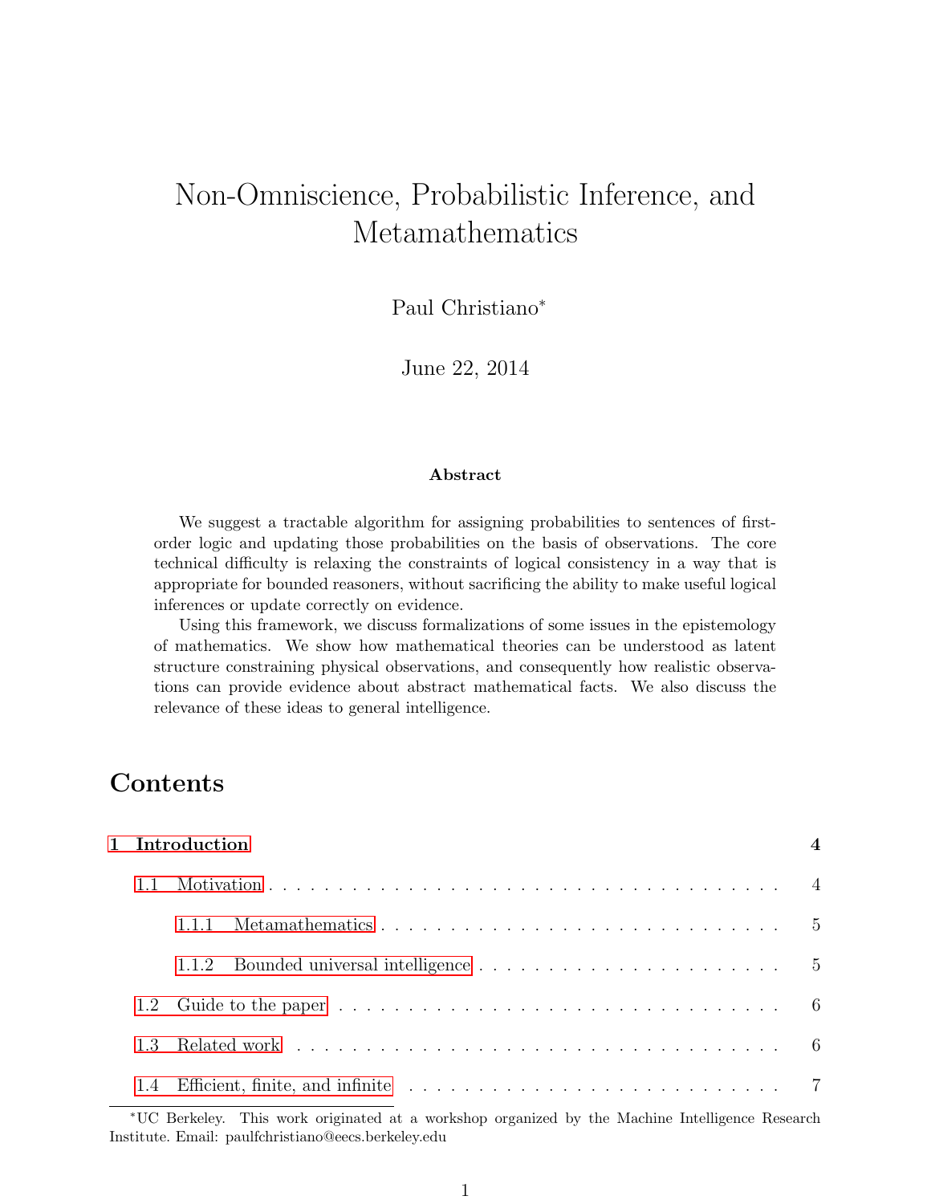# Non-Omniscience, Probabilistic Inference, and Metamathematics

Paul Christiano*

June 22, 2014

### Abstract

We suggest a tractable algorithm for assigning probabilities to sentences of first-order logic and updating those probabilities on the basis of observations. The core technical difficulty is relaxing the constraints of logical consistency in a way that is appropriate for bounded reasoners, without sacrificing the ability to make useful logical inferences or update correctly on evidence.

Using this framework, we discuss formalizations of some issues in the epistemology of mathematics. We show how mathematical theories can be understood as latent structure constraining physical observations, and consequently how realistic observations can provide evidence about abstract mathematical facts. We also discuss the relevance of these ideas to general intelligence.

## Contents

- **1 Introduction** — **4**
  - 1.1 Motivation — 4
    - 1.1.1 Metamathematics — 5
    - 1.1.2 Bounded universal intelligence — 5
  - 1.2 Guide to the paper — 6
  - 1.3 Related work — 6
  - 1.4 Efficient, finite, and infinite — 7

*UC Berkeley. This work originated at a workshop organized by the Machine Intelligence Research Institute. Email: paulfchristiano@eecs.berkeley.edu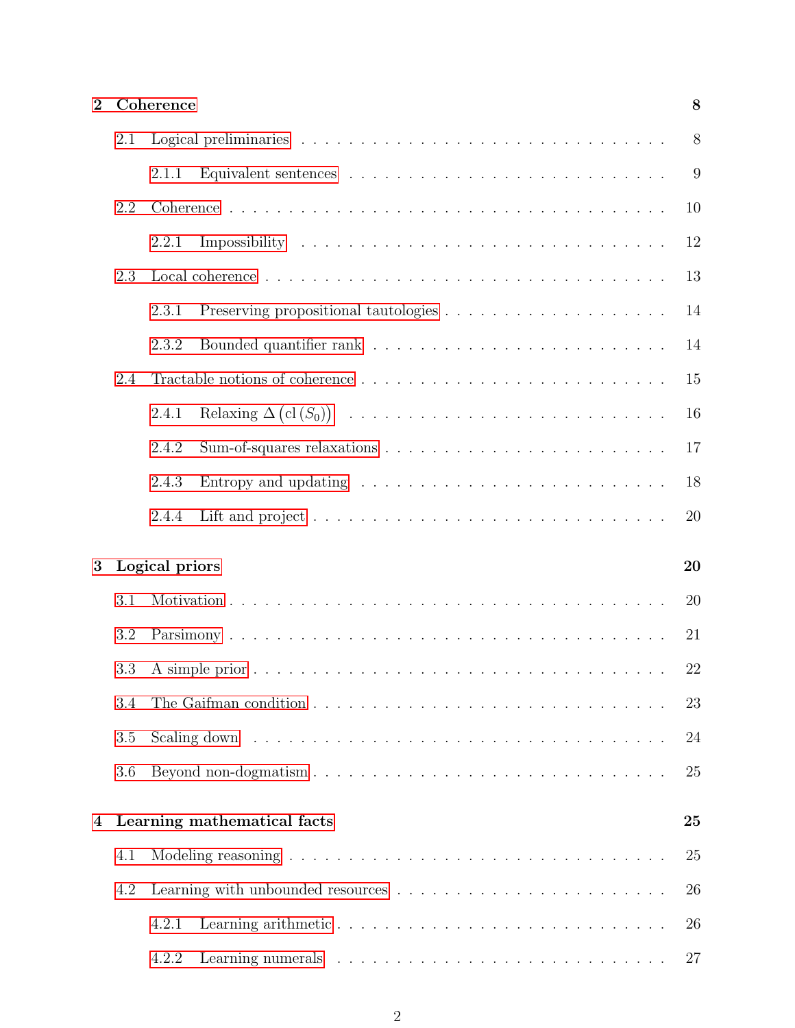**2 Coherence** **8**

- 2.1 Logical preliminaries . . . . . . . . . . . . . . . . . . . . . . . . . . . . . . 8
  - 2.1.1 Equivalent sentences . . . . . . . . . . . . . . . . . . . . . . . . . 9
- 2.2 Coherence . . . . . . . . . . . . . . . . . . . . . . . . . . . . . . . . . . 10
  - 2.2.1 Impossibility . . . . . . . . . . . . . . . . . . . . . . . . . . . . . 12
- 2.3 Local coherence . . . . . . . . . . . . . . . . . . . . . . . . . . . . . . 13
  - 2.3.1 Preserving propositional tautologies . . . . . . . . . . . . . . . . . 14
  - 2.3.2 Bounded quantifier rank . . . . . . . . . . . . . . . . . . . . . . . 14
- 2.4 Tractable notions of coherence . . . . . . . . . . . . . . . . . . . . . . 15
  - 2.4.1 Relaxing $\Delta\left(\mathrm{cl}\left(S_0\right)\right)$ . . . . . . . . . . . . . . . . . . . . . . 16
  - 2.4.2 Sum-of-squares relaxations . . . . . . . . . . . . . . . . . . . . . . 17
  - 2.4.3 Entropy and updating . . . . . . . . . . . . . . . . . . . . . . . . . 18
  - 2.4.4 Lift and project . . . . . . . . . . . . . . . . . . . . . . . . . . . . 20

**3 Logical priors** **20**

- 3.1 Motivation . . . . . . . . . . . . . . . . . . . . . . . . . . . . . . . . . 20
- 3.2 Parsimony . . . . . . . . . . . . . . . . . . . . . . . . . . . . . . . . . 21
- 3.3 A simple prior . . . . . . . . . . . . . . . . . . . . . . . . . . . . . . . 22
- 3.4 The Gaifman condition . . . . . . . . . . . . . . . . . . . . . . . . . . . 23
- 3.5 Scaling down . . . . . . . . . . . . . . . . . . . . . . . . . . . . . . . . 24
- 3.6 Beyond non-dogmatism . . . . . . . . . . . . . . . . . . . . . . . . . . . 25

**4 Learning mathematical facts** **25**

- 4.1 Modeling reasoning . . . . . . . . . . . . . . . . . . . . . . . . . . . . . 25
- 4.2 Learning with unbounded resources . . . . . . . . . . . . . . . . . . . . . 26
  - 4.2.1 Learning arithmetic . . . . . . . . . . . . . . . . . . . . . . . . . . 26
  - 4.2.2 Learning numerals . . . . . . . . . . . . . . . . . . . . . . . . . . . 27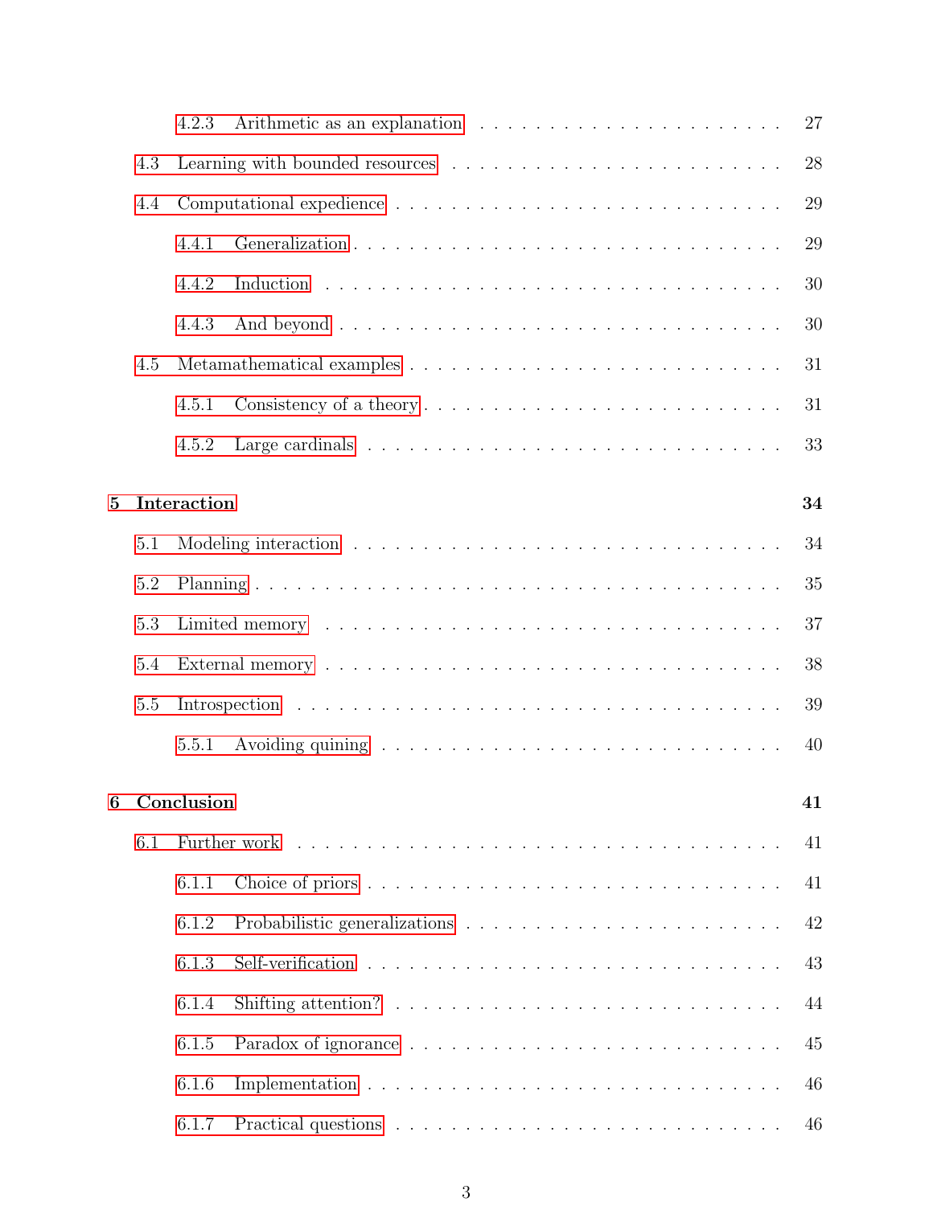- 4.2.3 Arithmetic as an explanation ..... 27
- 4.3 Learning with bounded resources ..... 28
- 4.4 Computational expedience ..... 29
  - 4.4.1 Generalization ..... 29
  - 4.4.2 Induction ..... 30
  - 4.4.3 And beyond ..... 30
- 4.5 Metamathematical examples ..... 31
  - 4.5.1 Consistency of a theory ..... 31
  - 4.5.2 Large cardinals ..... 33

**5 Interaction** **34**

- 5.1 Modeling interaction ..... 34
- 5.2 Planning ..... 35
- 5.3 Limited memory ..... 37
- 5.4 External memory ..... 38
- 5.5 Introspection ..... 39
  - 5.5.1 Avoiding quining ..... 40

**6 Conclusion** **41**

- 6.1 Further work ..... 41
  - 6.1.1 Choice of priors ..... 41
  - 6.1.2 Probabilistic generalizations ..... 42
  - 6.1.3 Self-verification ..... 43
  - 6.1.4 Shifting attention? ..... 44
  - 6.1.5 Paradox of ignorance ..... 45
  - 6.1.6 Implementation ..... 46
  - 6.1.7 Practical questions ..... 46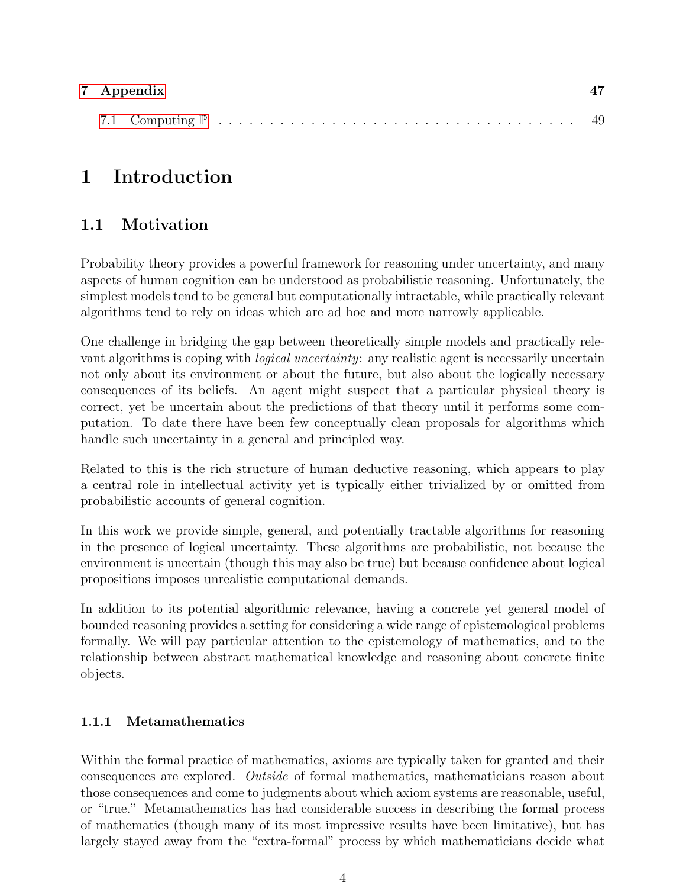7 Appendix 47

7.1 Computing $\mathbb{P}$ 49

# 1 Introduction

## 1.1 Motivation

Probability theory provides a powerful framework for reasoning under uncertainty, and many aspects of human cognition can be understood as probabilistic reasoning. Unfortunately, the simplest models tend to be general but computationally intractable, while practically relevant algorithms tend to rely on ideas which are ad hoc and more narrowly applicable.

One challenge in bridging the gap between theoretically simple models and practically relevant algorithms is coping with *logical uncertainty*: any realistic agent is necessarily uncertain not only about its environment or about the future, but also about the logically necessary consequences of its beliefs. An agent might suspect that a particular physical theory is correct, yet be uncertain about the predictions of that theory until it performs some computation. To date there have been few conceptually clean proposals for algorithms which handle such uncertainty in a general and principled way.

Related to this is the rich structure of human deductive reasoning, which appears to play a central role in intellectual activity yet is typically either trivialized by or omitted from probabilistic accounts of general cognition.

In this work we provide simple, general, and potentially tractable algorithms for reasoning in the presence of logical uncertainty. These algorithms are probabilistic, not because the environment is uncertain (though this may also be true) but because confidence about logical propositions imposes unrealistic computational demands.

In addition to its potential algorithmic relevance, having a concrete yet general model of bounded reasoning provides a setting for considering a wide range of epistemological problems formally. We will pay particular attention to the epistemology of mathematics, and to the relationship between abstract mathematical knowledge and reasoning about concrete finite objects.

### 1.1.1 Metamathematics

Within the formal practice of mathematics, axioms are typically taken for granted and their consequences are explored. *Outside* of formal mathematics, mathematicians reason about those consequences and come to judgments about which axiom systems are reasonable, useful, or "true." Metamathematics has had considerable success in describing the formal process of mathematics (though many of its most impressive results have been limitative), but has largely stayed away from the "extra-formal" process by which mathematicians decide what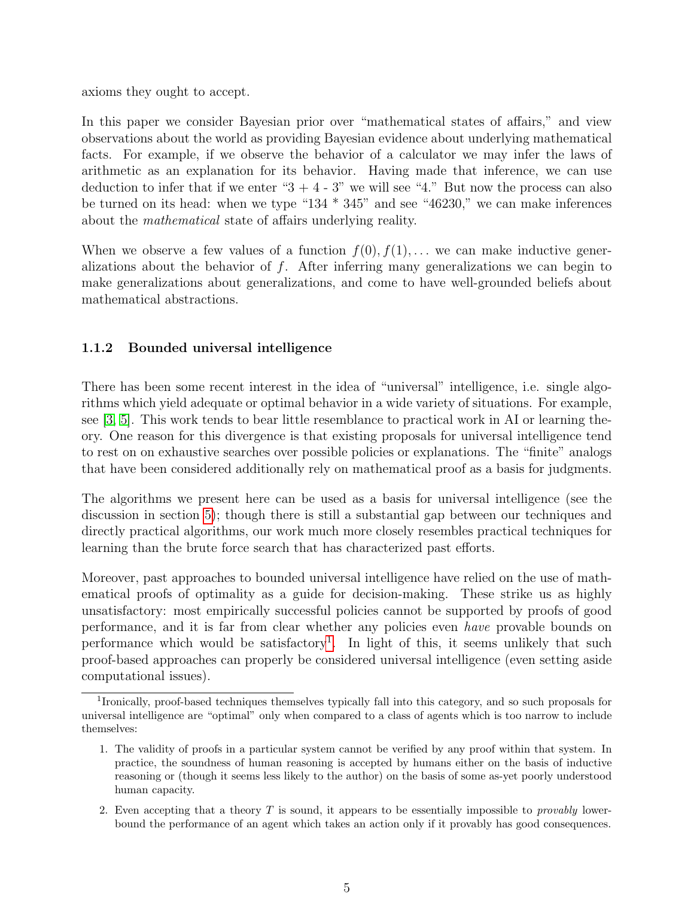axioms they ought to accept.

In this paper we consider Bayesian prior over "mathematical states of affairs," and view observations about the world as providing Bayesian evidence about underlying mathematical facts. For example, if we observe the behavior of a calculator we may infer the laws of arithmetic as an explanation for its behavior. Having made that inference, we can use deduction to infer that if we enter "3 + 4 - 3" we will see "4." But now the process can also be turned on its head: when we type "134 * 345" and see "46230," we can make inferences about the *mathematical* state of affairs underlying reality.

When we observe a few values of a function $f(0), f(1), \ldots$ we can make inductive generalizations about the behavior of $f$. After inferring many generalizations we can begin to make generalizations about generalizations, and come to have well-grounded beliefs about mathematical abstractions.

### 1.1.2 Bounded universal intelligence

There has been some recent interest in the idea of "universal" intelligence, i.e. single algorithms which yield adequate or optimal behavior in a wide variety of situations. For example, see [3, 5]. This work tends to bear little resemblance to practical work in AI or learning theory. One reason for this divergence is that existing proposals for universal intelligence tend to rest on on exhaustive searches over possible policies or explanations. The "finite" analogs that have been considered additionally rely on mathematical proof as a basis for judgments.

The algorithms we present here can be used as a basis for universal intelligence (see the discussion in section 5); though there is still a substantial gap between our techniques and directly practical algorithms, our work much more closely resembles practical techniques for learning than the brute force search that has characterized past efforts.

Moreover, past approaches to bounded universal intelligence have relied on the use of mathematical proofs of optimality as a guide for decision-making. These strike us as highly unsatisfactory: most empirically successful policies cannot be supported by proofs of good performance, and it is far from clear whether any policies even *have* provable bounds on performance which would be satisfactory[1]. In light of this, it seems unlikely that such proof-based approaches can properly be considered universal intelligence (even setting aside computational issues).

---

[1] Ironically, proof-based techniques themselves typically fall into this category, and so such proposals for universal intelligence are "optimal" only when compared to a class of agents which is too narrow to include themselves:

1. The validity of proofs in a particular system cannot be verified by any proof within that system. In practice, the soundness of human reasoning is accepted by humans either on the basis of inductive reasoning or (though it seems less likely to the author) on the basis of some as-yet poorly understood human capacity.

2. Even accepting that a theory $T$ is sound, it appears to be essentially impossible to *provably* lower-bound the performance of an agent which takes an action only if it provably has good consequences.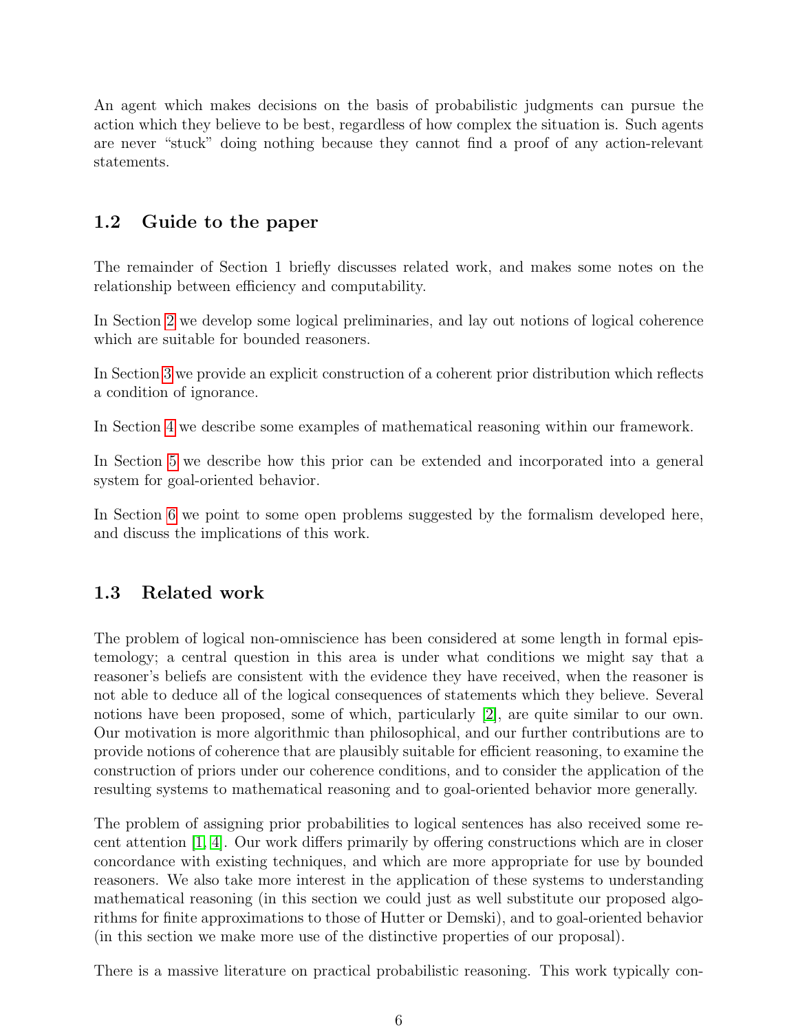An agent which makes decisions on the basis of probabilistic judgments can pursue the action which they believe to be best, regardless of how complex the situation is. Such agents are never "stuck" doing nothing because they cannot find a proof of any action-relevant statements.

## 1.2 Guide to the paper

The remainder of Section 1 briefly discusses related work, and makes some notes on the relationship between efficiency and computability.

In Section 2 we develop some logical preliminaries, and lay out notions of logical coherence which are suitable for bounded reasoners.

In Section 3 we provide an explicit construction of a coherent prior distribution which reflects a condition of ignorance.

In Section 4 we describe some examples of mathematical reasoning within our framework.

In Section 5 we describe how this prior can be extended and incorporated into a general system for goal-oriented behavior.

In Section 6 we point to some open problems suggested by the formalism developed here, and discuss the implications of this work.

## 1.3 Related work

The problem of logical non-omniscience has been considered at some length in formal epistemology; a central question in this area is under what conditions we might say that a reasoner's beliefs are consistent with the evidence they have received, when the reasoner is not able to deduce all of the logical consequences of statements which they believe. Several notions have been proposed, some of which, particularly [2], are quite similar to our own. Our motivation is more algorithmic than philosophical, and our further contributions are to provide notions of coherence that are plausibly suitable for efficient reasoning, to examine the construction of priors under our coherence conditions, and to consider the application of the resulting systems to mathematical reasoning and to goal-oriented behavior more generally.

The problem of assigning prior probabilities to logical sentences has also received some recent attention [1, 4]. Our work differs primarily by offering constructions which are in closer concordance with existing techniques, and which are more appropriate for use by bounded reasoners. We also take more interest in the application of these systems to understanding mathematical reasoning (in this section we could just as well substitute our proposed algorithms for finite approximations to those of Hutter or Demski), and to goal-oriented behavior (in this section we make more use of the distinctive properties of our proposal).

There is a massive literature on practical probabilistic reasoning. This work typically con-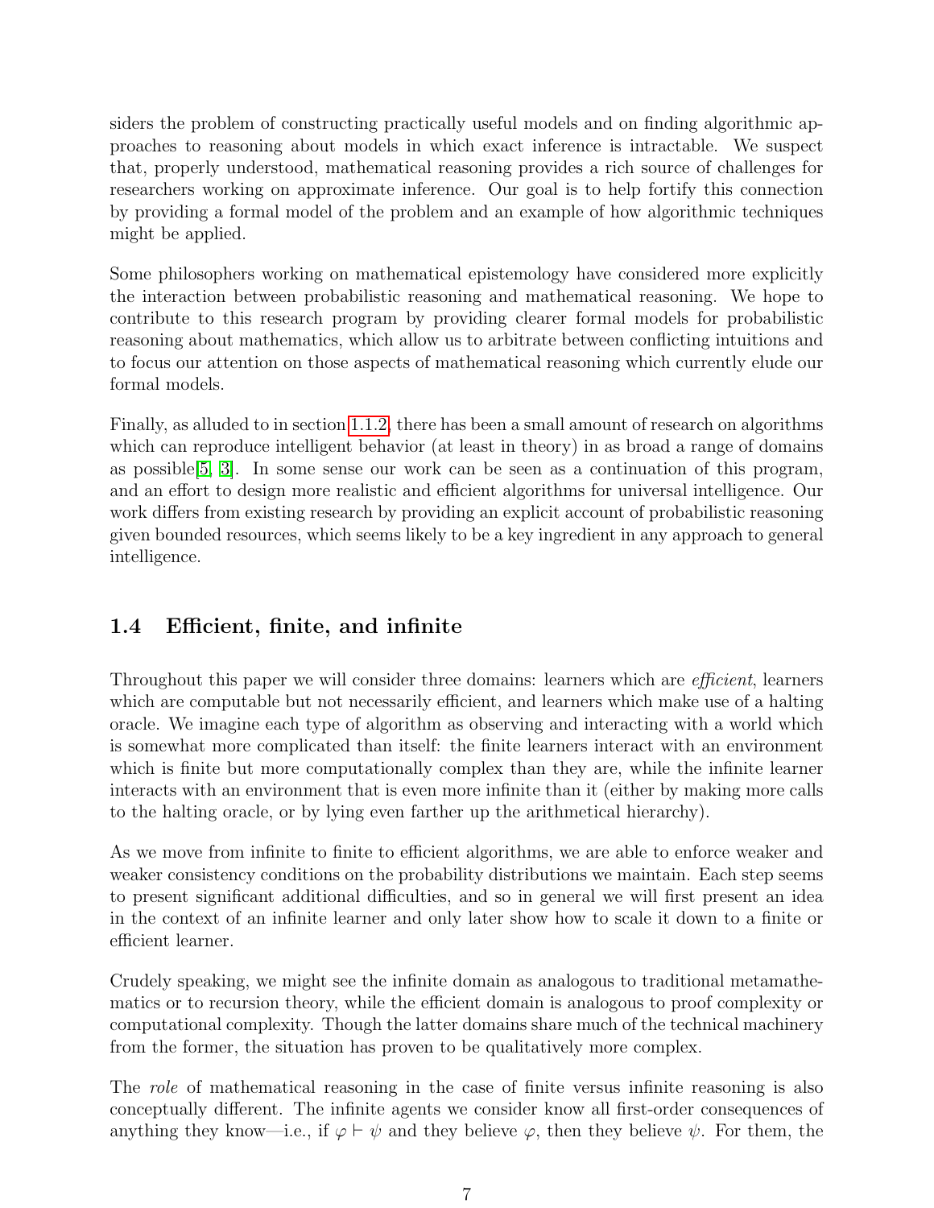siders the problem of constructing practically useful models and on finding algorithmic approaches to reasoning about models in which exact inference is intractable. We suspect that, properly understood, mathematical reasoning provides a rich source of challenges for researchers working on approximate inference. Our goal is to help fortify this connection by providing a formal model of the problem and an example of how algorithmic techniques might be applied.

Some philosophers working on mathematical epistemology have considered more explicitly the interaction between probabilistic reasoning and mathematical reasoning. We hope to contribute to this research program by providing clearer formal models for probabilistic reasoning about mathematics, which allow us to arbitrate between conflicting intuitions and to focus our attention on those aspects of mathematical reasoning which currently elude our formal models.

Finally, as alluded to in section 1.1.2, there has been a small amount of research on algorithms which can reproduce intelligent behavior (at least in theory) in as broad a range of domains as possible[5, 3]. In some sense our work can be seen as a continuation of this program, and an effort to design more realistic and efficient algorithms for universal intelligence. Our work differs from existing research by providing an explicit account of probabilistic reasoning given bounded resources, which seems likely to be a key ingredient in any approach to general intelligence.

### 1.4 Efficient, finite, and infinite

Throughout this paper we will consider three domains: learners which are *efficient*, learners which are computable but not necessarily efficient, and learners which make use of a halting oracle. We imagine each type of algorithm as observing and interacting with a world which is somewhat more complicated than itself: the finite learners interact with an environment which is finite but more computationally complex than they are, while the infinite learner interacts with an environment that is even more infinite than it (either by making more calls to the halting oracle, or by lying even farther up the arithmetical hierarchy).

As we move from infinite to finite to efficient algorithms, we are able to enforce weaker and weaker consistency conditions on the probability distributions we maintain. Each step seems to present significant additional difficulties, and so in general we will first present an idea in the context of an infinite learner and only later show how to scale it down to a finite or efficient learner.

Crudely speaking, we might see the infinite domain as analogous to traditional metamathematics or to recursion theory, while the efficient domain is analogous to proof complexity or computational complexity. Though the latter domains share much of the technical machinery from the former, the situation has proven to be qualitatively more complex.

The *role* of mathematical reasoning in the case of finite versus infinite reasoning is also conceptually different. The infinite agents we consider know all first-order consequences of anything they know—i.e., if $\varphi \vdash \psi$ and they believe $\varphi$, then they believe $\psi$. For them, the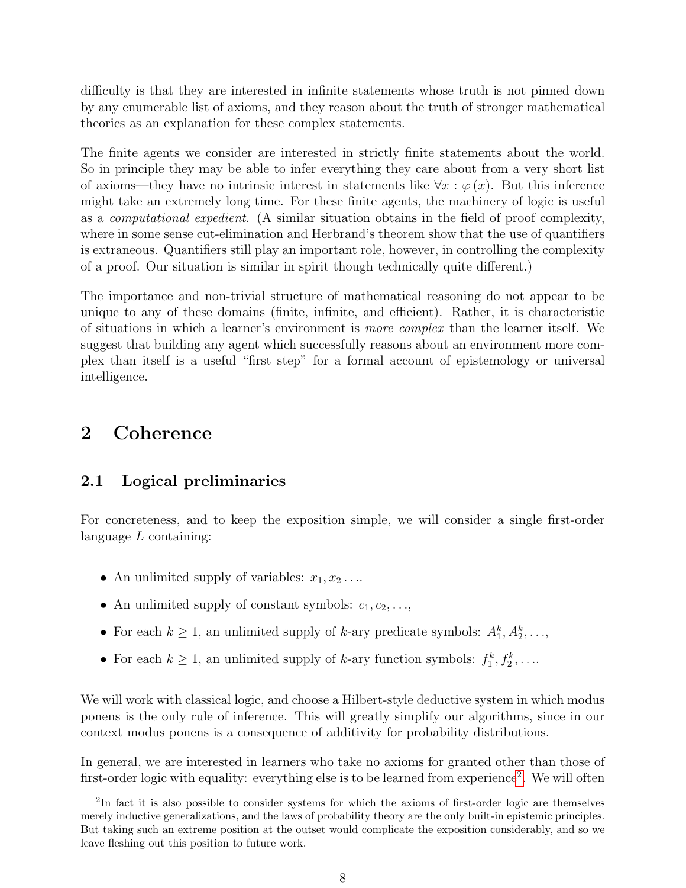difficulty is that they are interested in infinite statements whose truth is not pinned down by any enumerable list of axioms, and they reason about the truth of stronger mathematical theories as an explanation for these complex statements.

The finite agents we consider are interested in strictly finite statements about the world. So in principle they may be able to infer everything they care about from a very short list of axioms—they have no intrinsic interest in statements like $\forall x : \varphi(x)$. But this inference might take an extremely long time. For these finite agents, the machinery of logic is useful as a *computational expedient*. (A similar situation obtains in the field of proof complexity, where in some sense cut-elimination and Herbrand's theorem show that the use of quantifiers is extraneous. Quantifiers still play an important role, however, in controlling the complexity of a proof. Our situation is similar in spirit though technically quite different.)

The importance and non-trivial structure of mathematical reasoning do not appear to be unique to any of these domains (finite, infinite, and efficient). Rather, it is characteristic of situations in which a learner's environment is *more complex* than the learner itself. We suggest that building any agent which successfully reasons about an environment more complex than itself is a useful "first step" for a formal account of epistemology or universal intelligence.

# 2 Coherence

## 2.1 Logical preliminaries

For concreteness, and to keep the exposition simple, we will consider a single first-order language $L$ containing:

- An unlimited supply of variables: $x_1, x_2 \ldots$.
- An unlimited supply of constant symbols: $c_1, c_2, \ldots$,
- For each $k \geq 1$, an unlimited supply of $k$-ary predicate symbols: $A_1^k, A_2^k, \ldots$,
- For each $k \geq 1$, an unlimited supply of $k$-ary function symbols: $f_1^k, f_2^k, \ldots$.

We will work with classical logic, and choose a Hilbert-style deductive system in which modus ponens is the only rule of inference. This will greatly simplify our algorithms, since in our context modus ponens is a consequence of additivity for probability distributions.

In general, we are interested in learners who take no axioms for granted other than those of first-order logic with equality: everything else is to be learned from experience[2]. We will often

[2] In fact it is also possible to consider systems for which the axioms of first-order logic are themselves merely inductive generalizations, and the laws of probability theory are the only built-in epistemic principles. But taking such an extreme position at the outset would complicate the exposition considerably, and so we leave fleshing out this position to future work.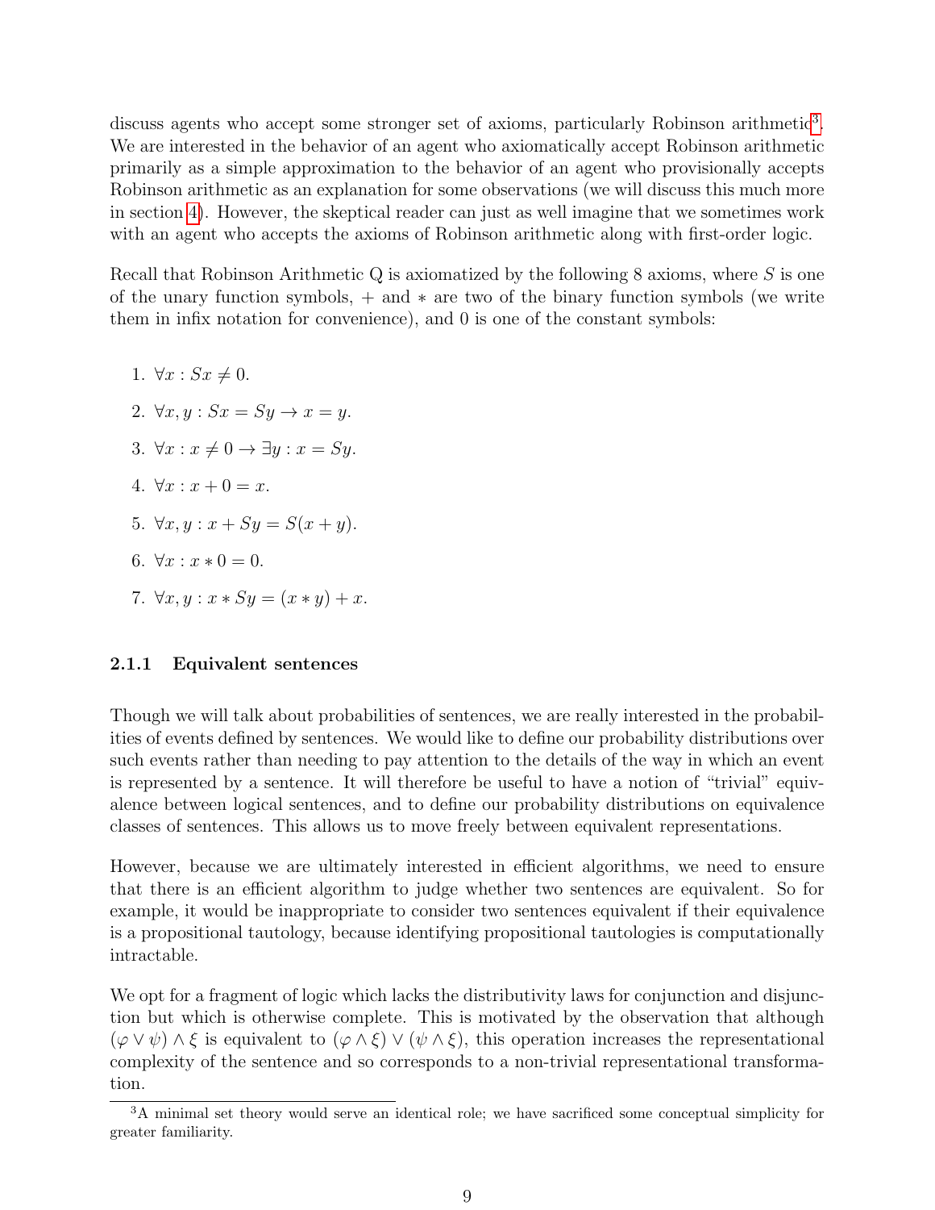discuss agents who accept some stronger set of axioms, particularly Robinson arithmetic[3]. We are interested in the behavior of an agent who axiomatically accept Robinson arithmetic primarily as a simple approximation to the behavior of an agent who provisionally accepts Robinson arithmetic as an explanation for some observations (we will discuss this much more in section 4). However, the skeptical reader can just as well imagine that we sometimes work with an agent who accepts the axioms of Robinson arithmetic along with first-order logic.

Recall that Robinson Arithmetic Q is axiomatized by the following 8 axioms, where $S$ is one of the unary function symbols, $+$ and $*$ are two of the binary function symbols (we write them in infix notation for convenience), and 0 is one of the constant symbols:

1. $\forall x : Sx \neq 0$.
2. $\forall x, y : Sx = Sy \rightarrow x = y$.
3. $\forall x : x \neq 0 \rightarrow \exists y : x = Sy$.
4. $\forall x : x + 0 = x$.
5. $\forall x, y : x + Sy = S(x + y)$.
6. $\forall x : x * 0 = 0$.
7. $\forall x, y : x * Sy = (x * y) + x$.

### 2.1.1 Equivalent sentences

Though we will talk about probabilities of sentences, we are really interested in the probabilities of events defined by sentences. We would like to define our probability distributions over such events rather than needing to pay attention to the details of the way in which an event is represented by a sentence. It will therefore be useful to have a notion of "trivial" equivalence between logical sentences, and to define our probability distributions on equivalence classes of sentences. This allows us to move freely between equivalent representations.

However, because we are ultimately interested in efficient algorithms, we need to ensure that there is an efficient algorithm to judge whether two sentences are equivalent. So for example, it would be inappropriate to consider two sentences equivalent if their equivalence is a propositional tautology, because identifying propositional tautologies is computationally intractable.

We opt for a fragment of logic which lacks the distributivity laws for conjunction and disjunction but which is otherwise complete. This is motivated by the observation that although $(\varphi \vee \psi) \wedge \xi$ is equivalent to $(\varphi \wedge \xi) \vee (\psi \wedge \xi)$, this operation increases the representational complexity of the sentence and so corresponds to a non-trivial representational transformation.

[3] A minimal set theory would serve an identical role; we have sacrificed some conceptual simplicity for greater familiarity.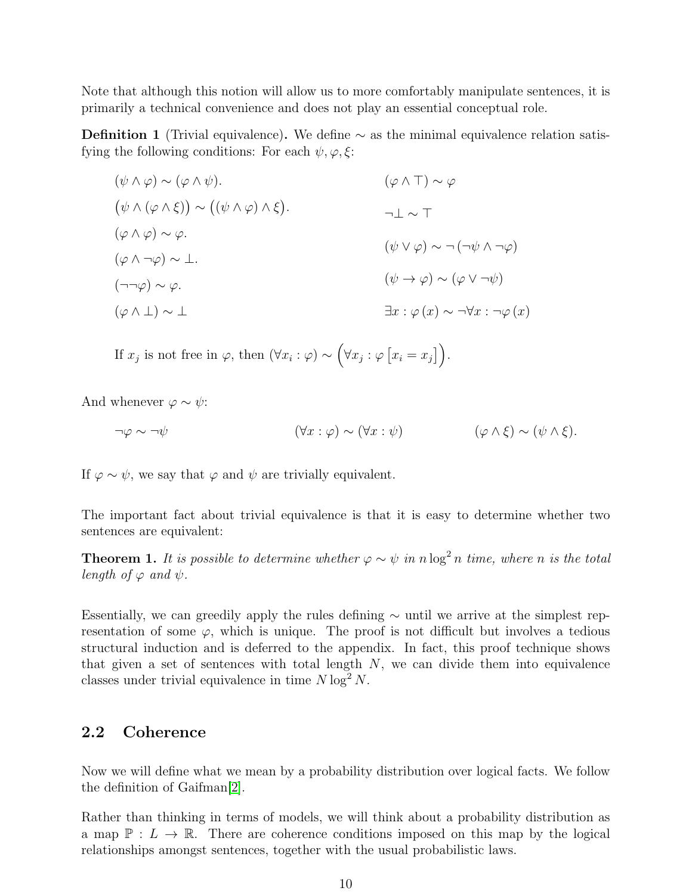Note that although this notion will allow us to more comfortably manipulate sentences, it is primarily a technical convenience and does not play an essential conceptual role.

**Definition 1** (Trivial equivalence)**.** We define $\sim$ as the minimal equivalence relation satisfying the following conditions: For each $\psi, \varphi, \xi$:

$$(\psi \wedge \varphi) \sim (\varphi \wedge \psi).$$

$$\big(\psi \wedge (\varphi \wedge \xi)\big) \sim \big((\psi \wedge \varphi) \wedge \xi\big).$$

$$(\varphi \wedge \varphi) \sim \varphi.$$

$$(\varphi \wedge \neg\varphi) \sim \bot.$$

$$(\neg\neg\varphi) \sim \varphi.$$

$$(\varphi \wedge \bot) \sim \bot$$

$$(\varphi \wedge \top) \sim \varphi$$

$$\neg\bot \sim \top$$

$$(\psi \vee \varphi) \sim \neg\left(\neg\psi \wedge \neg\varphi\right)$$

$$(\psi \to \varphi) \sim (\varphi \vee \neg\psi)$$

$$\exists x : \varphi\left(x\right) \sim \neg\forall x : \neg\varphi\left(x\right)$$

If $x_j$ is not free in $\varphi$, then $(\forall x_i : \varphi) \sim \Big(\forall x_j : \varphi\left[x_i = x_j\right]\Big)$.

And whenever $\varphi \sim \psi$:

$$\neg\varphi \sim \neg\psi \qquad\qquad (\forall x : \varphi) \sim (\forall x : \psi) \qquad\qquad (\varphi \wedge \xi) \sim (\psi \wedge \xi).$$

If $\varphi \sim \psi$, we say that $\varphi$ and $\psi$ are trivially equivalent.

The important fact about trivial equivalence is that it is easy to determine whether two sentences are equivalent:

**Theorem 1.** *It is possible to determine whether $\varphi \sim \psi$ in $n \log^2 n$ time, where $n$ is the total length of $\varphi$ and $\psi$.*

Essentially, we can greedily apply the rules defining $\sim$ until we arrive at the simplest representation of some $\varphi$, which is unique. The proof is not difficult but involves a tedious structural induction and is deferred to the appendix. In fact, this proof technique shows that given a set of sentences with total length $N$, we can divide them into equivalence classes under trivial equivalence in time $N \log^2 N$.

## 2.2 Coherence

Now we will define what we mean by a probability distribution over logical facts. We follow the definition of Gaifman[2].

Rather than thinking in terms of models, we will think about a probability distribution as a map $\mathbb{P} : L \to \mathbb{R}$. There are coherence conditions imposed on this map by the logical relationships amongst sentences, together with the usual probabilistic laws.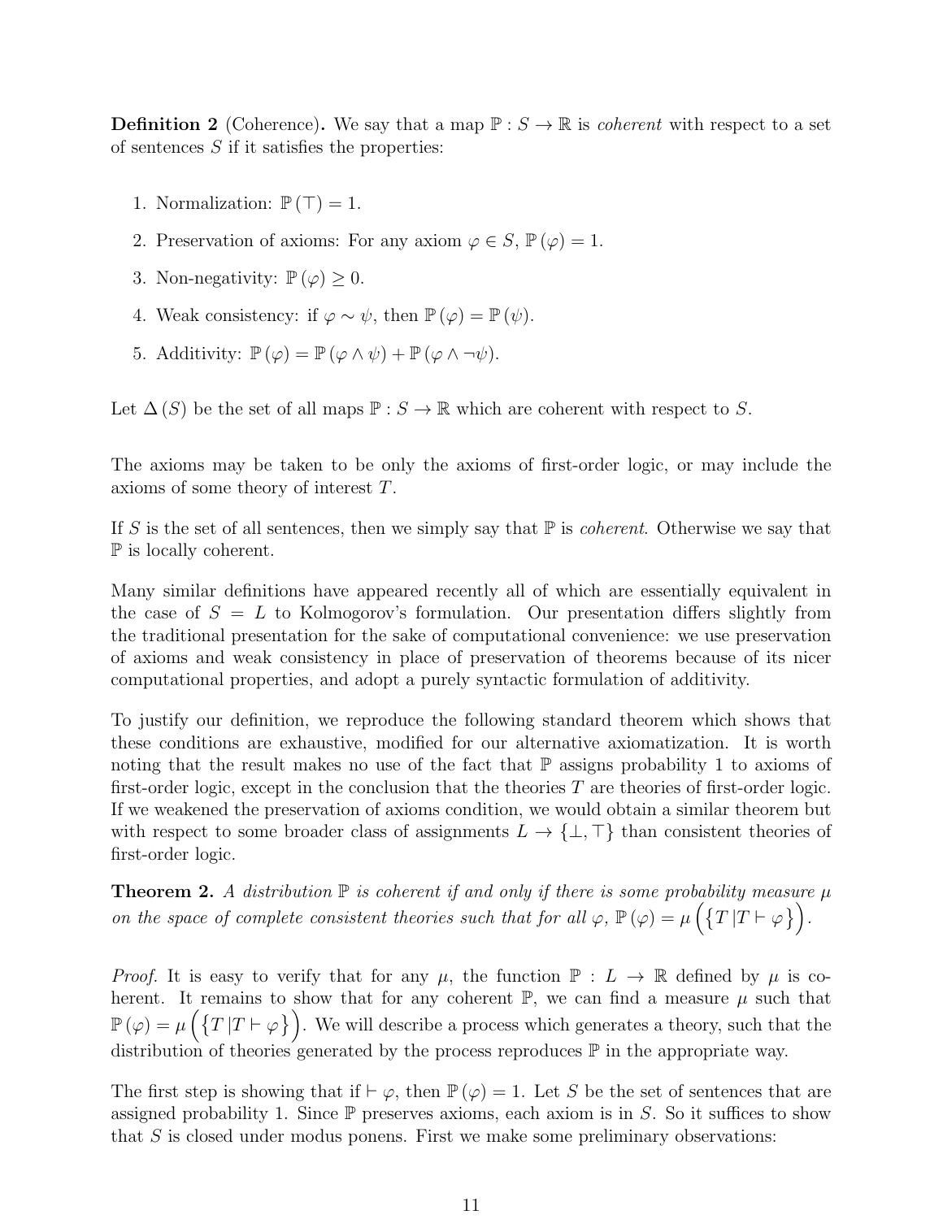**Definition 2** (Coherence)**.** We say that a map $\mathbb{P} : S \to \mathbb{R}$ is *coherent* with respect to a set of sentences $S$ if it satisfies the properties:

1. Normalization: $\mathbb{P}(\top) = 1$.
2. Preservation of axioms: For any axiom $\varphi \in S$, $\mathbb{P}(\varphi) = 1$.
3. Non-negativity: $\mathbb{P}(\varphi) \geq 0$.
4. Weak consistency: if $\varphi \sim \psi$, then $\mathbb{P}(\varphi) = \mathbb{P}(\psi)$.
5. Additivity: $\mathbb{P}(\varphi) = \mathbb{P}(\varphi \wedge \psi) + \mathbb{P}(\varphi \wedge \neg\psi)$.

Let $\Delta(S)$ be the set of all maps $\mathbb{P} : S \to \mathbb{R}$ which are coherent with respect to $S$.

The axioms may be taken to be only the axioms of first-order logic, or may include the axioms of some theory of interest $T$.

If $S$ is the set of all sentences, then we simply say that $\mathbb{P}$ is *coherent*. Otherwise we say that $\mathbb{P}$ is locally coherent.

Many similar definitions have appeared recently all of which are essentially equivalent in the case of $S = L$ to Kolmogorov's formulation. Our presentation differs slightly from the traditional presentation for the sake of computational convenience: we use preservation of axioms and weak consistency in place of preservation of theorems because of its nicer computational properties, and adopt a purely syntactic formulation of additivity.

To justify our definition, we reproduce the following standard theorem which shows that these conditions are exhaustive, modified for our alternative axiomatization. It is worth noting that the result makes no use of the fact that $\mathbb{P}$ assigns probability 1 to axioms of first-order logic, except in the conclusion that the theories $T$ are theories of first-order logic. If we weakened the preservation of axioms condition, we would obtain a similar theorem but with respect to some broader class of assignments $L \to \{\bot, \top\}$ than consistent theories of first-order logic.

**Theorem 2.** *A distribution $\mathbb{P}$ is coherent if and only if there is some probability measure $\mu$ on the space of complete consistent theories such that for all $\varphi$, $\mathbb{P}(\varphi) = \mu\left(\left\{T \,|\, T \vdash \varphi\right\}\right)$.*

*Proof.* It is easy to verify that for any $\mu$, the function $\mathbb{P} : L \to \mathbb{R}$ defined by $\mu$ is coherent. It remains to show that for any coherent $\mathbb{P}$, we can find a measure $\mu$ such that $\mathbb{P}(\varphi) = \mu\left(\left\{T \,|\, T \vdash \varphi\right\}\right)$. We will describe a process which generates a theory, such that the distribution of theories generated by the process reproduces $\mathbb{P}$ in the appropriate way.

The first step is showing that if $\vdash \varphi$, then $\mathbb{P}(\varphi) = 1$. Let $S$ be the set of sentences that are assigned probability 1. Since $\mathbb{P}$ preserves axioms, each axiom is in $S$. So it suffices to show that $S$ is closed under modus ponens. First we make some preliminary observations: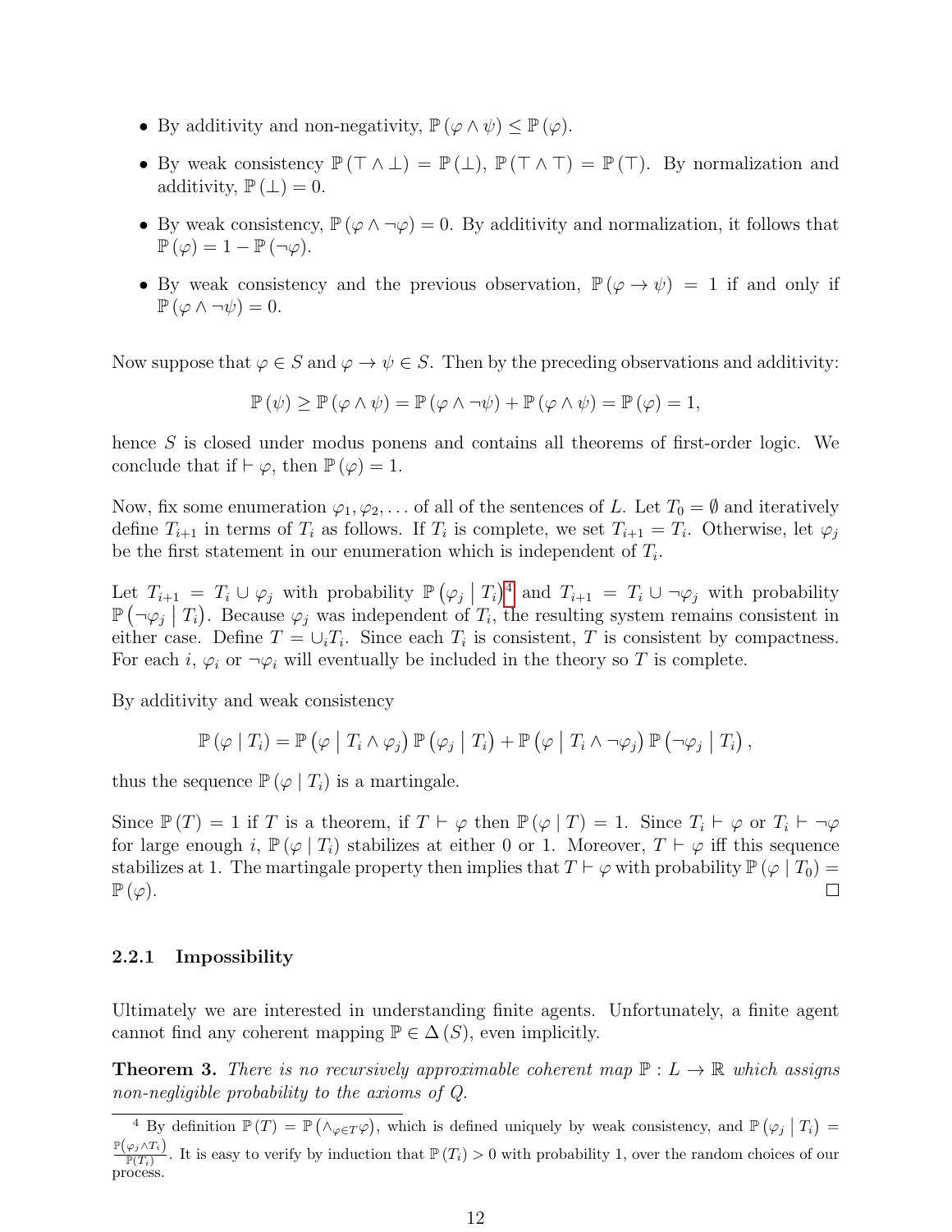- By additivity and non-negativity, $\mathbb{P}(\varphi \wedge \psi) \leq \mathbb{P}(\varphi)$.
- By weak consistency $\mathbb{P}(\top \wedge \bot) = \mathbb{P}(\bot)$, $\mathbb{P}(\top \wedge \top) = \mathbb{P}(\top)$. By normalization and additivity, $\mathbb{P}(\bot) = 0$.
- By weak consistency, $\mathbb{P}(\varphi \wedge \neg\varphi) = 0$. By additivity and normalization, it follows that $\mathbb{P}(\varphi) = 1 - \mathbb{P}(\neg\varphi)$.
- By weak consistency and the previous observation, $\mathbb{P}(\varphi \to \psi) = 1$ if and only if $\mathbb{P}(\varphi \wedge \neg\psi) = 0$.

Now suppose that $\varphi \in S$ and $\varphi \to \psi \in S$. Then by the preceding observations and additivity:

$$\mathbb{P}(\psi) \geq \mathbb{P}(\varphi \wedge \psi) = \mathbb{P}(\varphi \wedge \neg\psi) + \mathbb{P}(\varphi \wedge \psi) = \mathbb{P}(\varphi) = 1,$$

hence $S$ is closed under modus ponens and contains all theorems of first-order logic. We conclude that if $\vdash \varphi$, then $\mathbb{P}(\varphi) = 1$.

Now, fix some enumeration $\varphi_1, \varphi_2, \ldots$ of all of the sentences of $L$. Let $T_0 = \emptyset$ and iteratively define $T_{i+1}$ in terms of $T_i$ as follows. If $T_i$ is complete, we set $T_{i+1} = T_i$. Otherwise, let $\varphi_j$ be the first statement in our enumeration which is independent of $T_i$.

Let $T_{i+1} = T_i \cup \varphi_j$ with probability $\mathbb{P}(\varphi_j \mid T_i)$[4] and $T_{i+1} = T_i \cup \neg\varphi_j$ with probability $\mathbb{P}(\neg\varphi_j \mid T_i)$. Because $\varphi_j$ was independent of $T_i$, the resulting system remains consistent in either case. Define $T = \cup_i T_i$. Since each $T_i$ is consistent, $T$ is consistent by compactness. For each $i$, $\varphi_i$ or $\neg\varphi_i$ will eventually be included in the theory so $T$ is complete.

By additivity and weak consistency

$$\mathbb{P}(\varphi \mid T_i) = \mathbb{P}(\varphi \mid T_i \wedge \varphi_j)\, \mathbb{P}(\varphi_j \mid T_i) + \mathbb{P}(\varphi \mid T_i \wedge \neg\varphi_j)\, \mathbb{P}(\neg\varphi_j \mid T_i),$$

thus the sequence $\mathbb{P}(\varphi \mid T_i)$ is a martingale.

Since $\mathbb{P}(T) = 1$ if $T$ is a theorem, if $T \vdash \varphi$ then $\mathbb{P}(\varphi \mid T) = 1$. Since $T_i \vdash \varphi$ or $T_i \vdash \neg\varphi$ for large enough $i$, $\mathbb{P}(\varphi \mid T_i)$ stabilizes at either 0 or 1. Moreover, $T \vdash \varphi$ iff this sequence stabilizes at 1. The martingale property then implies that $T \vdash \varphi$ with probability $\mathbb{P}(\varphi \mid T_0) = \mathbb{P}(\varphi)$. □

#### 2.2.1 Impossibility

Ultimately we are interested in understanding finite agents. Unfortunately, a finite agent cannot find any coherent mapping $\mathbb{P} \in \Delta(S)$, even implicitly.

**Theorem 3.** *There is no recursively approximable coherent map $\mathbb{P} : L \to \mathbb{R}$ which assigns non-negligible probability to the axioms of $Q$.*

---

[4] By definition $\mathbb{P}(T) = \mathbb{P}(\wedge_{\varphi \in T} \varphi)$, which is defined uniquely by weak consistency, and $\mathbb{P}(\varphi_j \mid T_i) = \frac{\mathbb{P}(\varphi_j \wedge T_i)}{\mathbb{P}(T_i)}$. It is easy to verify by induction that $\mathbb{P}(T_i) > 0$ with probability 1, over the random choices of our process.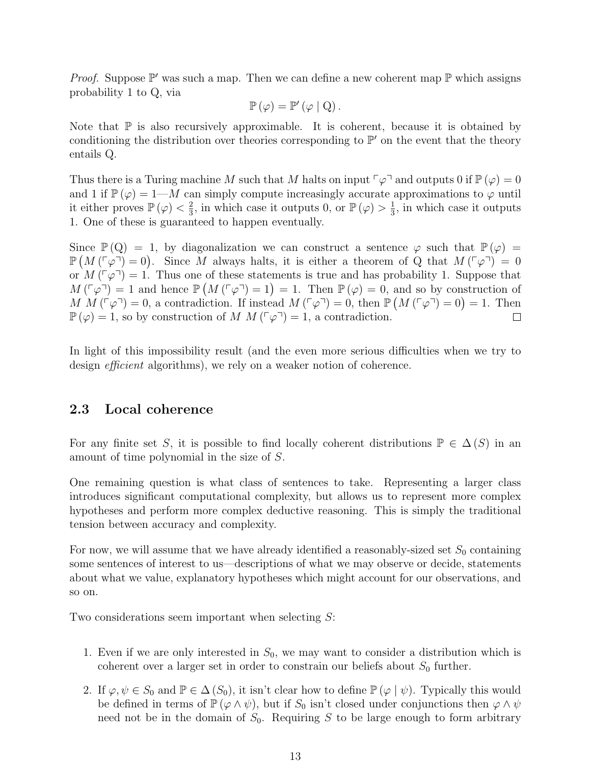*Proof.* Suppose $\mathbb{P}'$ was such a map. Then we can define a new coherent map $\mathbb{P}$ which assigns probability 1 to Q, via

$$\mathbb{P}(\varphi) = \mathbb{P}'(\varphi \mid \mathrm{Q}).$$

Note that $\mathbb{P}$ is also recursively approximable. It is coherent, because it is obtained by conditioning the distribution over theories corresponding to $\mathbb{P}'$ on the event that the theory entails Q.

Thus there is a Turing machine $M$ such that $M$ halts on input $\ulcorner \varphi \urcorner$ and outputs 0 if $\mathbb{P}(\varphi) = 0$ and 1 if $\mathbb{P}(\varphi) = 1$—$M$ can simply compute increasingly accurate approximations to $\varphi$ until it either proves $\mathbb{P}(\varphi) < \frac{2}{3}$, in which case it outputs 0, or $\mathbb{P}(\varphi) > \frac{1}{3}$, in which case it outputs 1. One of these is guaranteed to happen eventually.

Since $\mathbb{P}(\mathrm{Q}) = 1$, by diagonalization we can construct a sentence $\varphi$ such that $\mathbb{P}(\varphi) = \mathbb{P}\big(M(\ulcorner \varphi \urcorner) = 0\big)$. Since $M$ always halts, it is either a theorem of Q that $M(\ulcorner \varphi \urcorner) = 0$ or $M(\ulcorner \varphi \urcorner) = 1$. Thus one of these statements is true and has probability 1. Suppose that $M(\ulcorner \varphi \urcorner) = 1$ and hence $\mathbb{P}\big(M(\ulcorner \varphi \urcorner) = 1\big) = 1$. Then $\mathbb{P}(\varphi) = 0$, and so by construction of $M$ $M(\ulcorner \varphi \urcorner) = 0$, a contradiction. If instead $M(\ulcorner \varphi \urcorner) = 0$, then $\mathbb{P}\big(M(\ulcorner \varphi \urcorner) = 0\big) = 1$. Then $\mathbb{P}(\varphi) = 1$, so by construction of $M$ $M(\ulcorner \varphi \urcorner) = 1$, a contradiction. ∎

In light of this impossibility result (and the even more serious difficulties when we try to design *efficient* algorithms), we rely on a weaker notion of coherence.

## 2.3 Local coherence

For any finite set $S$, it is possible to find locally coherent distributions $\mathbb{P} \in \Delta(S)$ in an amount of time polynomial in the size of $S$.

One remaining question is what class of sentences to take. Representing a larger class introduces significant computational complexity, but allows us to represent more complex hypotheses and perform more complex deductive reasoning. This is simply the traditional tension between accuracy and complexity.

For now, we will assume that we have already identified a reasonably-sized set $S_0$ containing some sentences of interest to us—descriptions of what we may observe or decide, statements about what we value, explanatory hypotheses which might account for our observations, and so on.

Two considerations seem important when selecting $S$:

1. Even if we are only interested in $S_0$, we may want to consider a distribution which is coherent over a larger set in order to constrain our beliefs about $S_0$ further.
2. If $\varphi, \psi \in S_0$ and $\mathbb{P} \in \Delta(S_0)$, it isn't clear how to define $\mathbb{P}(\varphi \mid \psi)$. Typically this would be defined in terms of $\mathbb{P}(\varphi \wedge \psi)$, but if $S_0$ isn't closed under conjunctions then $\varphi \wedge \psi$ need not be in the domain of $S_0$. Requiring $S$ to be large enough to form arbitrary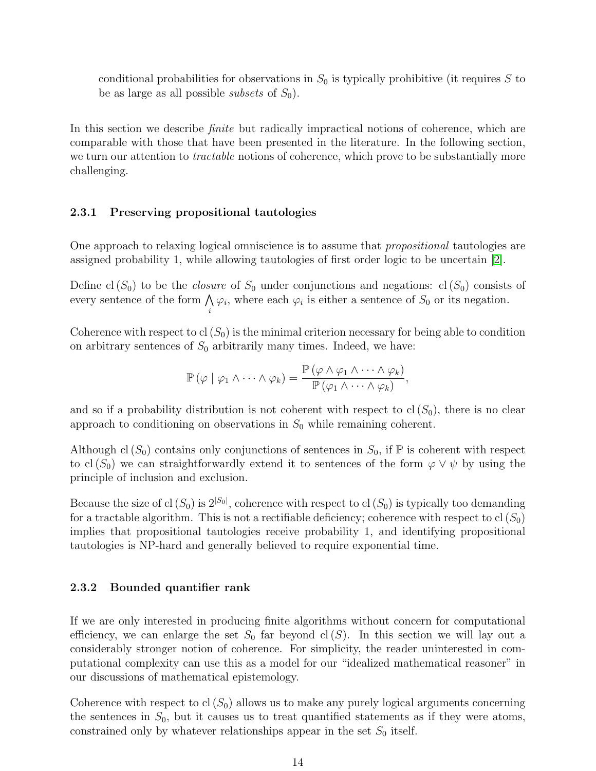conditional probabilities for observations in $S_0$ is typically prohibitive (it requires $S$ to be as large as all possible *subsets* of $S_0$).

In this section we describe *finite* but radically impractical notions of coherence, which are comparable with those that have been presented in the literature. In the following section, we turn our attention to *tractable* notions of coherence, which prove to be substantially more challenging.

### 2.3.1 Preserving propositional tautologies

One approach to relaxing logical omniscience is to assume that *propositional* tautologies are assigned probability 1, while allowing tautologies of first order logic to be uncertain [2].

Define $\mathrm{cl}(S_0)$ to be the *closure* of $S_0$ under conjunctions and negations: $\mathrm{cl}(S_0)$ consists of every sentence of the form $\bigwedge_i \varphi_i$, where each $\varphi_i$ is either a sentence of $S_0$ or its negation.

Coherence with respect to $\mathrm{cl}(S_0)$ is the minimal criterion necessary for being able to condition on arbitrary sentences of $S_0$ arbitrarily many times. Indeed, we have:

$$\mathbb{P}(\varphi \mid \varphi_1 \wedge \cdots \wedge \varphi_k) = \frac{\mathbb{P}(\varphi \wedge \varphi_1 \wedge \cdots \wedge \varphi_k)}{\mathbb{P}(\varphi_1 \wedge \cdots \wedge \varphi_k)},$$

and so if a probability distribution is not coherent with respect to $\mathrm{cl}(S_0)$, there is no clear approach to conditioning on observations in $S_0$ while remaining coherent.

Although $\mathrm{cl}(S_0)$ contains only conjunctions of sentences in $S_0$, if $\mathbb{P}$ is coherent with respect to $\mathrm{cl}(S_0)$ we can straightforwardly extend it to sentences of the form $\varphi \vee \psi$ by using the principle of inclusion and exclusion.

Because the size of $\mathrm{cl}(S_0)$ is $2^{|S_0|}$, coherence with respect to $\mathrm{cl}(S_0)$ is typically too demanding for a tractable algorithm. This is not a rectifiable deficiency; coherence with respect to $\mathrm{cl}(S_0)$ implies that propositional tautologies receive probability 1, and identifying propositional tautologies is NP-hard and generally believed to require exponential time.

### 2.3.2 Bounded quantifier rank

If we are only interested in producing finite algorithms without concern for computational efficiency, we can enlarge the set $S_0$ far beyond $\mathrm{cl}(S)$. In this section we will lay out a considerably stronger notion of coherence. For simplicity, the reader uninterested in computational complexity can use this as a model for our "idealized mathematical reasoner" in our discussions of mathematical epistemology.

Coherence with respect to $\mathrm{cl}(S_0)$ allows us to make any purely logical arguments concerning the sentences in $S_0$, but it causes us to treat quantified statements as if they were atoms, constrained only by whatever relationships appear in the set $S_0$ itself.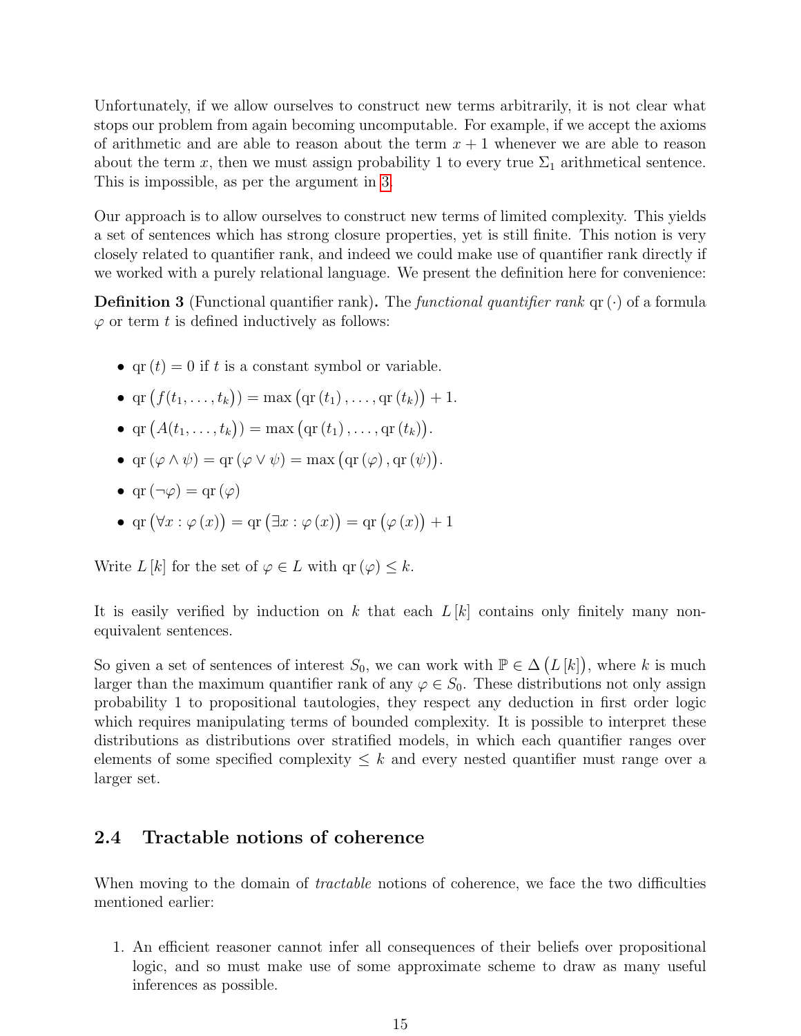Unfortunately, if we allow ourselves to construct new terms arbitrarily, it is not clear what stops our problem from again becoming uncomputable. For example, if we accept the axioms of arithmetic and are able to reason about the term $x+1$ whenever we are able to reason about the term $x$, then we must assign probability 1 to every true $\Sigma_1$ arithmetical sentence. This is impossible, as per the argument in 3.

Our approach is to allow ourselves to construct new terms of limited complexity. This yields a set of sentences which has strong closure properties, yet is still finite. This notion is very closely related to quantifier rank, and indeed we could make use of quantifier rank directly if we worked with a purely relational language. We present the definition here for convenience:

**Definition 3** (Functional quantifier rank)**.** The *functional quantifier rank* $\mathrm{qr}(\cdot)$ of a formula $\varphi$ or term $t$ is defined inductively as follows:

- $\mathrm{qr}(t) = 0$ if $t$ is a constant symbol or variable.
- $\mathrm{qr}\big(f(t_1, \ldots, t_k)\big) = \max\big(\mathrm{qr}(t_1), \ldots, \mathrm{qr}(t_k)\big) + 1$.
- $\mathrm{qr}\big(A(t_1, \ldots, t_k)\big) = \max\big(\mathrm{qr}(t_1), \ldots, \mathrm{qr}(t_k)\big)$.
- $\mathrm{qr}(\varphi \wedge \psi) = \mathrm{qr}(\varphi \vee \psi) = \max\big(\mathrm{qr}(\varphi), \mathrm{qr}(\psi)\big)$.
- $\mathrm{qr}(\neg\varphi) = \mathrm{qr}(\varphi)$
- $\mathrm{qr}\big(\forall x : \varphi(x)\big) = \mathrm{qr}\big(\exists x : \varphi(x)\big) = \mathrm{qr}\big(\varphi(x)\big) + 1$

Write $L[k]$ for the set of $\varphi \in L$ with $\mathrm{qr}(\varphi) \leq k$.

It is easily verified by induction on $k$ that each $L[k]$ contains only finitely many non-equivalent sentences.

So given a set of sentences of interest $S_0$, we can work with $\mathbb{P} \in \Delta\big(L[k]\big)$, where $k$ is much larger than the maximum quantifier rank of any $\varphi \in S_0$. These distributions not only assign probability 1 to propositional tautologies, they respect any deduction in first order logic which requires manipulating terms of bounded complexity. It is possible to interpret these distributions as distributions over stratified models, in which each quantifier ranges over elements of some specified complexity $\leq k$ and every nested quantifier must range over a larger set.

### 2.4 Tractable notions of coherence

When moving to the domain of *tractable* notions of coherence, we face the two difficulties mentioned earlier:

1. An efficient reasoner cannot infer all consequences of their beliefs over propositional logic, and so must make use of some approximate scheme to draw as many useful inferences as possible.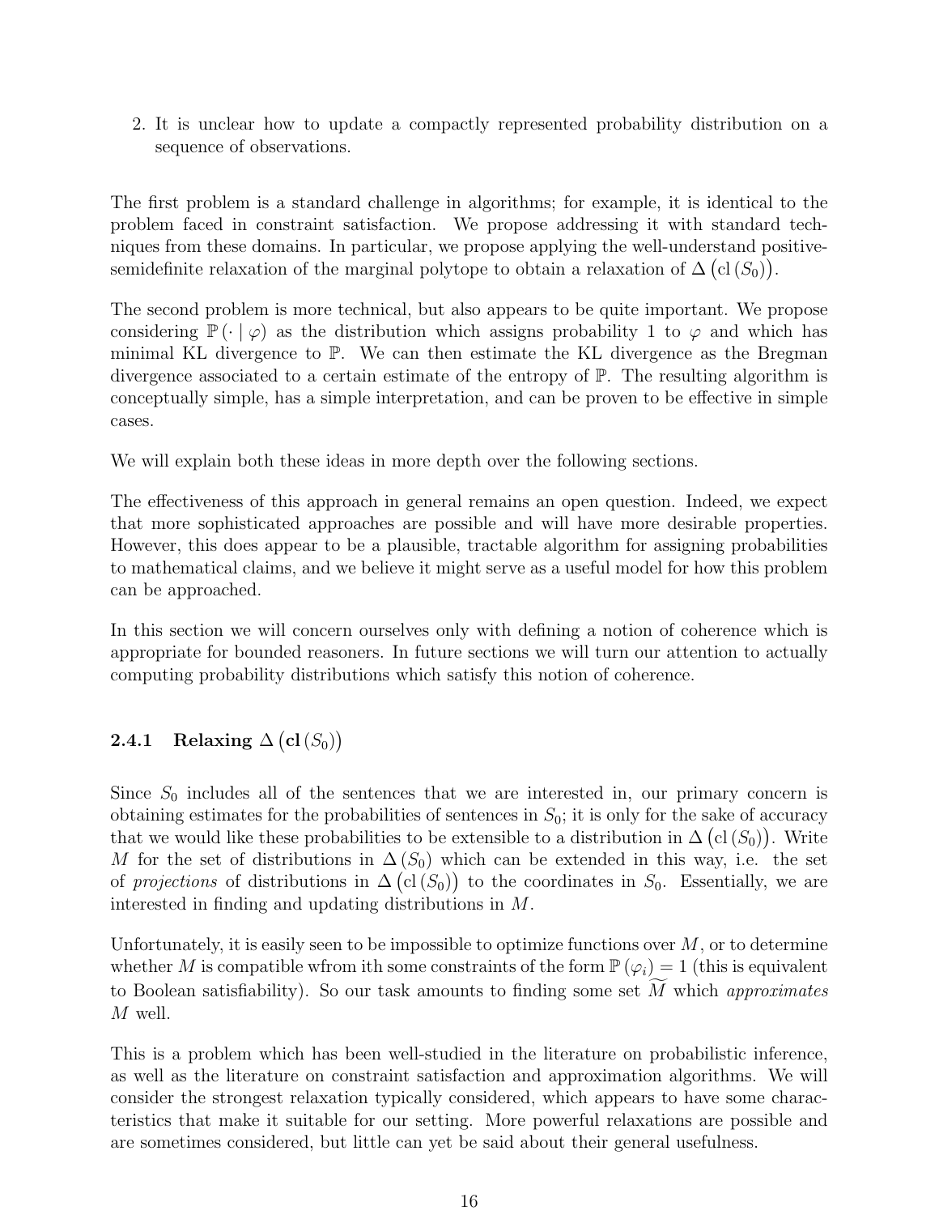2. It is unclear how to update a compactly represented probability distribution on a sequence of observations.

The first problem is a standard challenge in algorithms; for example, it is identical to the problem faced in constraint satisfaction. We propose addressing it with standard techniques from these domains. In particular, we propose applying the well-understand positive-semidefinite relaxation of the marginal polytope to obtain a relaxation of $\Delta\left(\mathrm{cl}\left(S_0\right)\right)$.

The second problem is more technical, but also appears to be quite important. We propose considering $\mathbb{P}\left(\cdot \mid \varphi\right)$ as the distribution which assigns probability 1 to $\varphi$ and which has minimal KL divergence to $\mathbb{P}$. We can then estimate the KL divergence as the Bregman divergence associated to a certain estimate of the entropy of $\mathbb{P}$. The resulting algorithm is conceptually simple, has a simple interpretation, and can be proven to be effective in simple cases.

We will explain both these ideas in more depth over the following sections.

The effectiveness of this approach in general remains an open question. Indeed, we expect that more sophisticated approaches are possible and will have more desirable properties. However, this does appear to be a plausible, tractable algorithm for assigning probabilities to mathematical claims, and we believe it might serve as a useful model for how this problem can be approached.

In this section we will concern ourselves only with defining a notion of coherence which is appropriate for bounded reasoners. In future sections we will turn our attention to actually computing probability distributions which satisfy this notion of coherence.

### 2.4.1 Relaxing $\Delta\left(\mathbf{cl}\left(S_0\right)\right)$

Since $S_0$ includes all of the sentences that we are interested in, our primary concern is obtaining estimates for the probabilities of sentences in $S_0$; it is only for the sake of accuracy that we would like these probabilities to be extensible to a distribution in $\Delta\left(\mathrm{cl}\left(S_0\right)\right)$. Write $M$ for the set of distributions in $\Delta\left(S_0\right)$ which can be extended in this way, i.e. the set of *projections* of distributions in $\Delta\left(\mathrm{cl}\left(S_0\right)\right)$ to the coordinates in $S_0$. Essentially, we are interested in finding and updating distributions in $M$.

Unfortunately, it is easily seen to be impossible to optimize functions over $M$, or to determine whether $M$ is compatible wfrom ith some constraints of the form $\mathbb{P}\left(\varphi_i\right) = 1$ (this is equivalent to Boolean satisfiability). So our task amounts to finding some set $\widetilde{M}$ which *approximates* $M$ well.

This is a problem which has been well-studied in the literature on probabilistic inference, as well as the literature on constraint satisfaction and approximation algorithms. We will consider the strongest relaxation typically considered, which appears to have some characteristics that make it suitable for our setting. More powerful relaxations are possible and are sometimes considered, but little can yet be said about their general usefulness.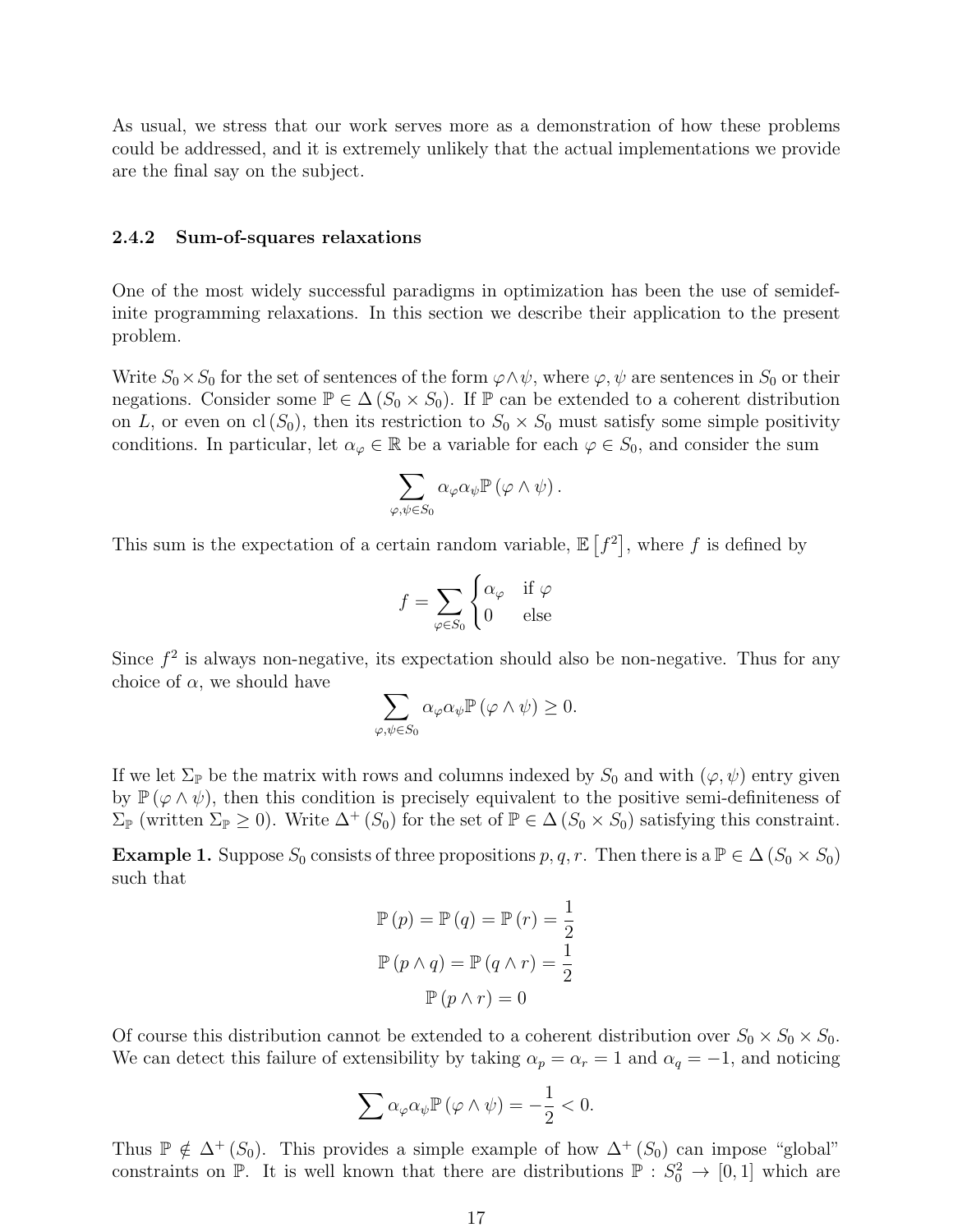As usual, we stress that our work serves more as a demonstration of how these problems could be addressed, and it is extremely unlikely that the actual implementations we provide are the final say on the subject.

### 2.4.2 Sum-of-squares relaxations

One of the most widely successful paradigms in optimization has been the use of semidefinite programming relaxations. In this section we describe their application to the present problem.

Write $S_0 \times S_0$ for the set of sentences of the form $\varphi \wedge \psi$, where $\varphi, \psi$ are sentences in $S_0$ or their negations. Consider some $\mathbb{P} \in \Delta(S_0 \times S_0)$. If $\mathbb{P}$ can be extended to a coherent distribution on $L$, or even on $\mathrm{cl}(S_0)$, then its restriction to $S_0 \times S_0$ must satisfy some simple positivity conditions. In particular, let $\alpha_\varphi \in \mathbb{R}$ be a variable for each $\varphi \in S_0$, and consider the sum

$$\sum_{\varphi, \psi \in S_0} \alpha_\varphi \alpha_\psi \mathbb{P}(\varphi \wedge \psi).$$

This sum is the expectation of a certain random variable, $\mathbb{E}\left[f^2\right]$, where $f$ is defined by

$$f = \sum_{\varphi \in S_0} \begin{cases} \alpha_\varphi & \text{if } \varphi \\ 0 & \text{else} \end{cases}$$

Since $f^2$ is always non-negative, its expectation should also be non-negative. Thus for any choice of $\alpha$, we should have

$$\sum_{\varphi, \psi \in S_0} \alpha_\varphi \alpha_\psi \mathbb{P}(\varphi \wedge \psi) \geq 0.$$

If we let $\Sigma_\mathbb{P}$ be the matrix with rows and columns indexed by $S_0$ and with $(\varphi, \psi)$ entry given by $\mathbb{P}(\varphi \wedge \psi)$, then this condition is precisely equivalent to the positive semi-definiteness of $\Sigma_\mathbb{P}$ (written $\Sigma_\mathbb{P} \geq 0$). Write $\Delta^+(S_0)$ for the set of $\mathbb{P} \in \Delta(S_0 \times S_0)$ satisfying this constraint.

**Example 1.** Suppose $S_0$ consists of three propositions $p, q, r$. Then there is a $\mathbb{P} \in \Delta(S_0 \times S_0)$ such that

$$\mathbb{P}(p) = \mathbb{P}(q) = \mathbb{P}(r) = \frac{1}{2}$$
$$\mathbb{P}(p \wedge q) = \mathbb{P}(q \wedge r) = \frac{1}{2}$$
$$\mathbb{P}(p \wedge r) = 0$$

Of course this distribution cannot be extended to a coherent distribution over $S_0 \times S_0 \times S_0$. We can detect this failure of extensibility by taking $\alpha_p = \alpha_r = 1$ and $\alpha_q = -1$, and noticing

$$\sum \alpha_\varphi \alpha_\psi \mathbb{P}(\varphi \wedge \psi) = -\frac{1}{2} < 0.$$

Thus $\mathbb{P} \notin \Delta^+(S_0)$. This provides a simple example of how $\Delta^+(S_0)$ can impose "global" constraints on $\mathbb{P}$. It is well known that there are distributions $\mathbb{P} : S_0^2 \to [0, 1]$ which are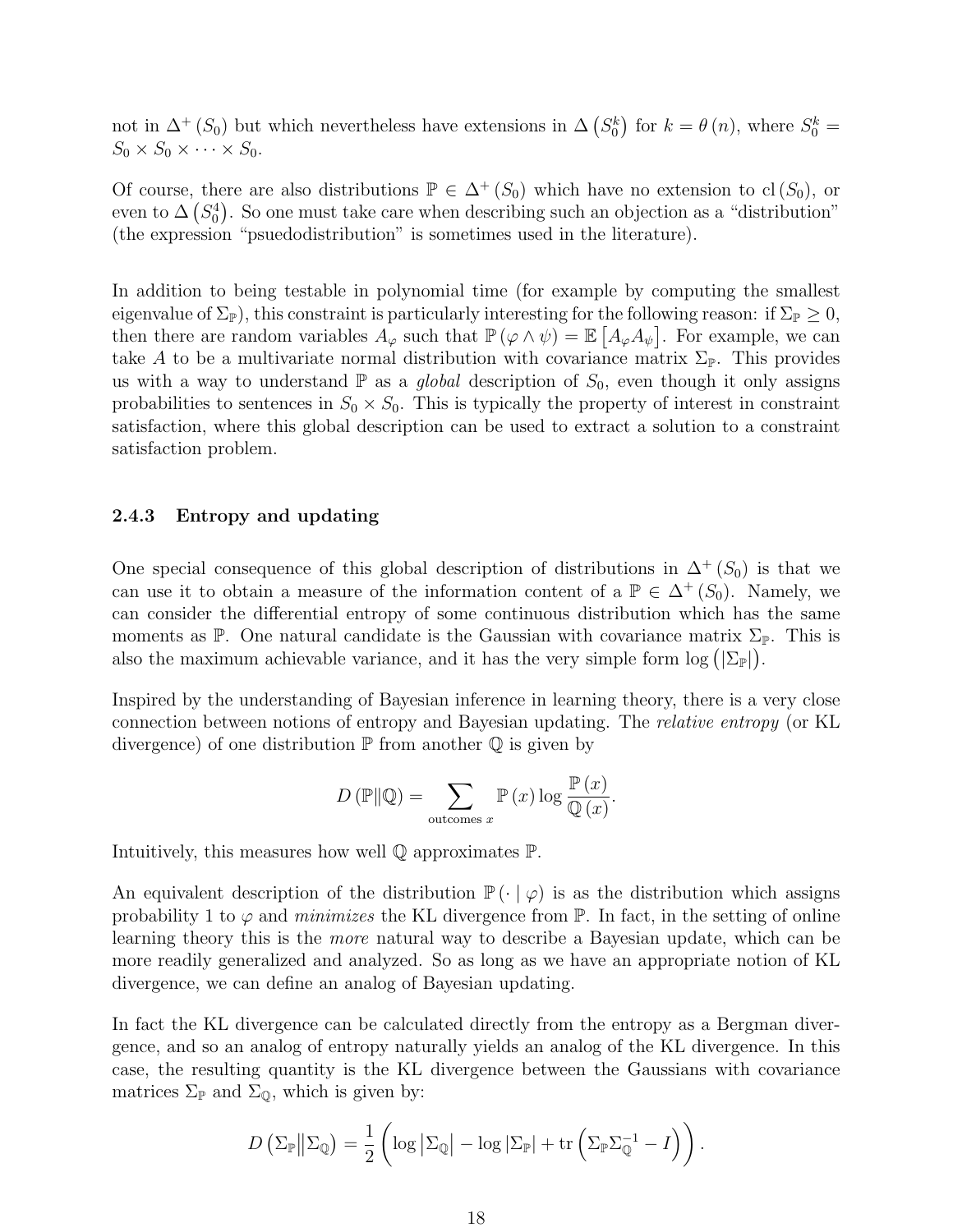not in $\Delta^+(S_0)$ but which nevertheless have extensions in $\Delta\left(S_0^k\right)$ for $k = \theta(n)$, where $S_0^k = S_0 \times S_0 \times \cdots \times S_0$.

Of course, there are also distributions $\mathbb{P} \in \Delta^+(S_0)$ which have no extension to $\mathrm{cl}(S_0)$, or even to $\Delta\left(S_0^4\right)$. So one must take care when describing such an objection as a "distribution" (the expression "psuedodistribution" is sometimes used in the literature).

In addition to being testable in polynomial time (for example by computing the smallest eigenvalue of $\Sigma_{\mathbb{P}}$), this constraint is particularly interesting for the following reason: if $\Sigma_{\mathbb{P}} \geq 0$, then there are random variables $A_\varphi$ such that $\mathbb{P}(\varphi \wedge \psi) = \mathbb{E}\left[A_\varphi A_\psi\right]$. For example, we can take $A$ to be a multivariate normal distribution with covariance matrix $\Sigma_{\mathbb{P}}$. This provides us with a way to understand $\mathbb{P}$ as a *global* description of $S_0$, even though it only assigns probabilities to sentences in $S_0 \times S_0$. This is typically the property of interest in constraint satisfaction, where this global description can be used to extract a solution to a constraint satisfaction problem.

### 2.4.3 Entropy and updating

One special consequence of this global description of distributions in $\Delta^+(S_0)$ is that we can use it to obtain a measure of the information content of a $\mathbb{P} \in \Delta^+(S_0)$. Namely, we can consider the differential entropy of some continuous distribution which has the same moments as $\mathbb{P}$. One natural candidate is the Gaussian with covariance matrix $\Sigma_{\mathbb{P}}$. This is also the maximum achievable variance, and it has the very simple form $\log\left(|\Sigma_{\mathbb{P}}|\right)$.

Inspired by the understanding of Bayesian inference in learning theory, there is a very close connection between notions of entropy and Bayesian updating. The *relative entropy* (or KL divergence) of one distribution $\mathbb{P}$ from another $\mathbb{Q}$ is given by

$$D(\mathbb{P} \| \mathbb{Q}) = \sum_{\text{outcomes } x} \mathbb{P}(x) \log \frac{\mathbb{P}(x)}{\mathbb{Q}(x)}.$$

Intuitively, this measures how well $\mathbb{Q}$ approximates $\mathbb{P}$.

An equivalent description of the distribution $\mathbb{P}(\cdot \mid \varphi)$ is as the distribution which assigns probability 1 to $\varphi$ and *minimizes* the KL divergence from $\mathbb{P}$. In fact, in the setting of online learning theory this is the *more* natural way to describe a Bayesian update, which can be more readily generalized and analyzed. So as long as we have an appropriate notion of KL divergence, we can define an analog of Bayesian updating.

In fact the KL divergence can be calculated directly from the entropy as a Bergman divergence, and so an analog of entropy naturally yields an analog of the KL divergence. In this case, the resulting quantity is the KL divergence between the Gaussians with covariance matrices $\Sigma_{\mathbb{P}}$ and $\Sigma_{\mathbb{Q}}$, which is given by:

$$D\left(\Sigma_{\mathbb{P}} \middle\| \Sigma_{\mathbb{Q}}\right) = \frac{1}{2}\left(\log\left|\Sigma_{\mathbb{Q}}\right| - \log\left|\Sigma_{\mathbb{P}}\right| + \mathrm{tr}\left(\Sigma_{\mathbb{P}}\Sigma_{\mathbb{Q}}^{-1} - I\right)\right).$$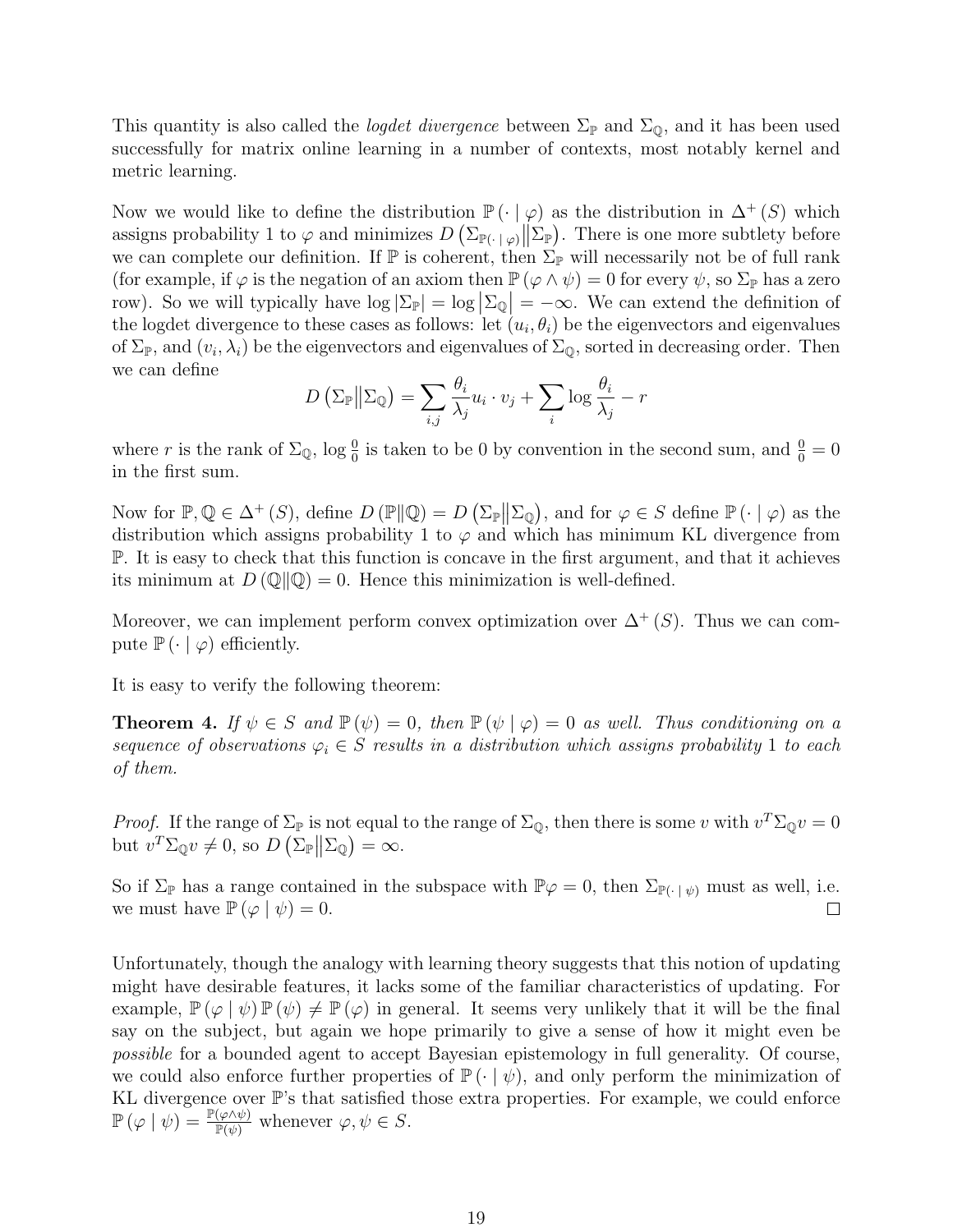This quantity is also called the *logdet divergence* between $\Sigma_{\mathbb{P}}$ and $\Sigma_{\mathbb{Q}}$, and it has been used successfully for matrix online learning in a number of contexts, most notably kernel and metric learning.

Now we would like to define the distribution $\mathbb{P}(\cdot \mid \varphi)$ as the distribution in $\Delta^+(S)$ which assigns probability 1 to $\varphi$ and minimizes $D\left(\Sigma_{\mathbb{P}(\cdot \mid \varphi)} \middle\| \Sigma_{\mathbb{P}}\right)$. There is one more subtlety before we can complete our definition. If $\mathbb{P}$ is coherent, then $\Sigma_{\mathbb{P}}$ will necessarily not be of full rank (for example, if $\varphi$ is the negation of an axiom then $\mathbb{P}(\varphi \wedge \psi) = 0$ for every $\psi$, so $\Sigma_{\mathbb{P}}$ has a zero row). So we will typically have $\log |\Sigma_{\mathbb{P}}| = \log |\Sigma_{\mathbb{Q}}| = -\infty$. We can extend the definition of the logdet divergence to these cases as follows: let $(u_i, \theta_i)$ be the eigenvectors and eigenvalues of $\Sigma_{\mathbb{P}}$, and $(v_i, \lambda_i)$ be the eigenvectors and eigenvalues of $\Sigma_{\mathbb{Q}}$, sorted in decreasing order. Then we can define

$$D\left(\Sigma_{\mathbb{P}} \middle\| \Sigma_{\mathbb{Q}}\right) = \sum_{i,j} \frac{\theta_i}{\lambda_j} u_i \cdot v_j + \sum_i \log \frac{\theta_i}{\lambda_j} - r$$

where $r$ is the rank of $\Sigma_{\mathbb{Q}}$, $\log \frac{0}{0}$ is taken to be 0 by convention in the second sum, and $\frac{0}{0} = 0$ in the first sum.

Now for $\mathbb{P}, \mathbb{Q} \in \Delta^+(S)$, define $D(\mathbb{P} \| \mathbb{Q}) = D\left(\Sigma_{\mathbb{P}} \middle\| \Sigma_{\mathbb{Q}}\right)$, and for $\varphi \in S$ define $\mathbb{P}(\cdot \mid \varphi)$ as the distribution which assigns probability 1 to $\varphi$ and which has minimum KL divergence from $\mathbb{P}$. It is easy to check that this function is concave in the first argument, and that it achieves its minimum at $D(\mathbb{Q} \| \mathbb{Q}) = 0$. Hence this minimization is well-defined.

Moreover, we can implement perform convex optimization over $\Delta^+(S)$. Thus we can compute $\mathbb{P}(\cdot \mid \varphi)$ efficiently.

It is easy to verify the following theorem:

**Theorem 4.** *If $\psi \in S$ and $\mathbb{P}(\psi) = 0$, then $\mathbb{P}(\psi \mid \varphi) = 0$ as well. Thus conditioning on a sequence of observations $\varphi_i \in S$ results in a distribution which assigns probability 1 to each of them.*

*Proof.* If the range of $\Sigma_{\mathbb{P}}$ is not equal to the range of $\Sigma_{\mathbb{Q}}$, then there is some $v$ with $v^T \Sigma_{\mathbb{Q}} v = 0$ but $v^T \Sigma_{\mathbb{Q}} v \neq 0$, so $D\left(\Sigma_{\mathbb{P}} \middle\| \Sigma_{\mathbb{Q}}\right) = \infty$.

So if $\Sigma_{\mathbb{P}}$ has a range contained in the subspace with $\mathbb{P}\varphi = 0$, then $\Sigma_{\mathbb{P}(\cdot \mid \psi)}$ must as well, i.e. we must have $\mathbb{P}(\varphi \mid \psi) = 0$. □

Unfortunately, though the analogy with learning theory suggests that this notion of updating might have desirable features, it lacks some of the familiar characteristics of updating. For example, $\mathbb{P}(\varphi \mid \psi) \mathbb{P}(\psi) \neq \mathbb{P}(\varphi)$ in general. It seems very unlikely that it will be the final say on the subject, but again we hope primarily to give a sense of how it might even be *possible* for a bounded agent to accept Bayesian epistemology in full generality. Of course, we could also enforce further properties of $\mathbb{P}(\cdot \mid \psi)$, and only perform the minimization of KL divergence over $\mathbb{P}$'s that satisfied those extra properties. For example, we could enforce $\mathbb{P}(\varphi \mid \psi) = \frac{\mathbb{P}(\varphi \wedge \psi)}{\mathbb{P}(\psi)}$ whenever $\varphi, \psi \in S$.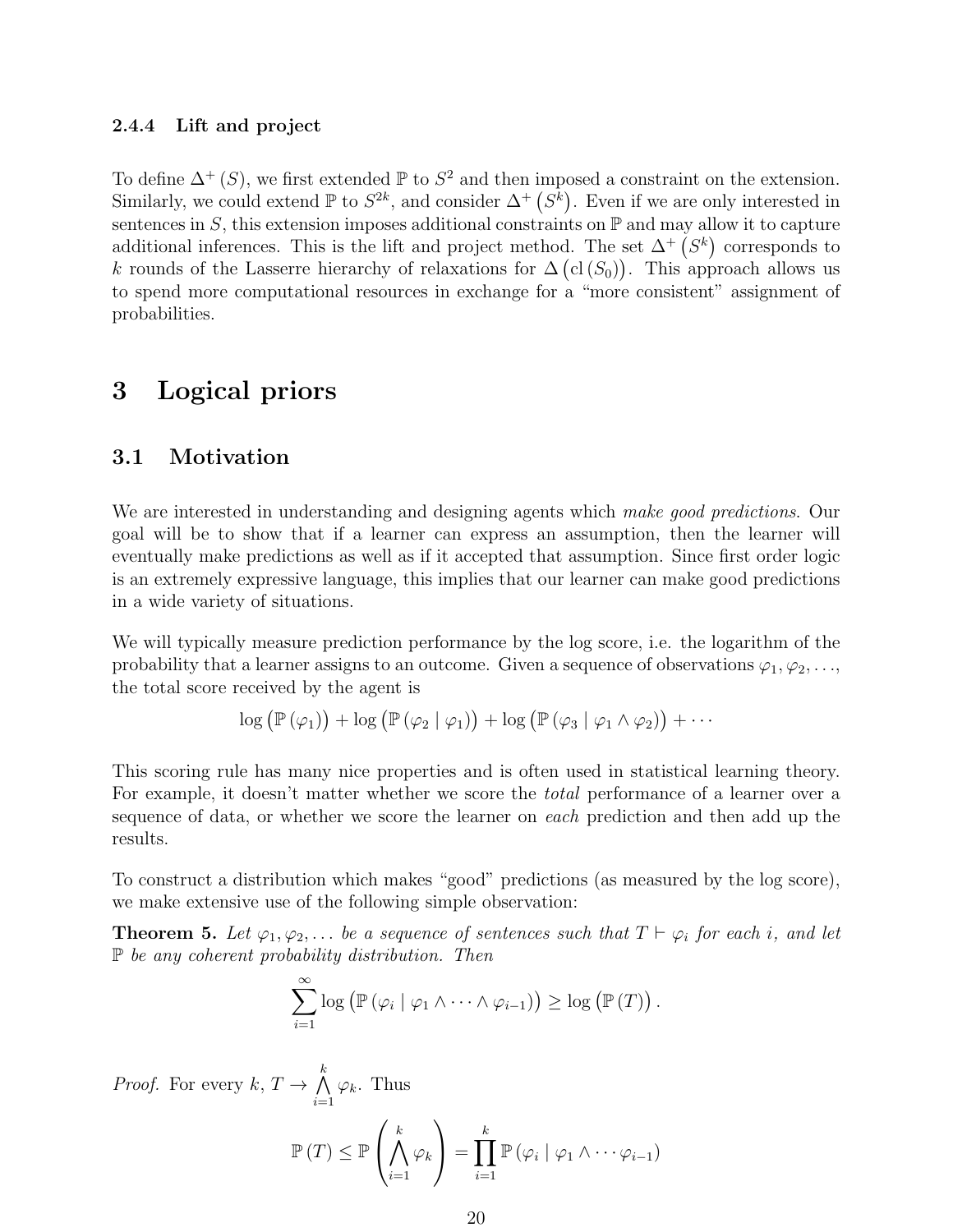### 2.4.4 Lift and project

To define $\Delta^+(S)$, we first extended $\mathbb{P}$ to $S^2$ and then imposed a constraint on the extension. Similarly, we could extend $\mathbb{P}$ to $S^{2k}$, and consider $\Delta^+\left(S^k\right)$. Even if we are only interested in sentences in $S$, this extension imposes additional constraints on $\mathbb{P}$ and may allow it to capture additional inferences. This is the lift and project method. The set $\Delta^+\left(S^k\right)$ corresponds to $k$ rounds of the Lasserre hierarchy of relaxations for $\Delta\left(\text{cl}\left(S_0\right)\right)$. This approach allows us to spend more computational resources in exchange for a "more consistent" assignment of probabilities.

# 3 Logical priors

## 3.1 Motivation

We are interested in understanding and designing agents which *make good predictions*. Our goal will be to show that if a learner can express an assumption, then the learner will eventually make predictions as well as if it accepted that assumption. Since first order logic is an extremely expressive language, this implies that our learner can make good predictions in a wide variety of situations.

We will typically measure prediction performance by the log score, i.e. the logarithm of the probability that a learner assigns to an outcome. Given a sequence of observations $\varphi_1, \varphi_2, \ldots$, the total score received by the agent is

$$\log\left(\mathbb{P}\left(\varphi_1\right)\right) + \log\left(\mathbb{P}\left(\varphi_2 \mid \varphi_1\right)\right) + \log\left(\mathbb{P}\left(\varphi_3 \mid \varphi_1 \wedge \varphi_2\right)\right) + \cdots$$

This scoring rule has many nice properties and is often used in statistical learning theory. For example, it doesn't matter whether we score the *total* performance of a learner over a sequence of data, or whether we score the learner on *each* prediction and then add up the results.

To construct a distribution which makes "good" predictions (as measured by the log score), we make extensive use of the following simple observation:

**Theorem 5.** *Let $\varphi_1, \varphi_2, \ldots$ be a sequence of sentences such that $T \vdash \varphi_i$ for each $i$, and let $\mathbb{P}$ be any coherent probability distribution. Then*

$$\sum_{i=1}^{\infty} \log\left(\mathbb{P}\left(\varphi_i \mid \varphi_1 \wedge \cdots \wedge \varphi_{i-1}\right)\right) \geq \log\left(\mathbb{P}\left(T\right)\right).$$

*Proof.* For every $k$, $T \to \bigwedge_{i=1}^{k} \varphi_k$. Thus

$$\mathbb{P}\left(T\right) \leq \mathbb{P}\left(\bigwedge_{i=1}^{k} \varphi_k\right) = \prod_{i=1}^{k} \mathbb{P}\left(\varphi_i \mid \varphi_1 \wedge \cdots \varphi_{i-1}\right)$$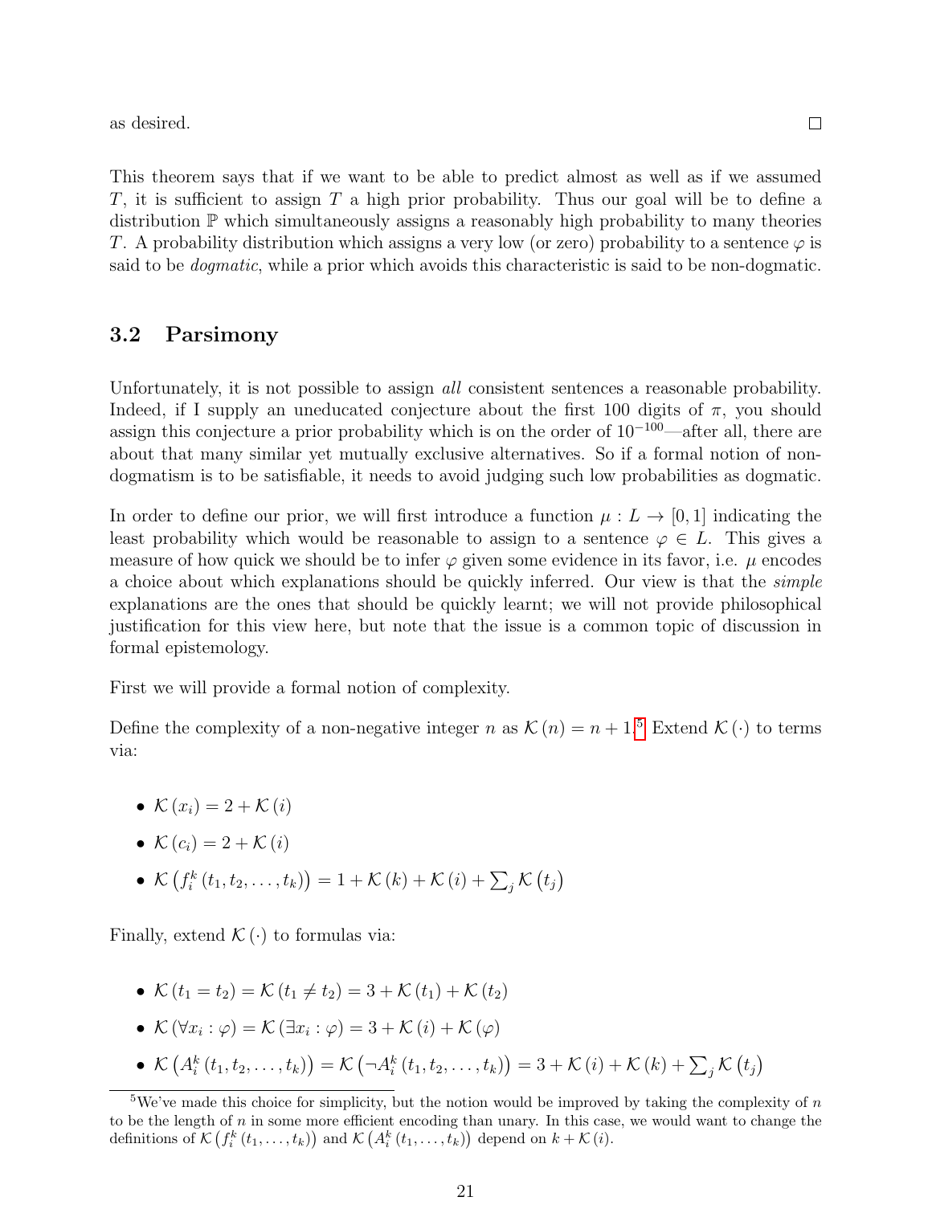as desired. □

This theorem says that if we want to be able to predict almost as well as if we assumed $T$, it is sufficient to assign $T$ a high prior probability. Thus our goal will be to define a distribution $\mathbb{P}$ which simultaneously assigns a reasonably high probability to many theories $T$. A probability distribution which assigns a very low (or zero) probability to a sentence $\varphi$ is said to be *dogmatic*, while a prior which avoids this characteristic is said to be non-dogmatic.

### 3.2 Parsimony

Unfortunately, it is not possible to assign *all* consistent sentences a reasonable probability. Indeed, if I supply an uneducated conjecture about the first 100 digits of $\pi$, you should assign this conjecture a prior probability which is on the order of $10^{-100}$—after all, there are about that many similar yet mutually exclusive alternatives. So if a formal notion of non-dogmatism is to be satisfiable, it needs to avoid judging such low probabilities as dogmatic.

In order to define our prior, we will first introduce a function $\mu : L \to [0, 1]$ indicating the least probability which would be reasonable to assign to a sentence $\varphi \in L$. This gives a measure of how quick we should be to infer $\varphi$ given some evidence in its favor, i.e. $\mu$ encodes a choice about which explanations should be quickly inferred. Our view is that the *simple* explanations are the ones that should be quickly learnt; we will not provide philosophical justification for this view here, but note that the issue is a common topic of discussion in formal epistemology.

First we will provide a formal notion of complexity.

Define the complexity of a non-negative integer $n$ as $\mathcal{K}(n) = n + 1$.[5] Extend $\mathcal{K}(\cdot)$ to terms via:

- $\mathcal{K}(x_i) = 2 + \mathcal{K}(i)$
- $\mathcal{K}(c_i) = 2 + \mathcal{K}(i)$
- $\mathcal{K}\left(f_i^k(t_1, t_2, \ldots, t_k)\right) = 1 + \mathcal{K}(k) + \mathcal{K}(i) + \sum_j \mathcal{K}(t_j)$

Finally, extend $\mathcal{K}(\cdot)$ to formulas via:

- $\mathcal{K}(t_1 = t_2) = \mathcal{K}(t_1 \neq t_2) = 3 + \mathcal{K}(t_1) + \mathcal{K}(t_2)$
- $\mathcal{K}(\forall x_i : \varphi) = \mathcal{K}(\exists x_i : \varphi) = 3 + \mathcal{K}(i) + \mathcal{K}(\varphi)$
- $\mathcal{K}\left(A_i^k(t_1, t_2, \ldots, t_k)\right) = \mathcal{K}\left(\neg A_i^k(t_1, t_2, \ldots, t_k)\right) = 3 + \mathcal{K}(i) + \mathcal{K}(k) + \sum_j \mathcal{K}(t_j)$

[5] We've made this choice for simplicity, but the notion would be improved by taking the complexity of $n$ to be the length of $n$ in some more efficient encoding than unary. In this case, we would want to change the definitions of $\mathcal{K}\left(f_i^k(t_1, \ldots, t_k)\right)$ and $\mathcal{K}\left(A_i^k(t_1, \ldots, t_k)\right)$ depend on $k + \mathcal{K}(i)$.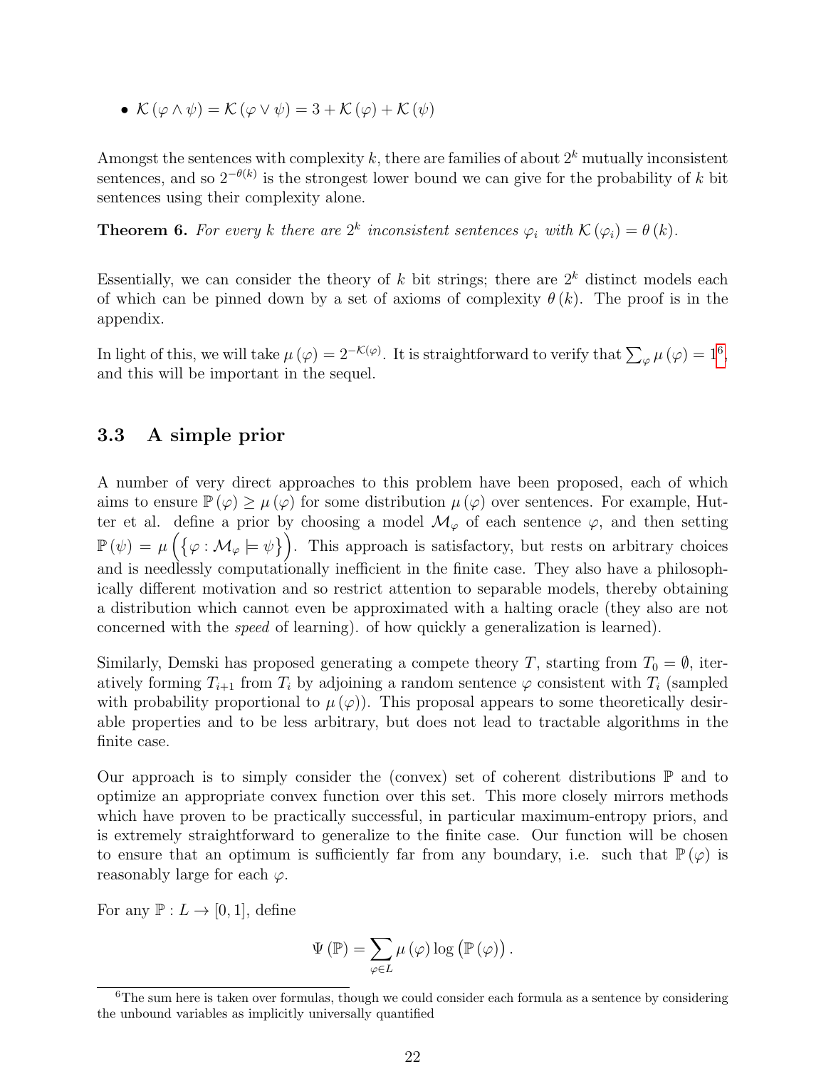- $\mathcal{K}(\varphi \wedge \psi) = \mathcal{K}(\varphi \vee \psi) = 3 + \mathcal{K}(\varphi) + \mathcal{K}(\psi)$

Amongst the sentences with complexity $k$, there are families of about $2^k$ mutually inconsistent sentences, and so $2^{-\theta(k)}$ is the strongest lower bound we can give for the probability of $k$ bit sentences using their complexity alone.

**Theorem 6.** *For every $k$ there are $2^k$ inconsistent sentences $\varphi_i$ with $\mathcal{K}(\varphi_i) = \theta(k)$.*

Essentially, we can consider the theory of $k$ bit strings; there are $2^k$ distinct models each of which can be pinned down by a set of axioms of complexity $\theta(k)$. The proof is in the appendix.

In light of this, we will take $\mu(\varphi) = 2^{-\mathcal{K}(\varphi)}$. It is straightforward to verify that $\sum_{\varphi} \mu(\varphi) = 1$[6], and this will be important in the sequel.

## 3.3 A simple prior

A number of very direct approaches to this problem have been proposed, each of which aims to ensure $\mathbb{P}(\varphi) \geq \mu(\varphi)$ for some distribution $\mu(\varphi)$ over sentences. For example, Hutter et al. define a prior by choosing a model $\mathcal{M}_\varphi$ of each sentence $\varphi$, and then setting $\mathbb{P}(\psi) = \mu\left(\{\varphi : \mathcal{M}_\varphi \models \psi\}\right)$. This approach is satisfactory, but rests on arbitrary choices and is needlessly computationally inefficient in the finite case. They also have a philosophically different motivation and so restrict attention to separable models, thereby obtaining a distribution which cannot even be approximated with a halting oracle (they also are not concerned with the *speed* of learning). of how quickly a generalization is learned).

Similarly, Demski has proposed generating a compete theory $T$, starting from $T_0 = \emptyset$, iteratively forming $T_{i+1}$ from $T_i$ by adjoining a random sentence $\varphi$ consistent with $T_i$ (sampled with probability proportional to $\mu(\varphi)$). This proposal appears to some theoretically desirable properties and to be less arbitrary, but does not lead to tractable algorithms in the finite case.

Our approach is to simply consider the (convex) set of coherent distributions $\mathbb{P}$ and to optimize an appropriate convex function over this set. This more closely mirrors methods which have proven to be practically successful, in particular maximum-entropy priors, and is extremely straightforward to generalize to the finite case. Our function will be chosen to ensure that an optimum is sufficiently far from any boundary, i.e. such that $\mathbb{P}(\varphi)$ is reasonably large for each $\varphi$.

For any $\mathbb{P} : L \to [0, 1]$, define

$$\Psi(\mathbb{P}) = \sum_{\varphi \in L} \mu(\varphi) \log\left(\mathbb{P}(\varphi)\right).$$

[6] The sum here is taken over formulas, though we could consider each formula as a sentence by considering the unbound variables as implicitly universally quantified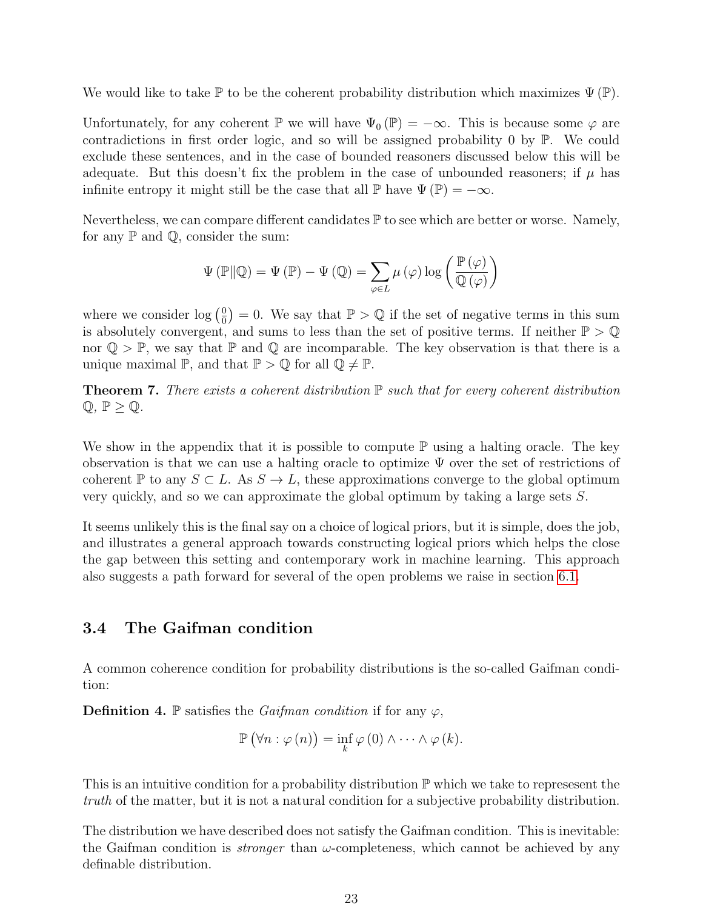We would like to take $\mathbb{P}$ to be the coherent probability distribution which maximizes $\Psi(\mathbb{P})$.

Unfortunately, for any coherent $\mathbb{P}$ we will have $\Psi_0(\mathbb{P}) = -\infty$. This is because some $\varphi$ are contradictions in first order logic, and so will be assigned probability 0 by $\mathbb{P}$. We could exclude these sentences, and in the case of bounded reasoners discussed below this will be adequate. But this doesn't fix the problem in the case of unbounded reasoners; if $\mu$ has infinite entropy it might still be the case that all $\mathbb{P}$ have $\Psi(\mathbb{P}) = -\infty$.

Nevertheless, we can compare different candidates $\mathbb{P}$ to see which are better or worse. Namely, for any $\mathbb{P}$ and $\mathbb{Q}$, consider the sum:

$$\Psi(\mathbb{P}\|\mathbb{Q}) = \Psi(\mathbb{P}) - \Psi(\mathbb{Q}) = \sum_{\varphi \in L} \mu(\varphi) \log\left(\frac{\mathbb{P}(\varphi)}{\mathbb{Q}(\varphi)}\right)$$

where we consider $\log\left(\frac{0}{0}\right) = 0$. We say that $\mathbb{P} > \mathbb{Q}$ if the set of negative terms in this sum is absolutely convergent, and sums to less than the set of positive terms. If neither $\mathbb{P} > \mathbb{Q}$ nor $\mathbb{Q} > \mathbb{P}$, we say that $\mathbb{P}$ and $\mathbb{Q}$ are incomparable. The key observation is that there is a unique maximal $\mathbb{P}$, and that $\mathbb{P} > \mathbb{Q}$ for all $\mathbb{Q} \neq \mathbb{P}$.

**Theorem 7.** *There exists a coherent distribution $\mathbb{P}$ such that for every coherent distribution $\mathbb{Q}$, $\mathbb{P} \geq \mathbb{Q}$.*

We show in the appendix that it is possible to compute $\mathbb{P}$ using a halting oracle. The key observation is that we can use a halting oracle to optimize $\Psi$ over the set of restrictions of coherent $\mathbb{P}$ to any $S \subset L$. As $S \to L$, these approximations converge to the global optimum very quickly, and so we can approximate the global optimum by taking a large sets $S$.

It seems unlikely this is the final say on a choice of logical priors, but it is simple, does the job, and illustrates a general approach towards constructing logical priors which helps the close the gap between this setting and contemporary work in machine learning. This approach also suggests a path forward for several of the open problems we raise in section 6.1.

### 3.4 The Gaifman condition

A common coherence condition for probability distributions is the so-called Gaifman condition:

**Definition 4.** $\mathbb{P}$ satisfies the *Gaifman condition* if for any $\varphi$,

$$\mathbb{P}\left(\forall n : \varphi(n)\right) = \inf_k \varphi(0) \wedge \cdots \wedge \varphi(k).$$

This is an intuitive condition for a probability distribution $\mathbb{P}$ which we take to represesent the *truth* of the matter, but it is not a natural condition for a subjective probability distribution.

The distribution we have described does not satisfy the Gaifman condition. This is inevitable: the Gaifman condition is *stronger* than $\omega$-completeness, which cannot be achieved by any definable distribution.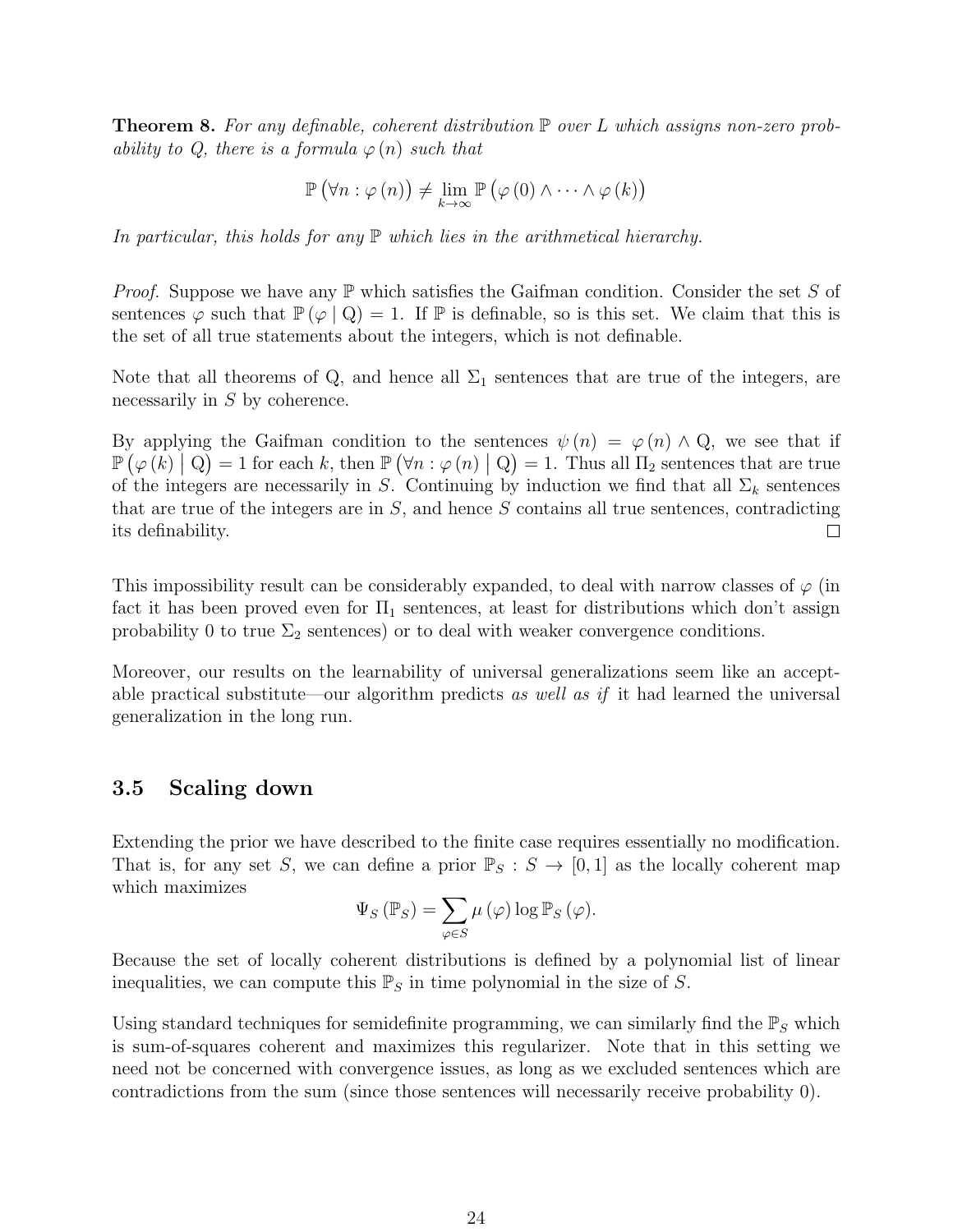**Theorem 8.** *For any definable, coherent distribution $\mathbb{P}$ over $L$ which assigns non-zero probability to $Q$, there is a formula $\varphi(n)$ such that*

$$\mathbb{P}\left(\forall n : \varphi(n)\right) \neq \lim_{k \to \infty} \mathbb{P}\left(\varphi(0) \wedge \cdots \wedge \varphi(k)\right)$$

*In particular, this holds for any $\mathbb{P}$ which lies in the arithmetical hierarchy.*

*Proof.* Suppose we have any $\mathbb{P}$ which satisfies the Gaifman condition. Consider the set $S$ of sentences $\varphi$ such that $\mathbb{P}(\varphi \mid \mathrm{Q}) = 1$. If $\mathbb{P}$ is definable, so is this set. We claim that this is the set of all true statements about the integers, which is not definable.

Note that all theorems of Q, and hence all $\Sigma_1$ sentences that are true of the integers, are necessarily in $S$ by coherence.

By applying the Gaifman condition to the sentences $\psi(n) = \varphi(n) \wedge \mathrm{Q}$, we see that if $\mathbb{P}\left(\varphi(k) \mid \mathrm{Q}\right) = 1$ for each $k$, then $\mathbb{P}\left(\forall n : \varphi(n) \mid \mathrm{Q}\right) = 1$. Thus all $\Pi_2$ sentences that are true of the integers are necessarily in $S$. Continuing by induction we find that all $\Sigma_k$ sentences that are true of the integers are in $S$, and hence $S$ contains all true sentences, contradicting its definability. $\square$

This impossibility result can be considerably expanded, to deal with narrow classes of $\varphi$ (in fact it has been proved even for $\Pi_1$ sentences, at least for distributions which don't assign probability 0 to true $\Sigma_2$ sentences) or to deal with weaker convergence conditions.

Moreover, our results on the learnability of universal generalizations seem like an acceptable practical substitute—our algorithm predicts *as well as if* it had learned the universal generalization in the long run.

### 3.5 Scaling down

Extending the prior we have described to the finite case requires essentially no modification. That is, for any set $S$, we can define a prior $\mathbb{P}_S : S \to [0, 1]$ as the locally coherent map which maximizes

$$\Psi_S(\mathbb{P}_S) = \sum_{\varphi \in S} \mu(\varphi) \log \mathbb{P}_S(\varphi).$$

Because the set of locally coherent distributions is defined by a polynomial list of linear inequalities, we can compute this $\mathbb{P}_S$ in time polynomial in the size of $S$.

Using standard techniques for semidefinite programming, we can similarly find the $\mathbb{P}_S$ which is sum-of-squares coherent and maximizes this regularizer. Note that in this setting we need not be concerned with convergence issues, as long as we excluded sentences which are contradictions from the sum (since those sentences will necessarily receive probability 0).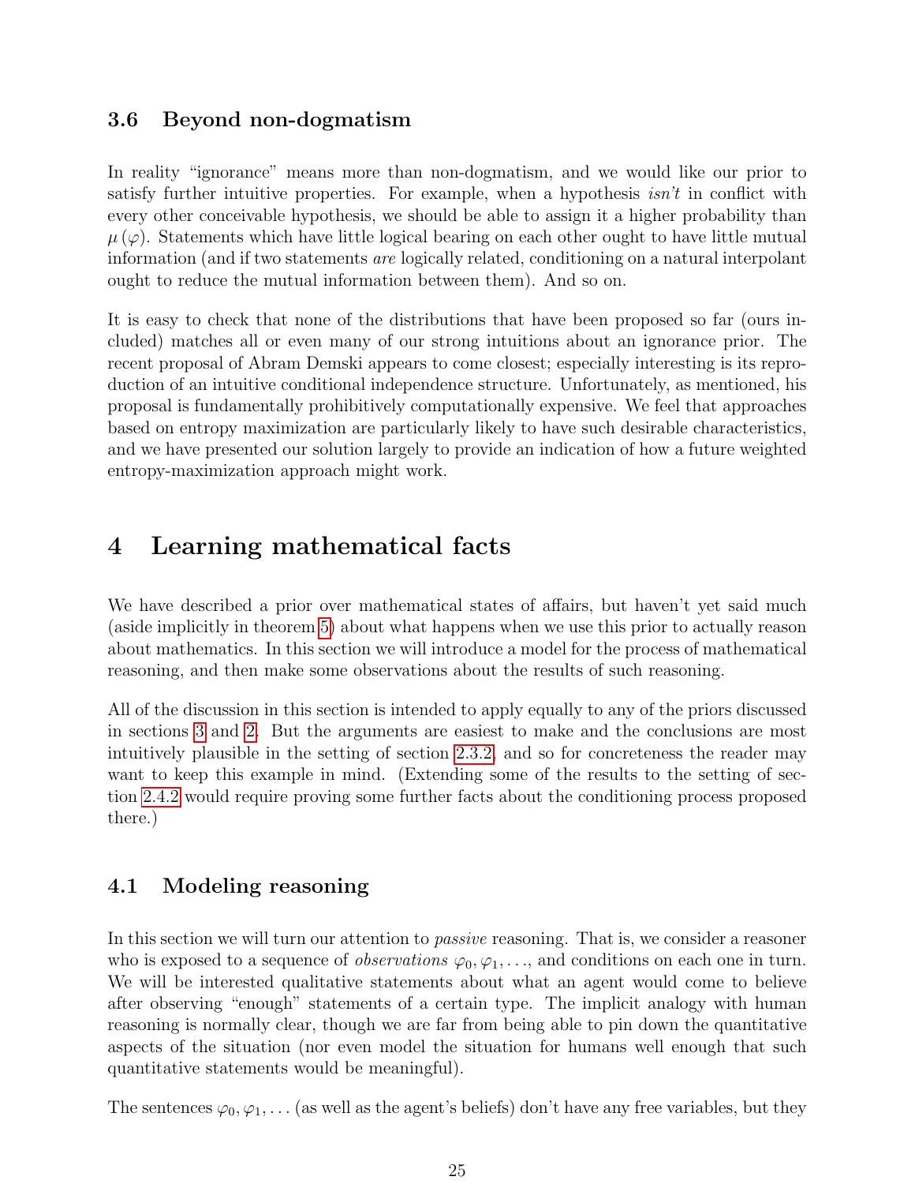### 3.6 Beyond non-dogmatism

In reality "ignorance" means more than non-dogmatism, and we would like our prior to satisfy further intuitive properties. For example, when a hypothesis *isn't* in conflict with every other conceivable hypothesis, we should be able to assign it a higher probability than $\mu(\varphi)$. Statements which have little logical bearing on each other ought to have little mutual information (and if two statements *are* logically related, conditioning on a natural interpolant ought to reduce the mutual information between them). And so on.

It is easy to check that none of the distributions that have been proposed so far (ours included) matches all or even many of our strong intuitions about an ignorance prior. The recent proposal of Abram Demski appears to come closest; especially interesting is its reproduction of an intuitive conditional independence structure. Unfortunately, as mentioned, his proposal is fundamentally prohibitively computationally expensive. We feel that approaches based on entropy maximization are particularly likely to have such desirable characteristics, and we have presented our solution largely to provide an indication of how a future weighted entropy-maximization approach might work.

## 4 Learning mathematical facts

We have described a prior over mathematical states of affairs, but haven't yet said much (aside implicitly in theorem 5) about what happens when we use this prior to actually reason about mathematics. In this section we will introduce a model for the process of mathematical reasoning, and then make some observations about the results of such reasoning.

All of the discussion in this section is intended to apply equally to any of the priors discussed in sections 3 and 2. But the arguments are easiest to make and the conclusions are most intuitively plausible in the setting of section 2.3.2, and so for concreteness the reader may want to keep this example in mind. (Extending some of the results to the setting of section 2.4.2 would require proving some further facts about the conditioning process proposed there.)

### 4.1 Modeling reasoning

In this section we will turn our attention to *passive* reasoning. That is, we consider a reasoner who is exposed to a sequence of *observations* $\varphi_0, \varphi_1, \ldots$, and conditions on each one in turn. We will be interested qualitative statements about what an agent would come to believe after observing "enough" statements of a certain type. The implicit analogy with human reasoning is normally clear, though we are far from being able to pin down the quantitative aspects of the situation (nor even model the situation for humans well enough that such quantitative statements would be meaningful).

The sentences $\varphi_0, \varphi_1, \ldots$ (as well as the agent's beliefs) don't have any free variables, but they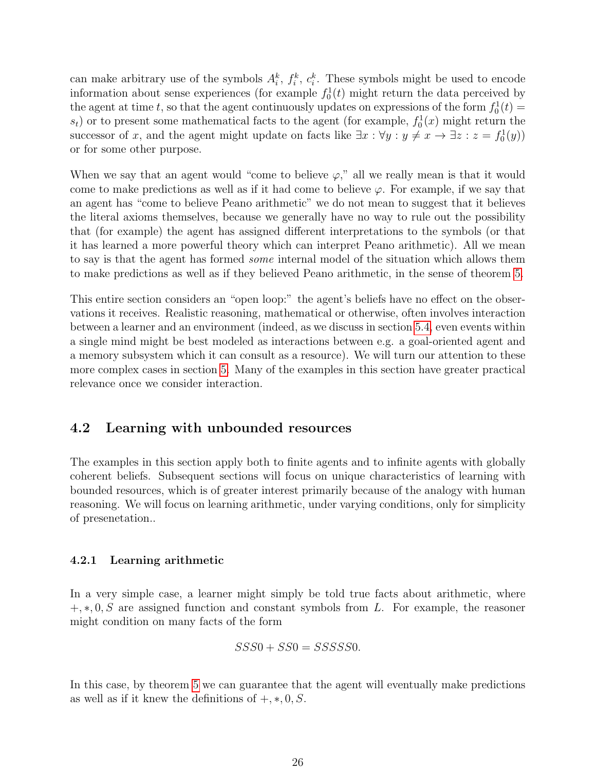can make arbitrary use of the symbols $A_i^k$, $f_i^k$, $c_i^k$. These symbols might be used to encode information about sense experiences (for example $f_0^1(t)$ might return the data perceived by the agent at time $t$, so that the agent continuously updates on expressions of the form $f_0^1(t) = s_t$) or to present some mathematical facts to the agent (for example, $f_0^1(x)$ might return the successor of $x$, and the agent might update on facts like $\exists x : \forall y : y \neq x \rightarrow \exists z : z = f_0^1(y)$) or for some other purpose.

When we say that an agent would "come to believe $\varphi$," all we really mean is that it would come to make predictions as well as if it had come to believe $\varphi$. For example, if we say that an agent has "come to believe Peano arithmetic" we do not mean to suggest that it believes the literal axioms themselves, because we generally have no way to rule out the possibility that (for example) the agent has assigned different interpretations to the symbols (or that it has learned a more powerful theory which can interpret Peano arithmetic). All we mean to say is that the agent has formed *some* internal model of the situation which allows them to make predictions as well as if they believed Peano arithmetic, in the sense of theorem 5.

This entire section considers an "open loop:" the agent's beliefs have no effect on the observations it receives. Realistic reasoning, mathematical or otherwise, often involves interaction between a learner and an environment (indeed, as we discuss in section 5.4, even events within a single mind might be best modeled as interactions between e.g. a goal-oriented agent and a memory subsystem which it can consult as a resource). We will turn our attention to these more complex cases in section 5. Many of the examples in this section have greater practical relevance once we consider interaction.

## 4.2 Learning with unbounded resources

The examples in this section apply both to finite agents and to infinite agents with globally coherent beliefs. Subsequent sections will focus on unique characteristics of learning with bounded resources, which is of greater interest primarily because of the analogy with human reasoning. We will focus on learning arithmetic, under varying conditions, only for simplicity of presenetation..

### 4.2.1 Learning arithmetic

In a very simple case, a learner might simply be told true facts about arithmetic, where $+, *, 0, S$ are assigned function and constant symbols from $L$. For example, the reasoner might condition on many facts of the form

$$SSS0 + SS0 = SSSSS0.$$

In this case, by theorem 5 we can guarantee that the agent will eventually make predictions as well as if it knew the definitions of $+, *, 0, S$.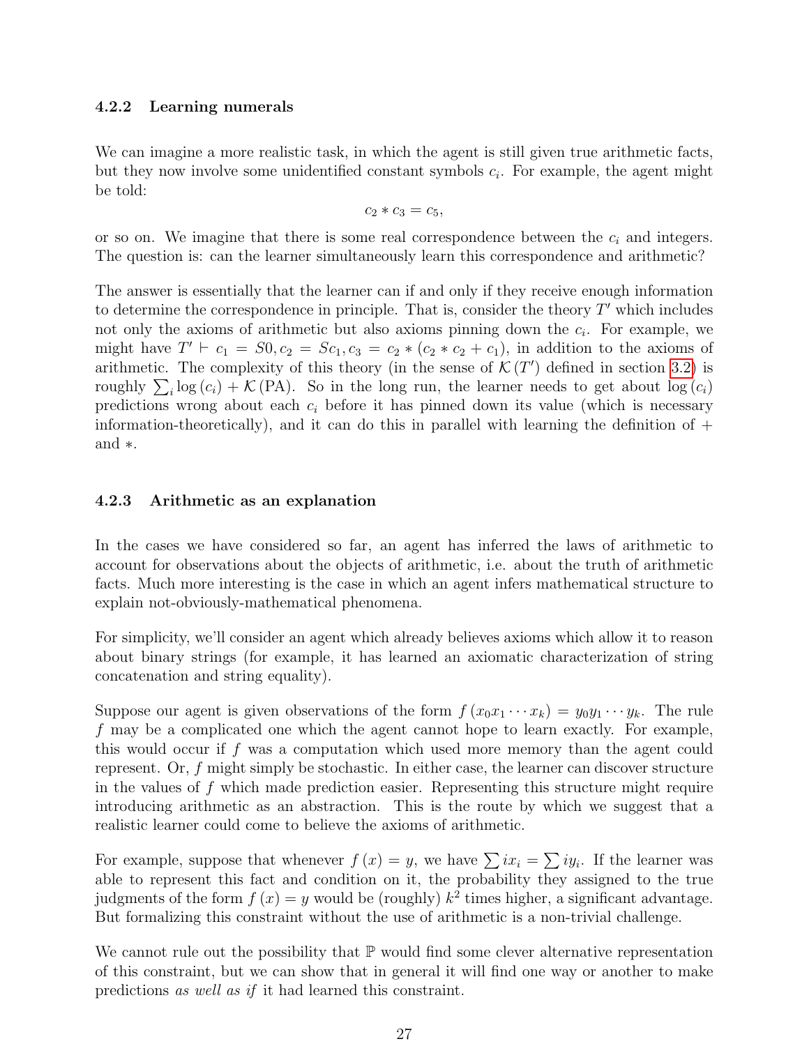### 4.2.2 Learning numerals

We can imagine a more realistic task, in which the agent is still given true arithmetic facts, but they now involve some unidentified constant symbols $c_i$. For example, the agent might be told:

$$c_2 * c_3 = c_5,$$

or so on. We imagine that there is some real correspondence between the $c_i$ and integers. The question is: can the learner simultaneously learn this correspondence and arithmetic?

The answer is essentially that the learner can if and only if they receive enough information to determine the correspondence in principle. That is, consider the theory $T'$ which includes not only the axioms of arithmetic but also axioms pinning down the $c_i$. For example, we might have $T' \vdash c_1 = S0, c_2 = Sc_1, c_3 = c_2 * (c_2 * c_2 + c_1)$, in addition to the axioms of arithmetic. The complexity of this theory (in the sense of $\mathcal{K}(T')$ defined in section 3.2) is roughly $\sum_i \log(c_i) + \mathcal{K}(\mathrm{PA})$. So in the long run, the learner needs to get about $\log(c_i)$ predictions wrong about each $c_i$ before it has pinned down its value (which is necessary information-theoretically), and it can do this in parallel with learning the definition of $+$ and $*$.

### 4.2.3 Arithmetic as an explanation

In the cases we have considered so far, an agent has inferred the laws of arithmetic to account for observations about the objects of arithmetic, i.e. about the truth of arithmetic facts. Much more interesting is the case in which an agent infers mathematical structure to explain not-obviously-mathematical phenomena.

For simplicity, we'll consider an agent which already believes axioms which allow it to reason about binary strings (for example, it has learned an axiomatic characterization of string concatenation and string equality).

Suppose our agent is given observations of the form $f(x_0 x_1 \cdots x_k) = y_0 y_1 \cdots y_k$. The rule $f$ may be a complicated one which the agent cannot hope to learn exactly. For example, this would occur if $f$ was a computation which used more memory than the agent could represent. Or, $f$ might simply be stochastic. In either case, the learner can discover structure in the values of $f$ which made prediction easier. Representing this structure might require introducing arithmetic as an abstraction. This is the route by which we suggest that a realistic learner could come to believe the axioms of arithmetic.

For example, suppose that whenever $f(x) = y$, we have $\sum i x_i = \sum i y_i$. If the learner was able to represent this fact and condition on it, the probability they assigned to the true judgments of the form $f(x) = y$ would be (roughly) $k^2$ times higher, a significant advantage. But formalizing this constraint without the use of arithmetic is a non-trivial challenge.

We cannot rule out the possibility that $\mathbb{P}$ would find some clever alternative representation of this constraint, but we can show that in general it will find one way or another to make predictions *as well as if* it had learned this constraint.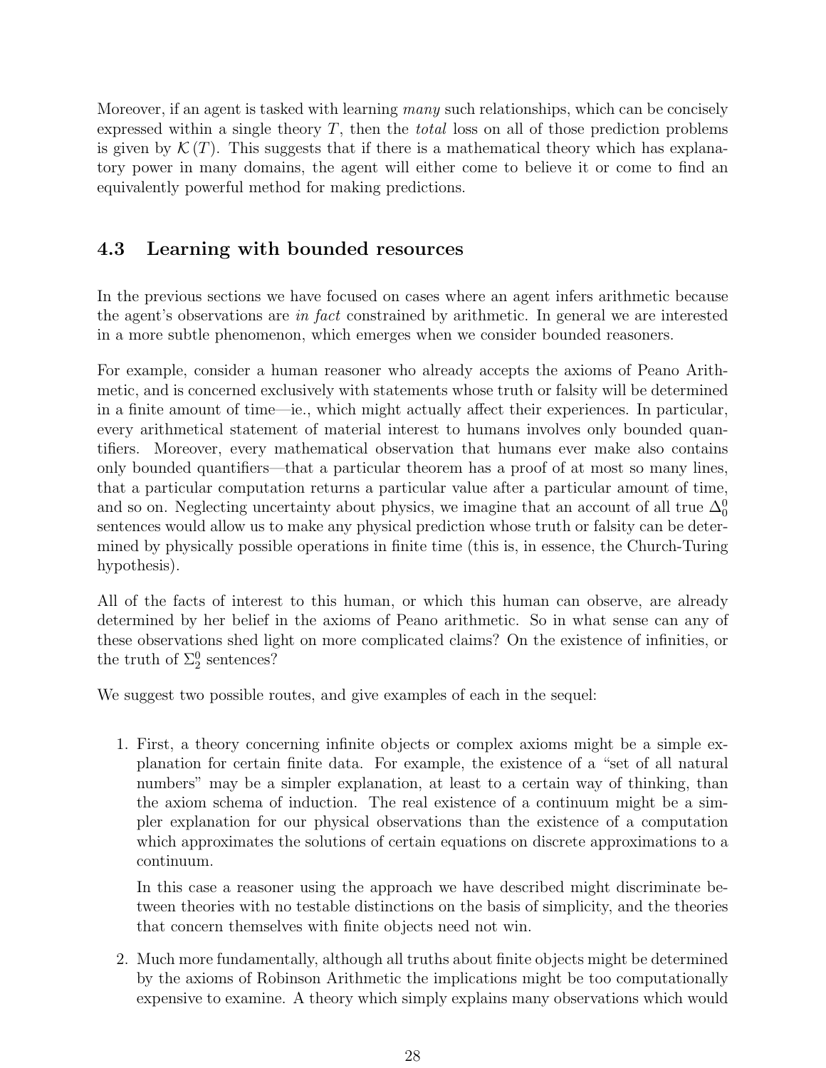Moreover, if an agent is tasked with learning *many* such relationships, which can be concisely expressed within a single theory $T$, then the *total* loss on all of those prediction problems is given by $\mathcal{K}(T)$. This suggests that if there is a mathematical theory which has explanatory power in many domains, the agent will either come to believe it or come to find an equivalently powerful method for making predictions.

### 4.3 Learning with bounded resources

In the previous sections we have focused on cases where an agent infers arithmetic because the agent's observations are *in fact* constrained by arithmetic. In general we are interested in a more subtle phenomenon, which emerges when we consider bounded reasoners.

For example, consider a human reasoner who already accepts the axioms of Peano Arithmetic, and is concerned exclusively with statements whose truth or falsity will be determined in a finite amount of time—ie., which might actually affect their experiences. In particular, every arithmetical statement of material interest to humans involves only bounded quantifiers. Moreover, every mathematical observation that humans ever make also contains only bounded quantifiers—that a particular theorem has a proof of at most so many lines, that a particular computation returns a particular value after a particular amount of time, and so on. Neglecting uncertainty about physics, we imagine that an account of all true $\Delta_0^0$ sentences would allow us to make any physical prediction whose truth or falsity can be determined by physically possible operations in finite time (this is, in essence, the Church-Turing hypothesis).

All of the facts of interest to this human, or which this human can observe, are already determined by her belief in the axioms of Peano arithmetic. So in what sense can any of these observations shed light on more complicated claims? On the existence of infinities, or the truth of $\Sigma_2^0$ sentences?

We suggest two possible routes, and give examples of each in the sequel:

1. First, a theory concerning infinite objects or complex axioms might be a simple explanation for certain finite data. For example, the existence of a "set of all natural numbers" may be a simpler explanation, at least to a certain way of thinking, than the axiom schema of induction. The real existence of a continuum might be a simpler explanation for our physical observations than the existence of a computation which approximates the solutions of certain equations on discrete approximations to a continuum.

   In this case a reasoner using the approach we have described might discriminate between theories with no testable distinctions on the basis of simplicity, and the theories that concern themselves with finite objects need not win.

2. Much more fundamentally, although all truths about finite objects might be determined by the axioms of Robinson Arithmetic the implications might be too computationally expensive to examine. A theory which simply explains many observations which would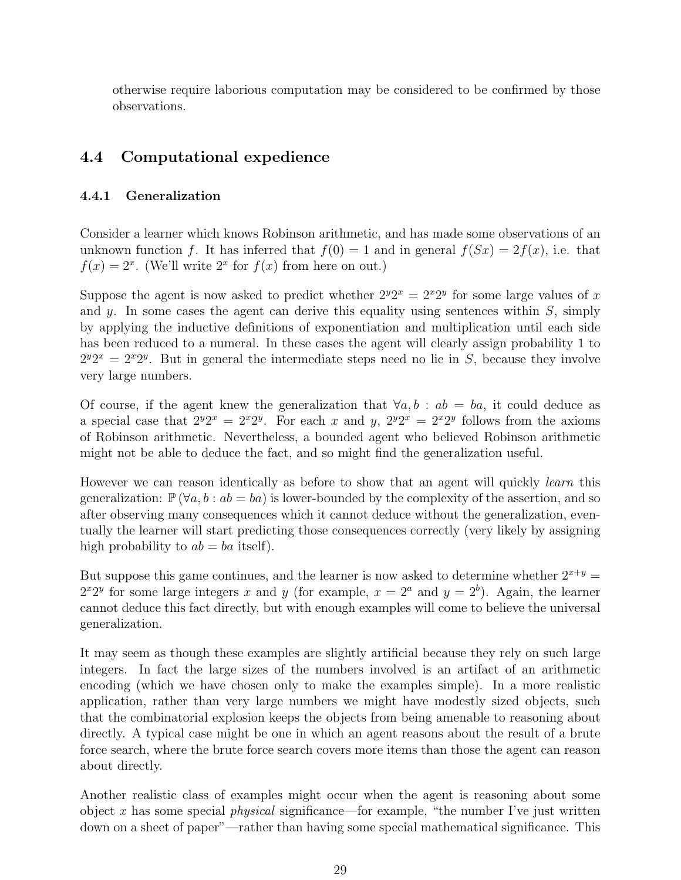otherwise require laborious computation may be considered to be confirmed by those observations.

## 4.4 Computational expedience

### 4.4.1 Generalization

Consider a learner which knows Robinson arithmetic, and has made some observations of an unknown function $f$. It has inferred that $f(0) = 1$ and in general $f(Sx) = 2f(x)$, i.e. that $f(x) = 2^x$. (We'll write $2^x$ for $f(x)$ from here on out.)

Suppose the agent is now asked to predict whether $2^y 2^x = 2^x 2^y$ for some large values of $x$ and $y$. In some cases the agent can derive this equality using sentences within $S$, simply by applying the inductive definitions of exponentiation and multiplication until each side has been reduced to a numeral. In these cases the agent will clearly assign probability 1 to $2^y 2^x = 2^x 2^y$. But in general the intermediate steps need no lie in $S$, because they involve very large numbers.

Of course, if the agent knew the generalization that $\forall a, b : ab = ba$, it could deduce as a special case that $2^y 2^x = 2^x 2^y$. For each $x$ and $y$, $2^y 2^x = 2^x 2^y$ follows from the axioms of Robinson arithmetic. Nevertheless, a bounded agent who believed Robinson arithmetic might not be able to deduce the fact, and so might find the generalization useful.

However we can reason identically as before to show that an agent will quickly *learn* this generalization: $\mathbb{P}(\forall a, b : ab = ba)$ is lower-bounded by the complexity of the assertion, and so after observing many consequences which it cannot deduce without the generalization, eventually the learner will start predicting those consequences correctly (very likely by assigning high probability to $ab = ba$ itself).

But suppose this game continues, and the learner is now asked to determine whether $2^{x+y} = 2^x 2^y$ for some large integers $x$ and $y$ (for example, $x = 2^a$ and $y = 2^b$). Again, the learner cannot deduce this fact directly, but with enough examples will come to believe the universal generalization.

It may seem as though these examples are slightly artificial because they rely on such large integers. In fact the large sizes of the numbers involved is an artifact of an arithmetic encoding (which we have chosen only to make the examples simple). In a more realistic application, rather than very large numbers we might have modestly sized objects, such that the combinatorial explosion keeps the objects from being amenable to reasoning about directly. A typical case might be one in which an agent reasons about the result of a brute force search, where the brute force search covers more items than those the agent can reason about directly.

Another realistic class of examples might occur when the agent is reasoning about some object $x$ has some special *physical* significance—for example, "the number I've just written down on a sheet of paper"—rather than having some special mathematical significance. This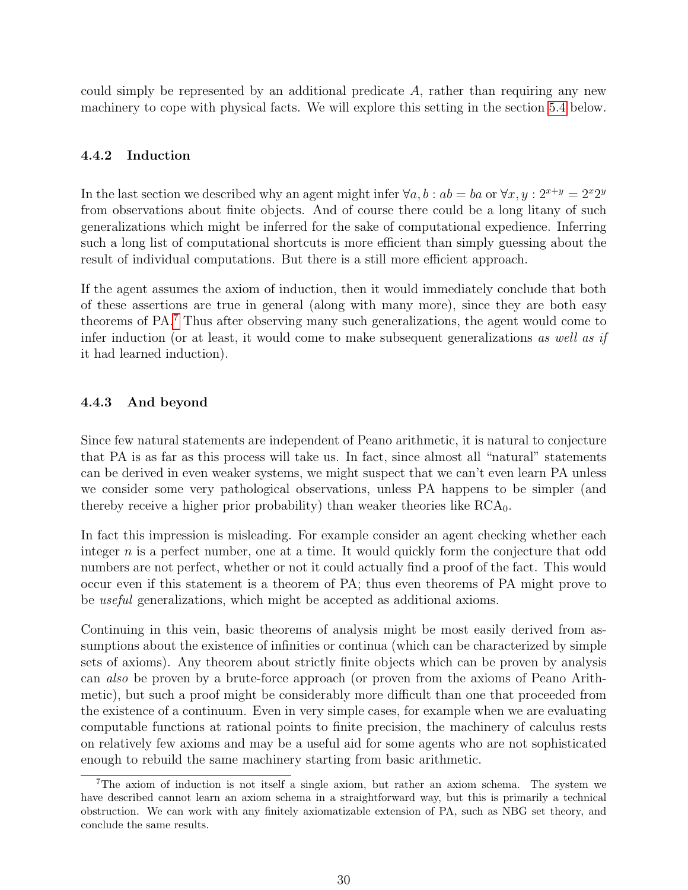could simply be represented by an additional predicate $A$, rather than requiring any new machinery to cope with physical facts. We will explore this setting in the section 5.4 below.

### 4.4.2 Induction

In the last section we described why an agent might infer $\forall a, b : ab = ba$ or $\forall x, y : 2^{x+y} = 2^x 2^y$ from observations about finite objects. And of course there could be a long litany of such generalizations which might be inferred for the sake of computational expedience. Inferring such a long list of computational shortcuts is more efficient than simply guessing about the result of individual computations. But there is a still more efficient approach.

If the agent assumes the axiom of induction, then it would immediately conclude that both of these assertions are true in general (along with many more), since they are both easy theorems of PA.[7] Thus after observing many such generalizations, the agent would come to infer induction (or at least, it would come to make subsequent generalizations *as well as if* it had learned induction).

### 4.4.3 And beyond

Since few natural statements are independent of Peano arithmetic, it is natural to conjecture that PA is as far as this process will take us. In fact, since almost all "natural" statements can be derived in even weaker systems, we might suspect that we can't even learn PA unless we consider some very pathological observations, unless PA happens to be simpler (and thereby receive a higher prior probability) than weaker theories like $\text{RCA}_0$.

In fact this impression is misleading. For example consider an agent checking whether each integer $n$ is a perfect number, one at a time. It would quickly form the conjecture that odd numbers are not perfect, whether or not it could actually find a proof of the fact. This would occur even if this statement is a theorem of PA; thus even theorems of PA might prove to be *useful* generalizations, which might be accepted as additional axioms.

Continuing in this vein, basic theorems of analysis might be most easily derived from assumptions about the existence of infinities or continua (which can be characterized by simple sets of axioms). Any theorem about strictly finite objects which can be proven by analysis can *also* be proven by a brute-force approach (or proven from the axioms of Peano Arithmetic), but such a proof might be considerably more difficult than one that proceeded from the existence of a continuum. Even in very simple cases, for example when we are evaluating computable functions at rational points to finite precision, the machinery of calculus rests on relatively few axioms and may be a useful aid for some agents who are not sophisticated enough to rebuild the same machinery starting from basic arithmetic.

[7] The axiom of induction is not itself a single axiom, but rather an axiom schema. The system we have described cannot learn an axiom schema in a straightforward way, but this is primarily a technical obstruction. We can work with any finitely axiomatizable extension of PA, such as NBG set theory, and conclude the same results.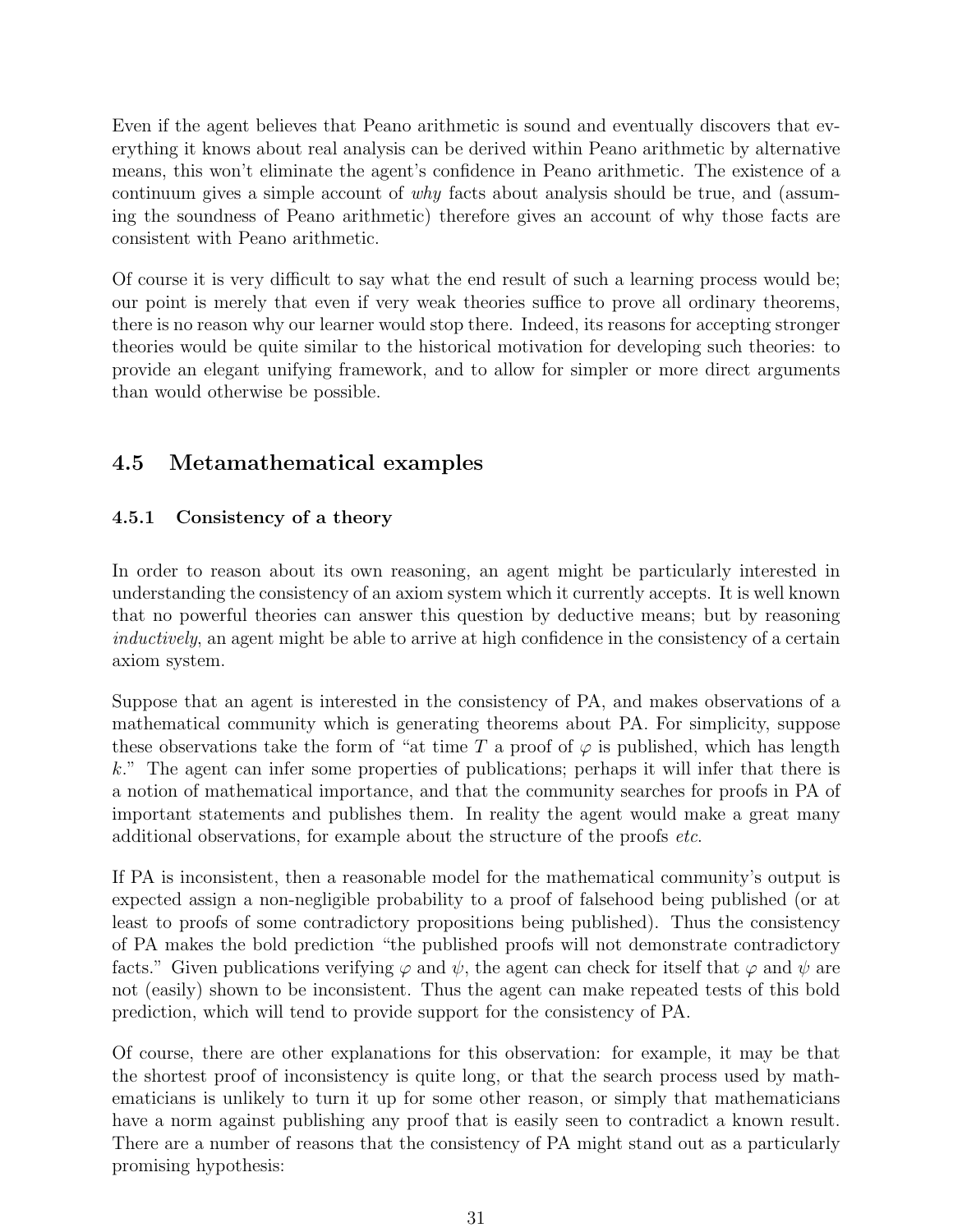Even if the agent believes that Peano arithmetic is sound and eventually discovers that everything it knows about real analysis can be derived within Peano arithmetic by alternative means, this won't eliminate the agent's confidence in Peano arithmetic. The existence of a continuum gives a simple account of *why* facts about analysis should be true, and (assuming the soundness of Peano arithmetic) therefore gives an account of why those facts are consistent with Peano arithmetic.

Of course it is very difficult to say what the end result of such a learning process would be; our point is merely that even if very weak theories suffice to prove all ordinary theorems, there is no reason why our learner would stop there. Indeed, its reasons for accepting stronger theories would be quite similar to the historical motivation for developing such theories: to provide an elegant unifying framework, and to allow for simpler or more direct arguments than would otherwise be possible.

## 4.5 Metamathematical examples

### 4.5.1 Consistency of a theory

In order to reason about its own reasoning, an agent might be particularly interested in understanding the consistency of an axiom system which it currently accepts. It is well known that no powerful theories can answer this question by deductive means; but by reasoning *inductively*, an agent might be able to arrive at high confidence in the consistency of a certain axiom system.

Suppose that an agent is interested in the consistency of PA, and makes observations of a mathematical community which is generating theorems about PA. For simplicity, suppose these observations take the form of "at time $T$ a proof of $\varphi$ is published, which has length $k$." The agent can infer some properties of publications; perhaps it will infer that there is a notion of mathematical importance, and that the community searches for proofs in PA of important statements and publishes them. In reality the agent would make a great many additional observations, for example about the structure of the proofs *etc.*

If PA is inconsistent, then a reasonable model for the mathematical community's output is expected assign a non-negligible probability to a proof of falsehood being published (or at least to proofs of some contradictory propositions being published). Thus the consistency of PA makes the bold prediction "the published proofs will not demonstrate contradictory facts." Given publications verifying $\varphi$ and $\psi$, the agent can check for itself that $\varphi$ and $\psi$ are not (easily) shown to be inconsistent. Thus the agent can make repeated tests of this bold prediction, which will tend to provide support for the consistency of PA.

Of course, there are other explanations for this observation: for example, it may be that the shortest proof of inconsistency is quite long, or that the search process used by mathematicians is unlikely to turn it up for some other reason, or simply that mathematicians have a norm against publishing any proof that is easily seen to contradict a known result. There are a number of reasons that the consistency of PA might stand out as a particularly promising hypothesis: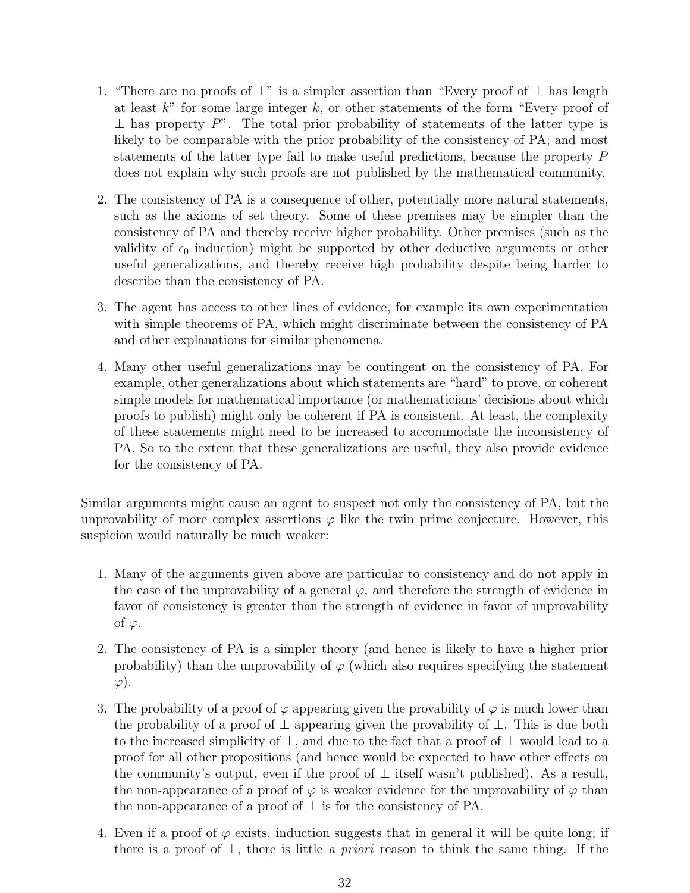1. "There are no proofs of $\perp$" is a simpler assertion than "Every proof of $\perp$ has length at least $k$" for some large integer $k$, or other statements of the form "Every proof of $\perp$ has property $P$". The total prior probability of statements of the latter type is likely to be comparable with the prior probability of the consistency of PA; and most statements of the latter type fail to make useful predictions, because the property $P$ does not explain why such proofs are not published by the mathematical community.
2. The consistency of PA is a consequence of other, potentially more natural statements, such as the axioms of set theory. Some of these premises may be simpler than the consistency of PA and thereby receive higher probability. Other premises (such as the validity of $\epsilon_0$ induction) might be supported by other deductive arguments or other useful generalizations, and thereby receive high probability despite being harder to describe than the consistency of PA.
3. The agent has access to other lines of evidence, for example its own experimentation with simple theorems of PA, which might discriminate between the consistency of PA and other explanations for similar phenomena.
4. Many other useful generalizations may be contingent on the consistency of PA. For example, other generalizations about which statements are "hard" to prove, or coherent simple models for mathematical importance (or mathematicians' decisions about which proofs to publish) might only be coherent if PA is consistent. At least, the complexity of these statements might need to be increased to accommodate the inconsistency of PA. So to the extent that these generalizations are useful, they also provide evidence for the consistency of PA.

Similar arguments might cause an agent to suspect not only the consistency of PA, but the unprovability of more complex assertions $\varphi$ like the twin prime conjecture. However, this suspicion would naturally be much weaker:

1. Many of the arguments given above are particular to consistency and do not apply in the case of the unprovability of a general $\varphi$, and therefore the strength of evidence in favor of consistency is greater than the strength of evidence in favor of unprovability of $\varphi$.
2. The consistency of PA is a simpler theory (and hence is likely to have a higher prior probability) than the unprovability of $\varphi$ (which also requires specifying the statement $\varphi$).
3. The probability of a proof of $\varphi$ appearing given the provability of $\varphi$ is much lower than the probability of a proof of $\perp$ appearing given the provability of $\perp$. This is due both to the increased simplicity of $\perp$, and due to the fact that a proof of $\perp$ would lead to a proof for all other propositions (and hence would be expected to have other effects on the community's output, even if the proof of $\perp$ itself wasn't published). As a result, the non-appearance of a proof of $\varphi$ is weaker evidence for the unprovability of $\varphi$ than the non-appearance of a proof of $\perp$ is for the consistency of PA.
4. Even if a proof of $\varphi$ exists, induction suggests that in general it will be quite long; if there is a proof of $\perp$, there is little *a priori* reason to think the same thing. If the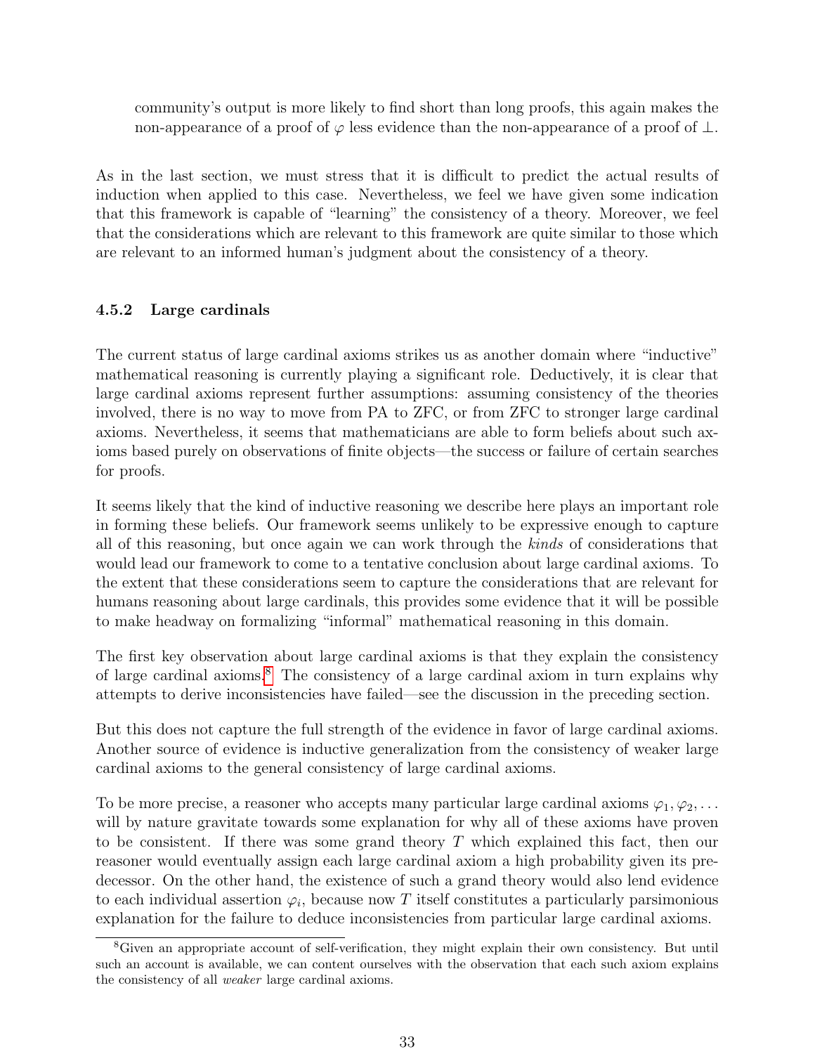community's output is more likely to find short than long proofs, this again makes the non-appearance of a proof of $\varphi$ less evidence than the non-appearance of a proof of $\perp$.

As in the last section, we must stress that it is difficult to predict the actual results of induction when applied to this case. Nevertheless, we feel we have given some indication that this framework is capable of "learning" the consistency of a theory. Moreover, we feel that the considerations which are relevant to this framework are quite similar to those which are relevant to an informed human's judgment about the consistency of a theory.

#### 4.5.2 Large cardinals

The current status of large cardinal axioms strikes us as another domain where "inductive" mathematical reasoning is currently playing a significant role. Deductively, it is clear that large cardinal axioms represent further assumptions: assuming consistency of the theories involved, there is no way to move from PA to ZFC, or from ZFC to stronger large cardinal axioms. Nevertheless, it seems that mathematicians are able to form beliefs about such axioms based purely on observations of finite objects—the success or failure of certain searches for proofs.

It seems likely that the kind of inductive reasoning we describe here plays an important role in forming these beliefs. Our framework seems unlikely to be expressive enough to capture all of this reasoning, but once again we can work through the *kinds* of considerations that would lead our framework to come to a tentative conclusion about large cardinal axioms. To the extent that these considerations seem to capture the considerations that are relevant for humans reasoning about large cardinals, this provides some evidence that it will be possible to make headway on formalizing "informal" mathematical reasoning in this domain.

The first key observation about large cardinal axioms is that they explain the consistency of large cardinal axioms.[8] The consistency of a large cardinal axiom in turn explains why attempts to derive inconsistencies have failed—see the discussion in the preceding section.

But this does not capture the full strength of the evidence in favor of large cardinal axioms. Another source of evidence is inductive generalization from the consistency of weaker large cardinal axioms to the general consistency of large cardinal axioms.

To be more precise, a reasoner who accepts many particular large cardinal axioms $\varphi_1, \varphi_2, \ldots$ will by nature gravitate towards some explanation for why all of these axioms have proven to be consistent. If there was some grand theory $T$ which explained this fact, then our reasoner would eventually assign each large cardinal axiom a high probability given its predecessor. On the other hand, the existence of such a grand theory would also lend evidence to each individual assertion $\varphi_i$, because now $T$ itself constitutes a particularly parsimonious explanation for the failure to deduce inconsistencies from particular large cardinal axioms.

[8] Given an appropriate account of self-verification, they might explain their own consistency. But until such an account is available, we can content ourselves with the observation that each such axiom explains the consistency of all *weaker* large cardinal axioms.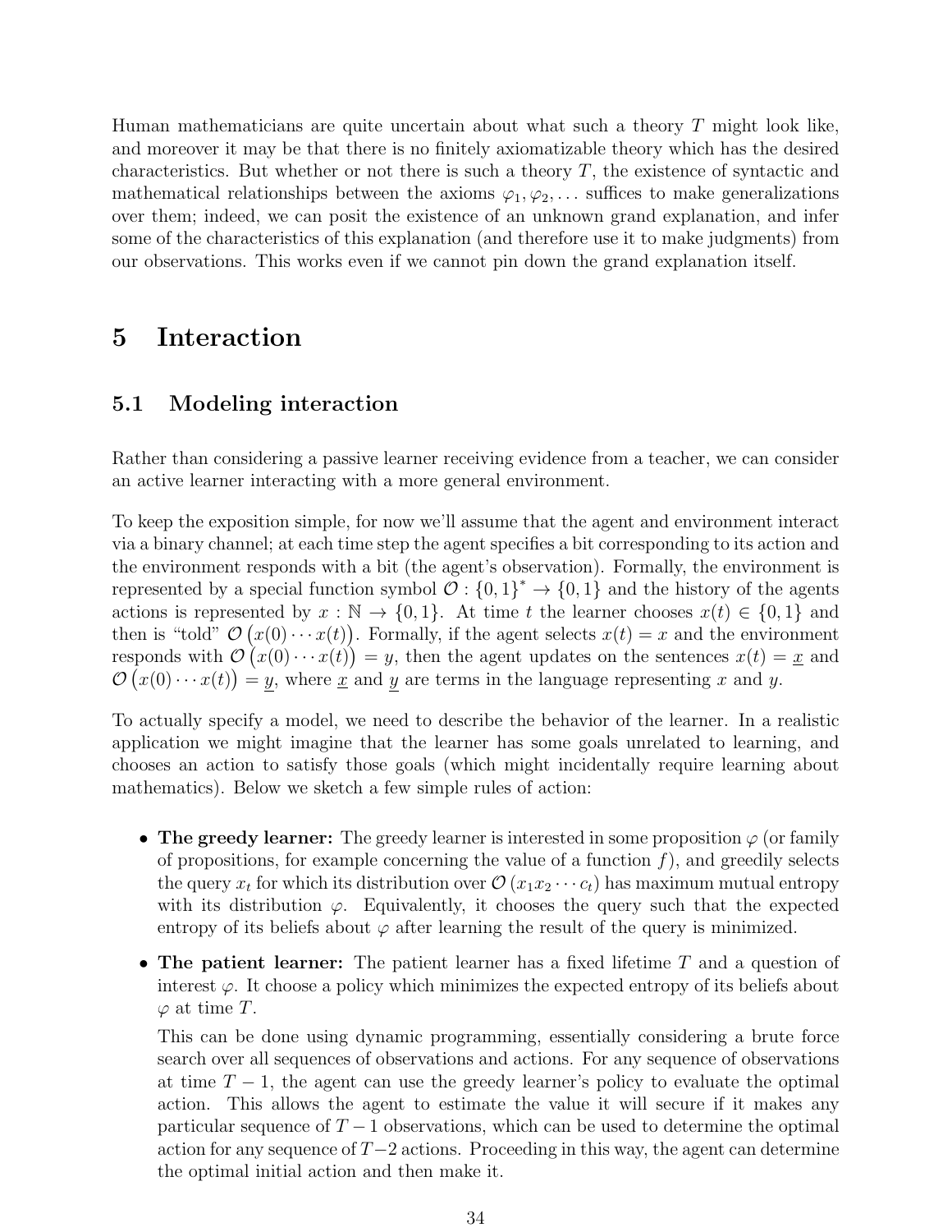Human mathematicians are quite uncertain about what such a theory $T$ might look like, and moreover it may be that there is no finitely axiomatizable theory which has the desired characteristics. But whether or not there is such a theory $T$, the existence of syntactic and mathematical relationships between the axioms $\varphi_1, \varphi_2, \ldots$ suffices to make generalizations over them; indeed, we can posit the existence of an unknown grand explanation, and infer some of the characteristics of this explanation (and therefore use it to make judgments) from our observations. This works even if we cannot pin down the grand explanation itself.

# 5 Interaction

## 5.1 Modeling interaction

Rather than considering a passive learner receiving evidence from a teacher, we can consider an active learner interacting with a more general environment.

To keep the exposition simple, for now we'll assume that the agent and environment interact via a binary channel; at each time step the agent specifies a bit corresponding to its action and the environment responds with a bit (the agent's observation). Formally, the environment is represented by a special function symbol $\mathcal{O} : \{0,1\}^* \to \{0,1\}$ and the history of the agents actions is represented by $x : \mathbb{N} \to \{0,1\}$. At time $t$ the learner chooses $x(t) \in \{0,1\}$ and then is "told" $\mathcal{O}\big(x(0) \cdots x(t)\big)$. Formally, if the agent selects $x(t) = x$ and the environment responds with $\mathcal{O}\big(x(0) \cdots x(t)\big) = y$, then the agent updates on the sentences $x(t) = \underline{x}$ and $\mathcal{O}\big(x(0) \cdots x(t)\big) = \underline{y}$, where $\underline{x}$ and $\underline{y}$ are terms in the language representing $x$ and $y$.

To actually specify a model, we need to describe the behavior of the learner. In a realistic application we might imagine that the learner has some goals unrelated to learning, and chooses an action to satisfy those goals (which might incidentally require learning about mathematics). Below we sketch a few simple rules of action:

- **The greedy learner:** The greedy learner is interested in some proposition $\varphi$ (or family of propositions, for example concerning the value of a function $f$), and greedily selects the query $x_t$ for which its distribution over $\mathcal{O}\left(x_1 x_2 \cdots c_t\right)$ has maximum mutual entropy with its distribution $\varphi$. Equivalently, it chooses the query such that the expected entropy of its beliefs about $\varphi$ after learning the result of the query is minimized.
- **The patient learner:** The patient learner has a fixed lifetime $T$ and a question of interest $\varphi$. It choose a policy which minimizes the expected entropy of its beliefs about $\varphi$ at time $T$.

  This can be done using dynamic programming, essentially considering a brute force search over all sequences of observations and actions. For any sequence of observations at time $T-1$, the agent can use the greedy learner's policy to evaluate the optimal action. This allows the agent to estimate the value it will secure if it makes any particular sequence of $T-1$ observations, which can be used to determine the optimal action for any sequence of $T-2$ actions. Proceeding in this way, the agent can determine the optimal initial action and then make it.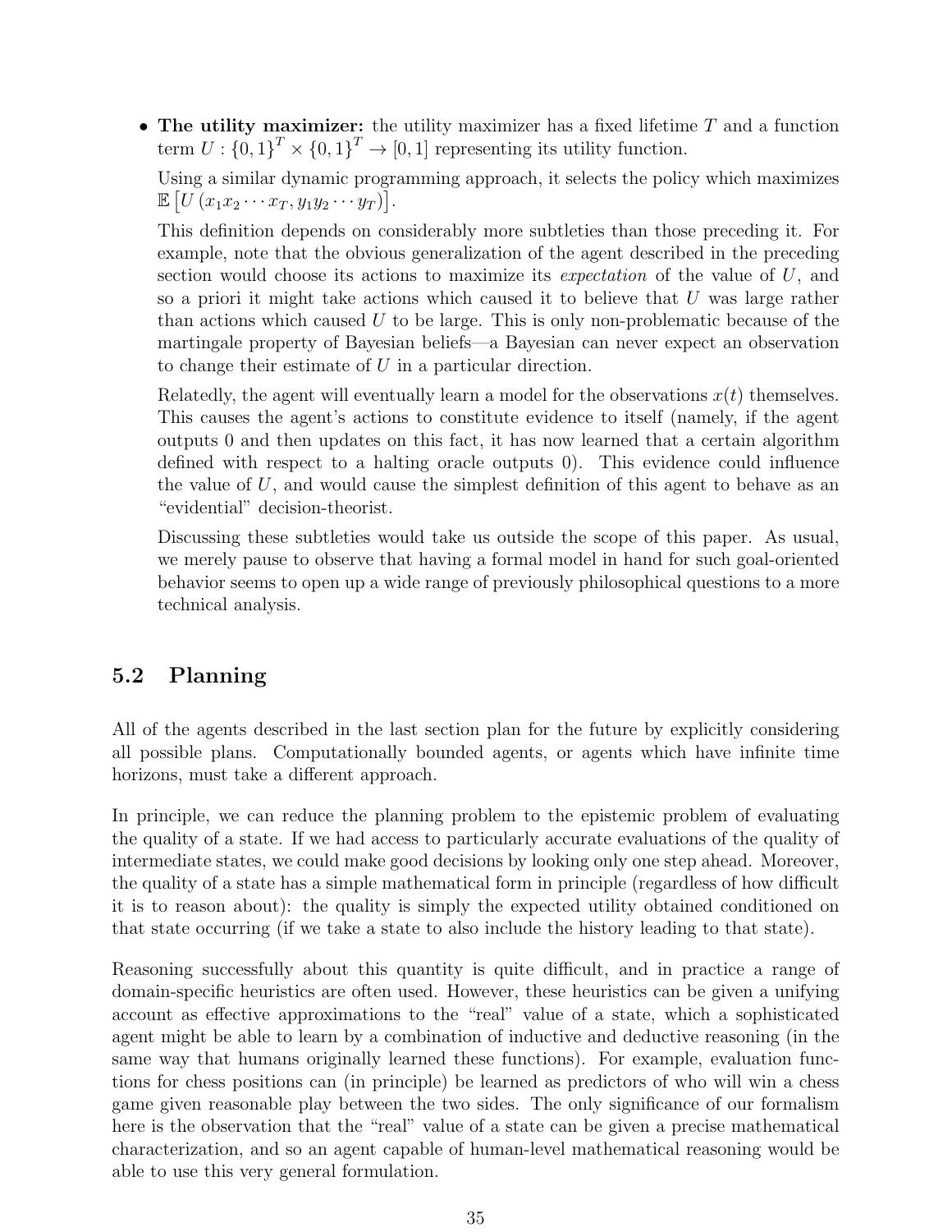- **The utility maximizer:** the utility maximizer has a fixed lifetime $T$ and a function term $U : \{0,1\}^T \times \{0,1\}^T \to [0,1]$ representing its utility function.

  Using a similar dynamic programming approach, it selects the policy which maximizes $\mathbb{E}\left[U\left(x_1 x_2 \cdots x_T, y_1 y_2 \cdots y_T\right)\right]$.

  This definition depends on considerably more subtleties than those preceding it. For example, note that the obvious generalization of the agent described in the preceding section would choose its actions to maximize its *expectation* of the value of $U$, and so a priori it might take actions which caused it to believe that $U$ was large rather than actions which caused $U$ to be large. This is only non-problematic because of the martingale property of Bayesian beliefs—a Bayesian can never expect an observation to change their estimate of $U$ in a particular direction.

  Relatedly, the agent will eventually learn a model for the observations $x(t)$ themselves. This causes the agent's actions to constitute evidence to itself (namely, if the agent outputs 0 and then updates on this fact, it has now learned that a certain algorithm defined with respect to a halting oracle outputs 0). This evidence could influence the value of $U$, and would cause the simplest definition of this agent to behave as an "evidential" decision-theorist.

  Discussing these subtleties would take us outside the scope of this paper. As usual, we merely pause to observe that having a formal model in hand for such goal-oriented behavior seems to open up a wide range of previously philosophical questions to a more technical analysis.

## 5.2 Planning

All of the agents described in the last section plan for the future by explicitly considering all possible plans. Computationally bounded agents, or agents which have infinite time horizons, must take a different approach.

In principle, we can reduce the planning problem to the epistemic problem of evaluating the quality of a state. If we had access to particularly accurate evaluations of the quality of intermediate states, we could make good decisions by looking only one step ahead. Moreover, the quality of a state has a simple mathematical form in principle (regardless of how difficult it is to reason about): the quality is simply the expected utility obtained conditioned on that state occurring (if we take a state to also include the history leading to that state).

Reasoning successfully about this quantity is quite difficult, and in practice a range of domain-specific heuristics are often used. However, these heuristics can be given a unifying account as effective approximations to the "real" value of a state, which a sophisticated agent might be able to learn by a combination of inductive and deductive reasoning (in the same way that humans originally learned these functions). For example, evaluation functions for chess positions can (in principle) be learned as predictors of who will win a chess game given reasonable play between the two sides. The only significance of our formalism here is the observation that the "real" value of a state can be given a precise mathematical characterization, and so an agent capable of human-level mathematical reasoning would be able to use this very general formulation.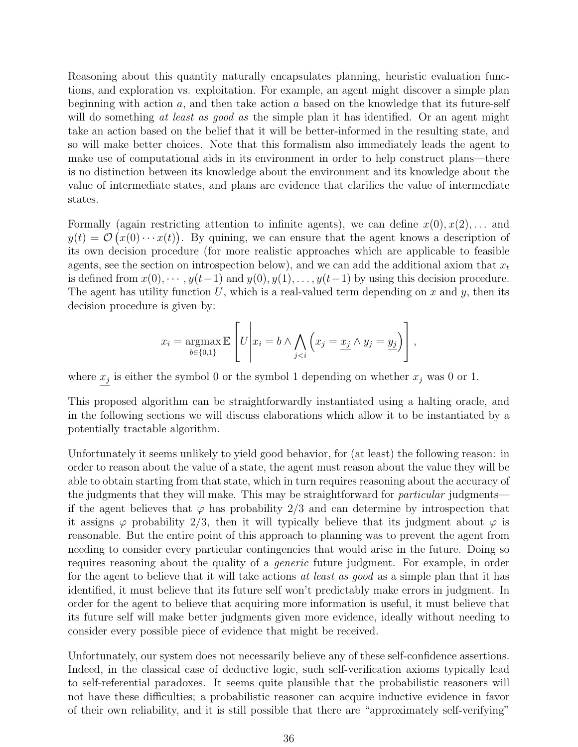Reasoning about this quantity naturally encapsulates planning, heuristic evaluation functions, and exploration vs. exploitation. For example, an agent might discover a simple plan beginning with action $a$, and then take action $a$ based on the knowledge that its future-self will do something *at least as good as* the simple plan it has identified. Or an agent might take an action based on the belief that it will be better-informed in the resulting state, and so will make better choices. Note that this formalism also immediately leads the agent to make use of computational aids in its environment in order to help construct plans—there is no distinction between its knowledge about the environment and its knowledge about the value of intermediate states, and plans are evidence that clarifies the value of intermediate states.

Formally (again restricting attention to infinite agents), we can define $x(0), x(2), \ldots$ and $y(t) = \mathcal{O}\left(x(0) \cdots x(t)\right)$. By quining, we can ensure that the agent knows a description of its own decision procedure (for more realistic approaches which are applicable to feasible agents, see the section on introspection below), and we can add the additional axiom that $x_t$ is defined from $x(0), \cdots, y(t-1)$ and $y(0), y(1), \ldots, y(t-1)$ by using this decision procedure. The agent has utility function $U$, which is a real-valued term depending on $x$ and $y$, then its decision procedure is given by:

$$x_i = \operatorname*{argmax}_{b \in \{0,1\}} \mathbb{E}\left[ U \middle| x_i = b \wedge \bigwedge_{j<i} \left( x_j = \underline{x_j} \wedge y_j = \underline{y_j} \right) \right],$$

where $\underline{x_j}$ is either the symbol 0 or the symbol 1 depending on whether $x_j$ was 0 or 1.

This proposed algorithm can be straightforwardly instantiated using a halting oracle, and in the following sections we will discuss elaborations which allow it to be instantiated by a potentially tractable algorithm.

Unfortunately it seems unlikely to yield good behavior, for (at least) the following reason: in order to reason about the value of a state, the agent must reason about the value they will be able to obtain starting from that state, which in turn requires reasoning about the accuracy of the judgments that they will make. This may be straightforward for *particular* judgments—if the agent believes that $\varphi$ has probability 2/3 and can determine by introspection that it assigns $\varphi$ probability 2/3, then it will typically believe that its judgment about $\varphi$ is reasonable. But the entire point of this approach to planning was to prevent the agent from needing to consider every particular contingencies that would arise in the future. Doing so requires reasoning about the quality of a *generic* future judgment. For example, in order for the agent to believe that it will take actions *at least as good* as a simple plan that it has identified, it must believe that its future self won't predictably make errors in judgment. In order for the agent to believe that acquiring more information is useful, it must believe that its future self will make better judgments given more evidence, ideally without needing to consider every possible piece of evidence that might be received.

Unfortunately, our system does not necessarily believe any of these self-confidence assertions. Indeed, in the classical case of deductive logic, such self-verification axioms typically lead to self-referential paradoxes. It seems quite plausible that the probabilistic reasoners will not have these difficulties; a probabilistic reasoner can acquire inductive evidence in favor of their own reliability, and it is still possible that there are "approximately self-verifying"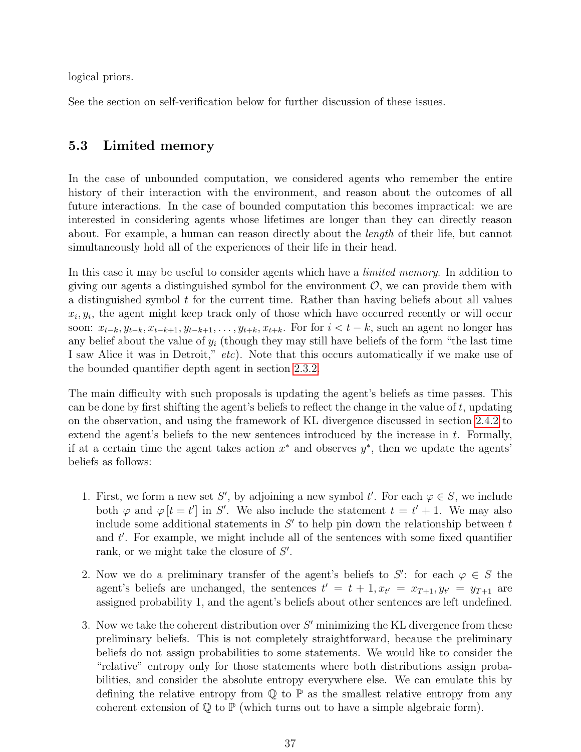logical priors.

See the section on self-verification below for further discussion of these issues.

### 5.3 Limited memory

In the case of unbounded computation, we considered agents who remember the entire history of their interaction with the environment, and reason about the outcomes of all future interactions. In the case of bounded computation this becomes impractical: we are interested in considering agents whose lifetimes are longer than they can directly reason about. For example, a human can reason directly about the *length* of their life, but cannot simultaneously hold all of the experiences of their life in their head.

In this case it may be useful to consider agents which have a *limited memory*. In addition to giving our agents a distinguished symbol for the environment $\mathcal{O}$, we can provide them with a distinguished symbol $t$ for the current time. Rather than having beliefs about all values $x_i, y_i$, the agent might keep track only of those which have occurred recently or will occur soon: $x_{t-k}, y_{t-k}, x_{t-k+1}, y_{t-k+1}, \ldots, y_{t+k}, x_{t+k}$. For for $i < t - k$, such an agent no longer has any belief about the value of $y_i$ (though they may still have beliefs of the form "the last time I saw Alice it was in Detroit," *etc*). Note that this occurs automatically if we make use of the bounded quantifier depth agent in section 2.3.2.

The main difficulty with such proposals is updating the agent's beliefs as time passes. This can be done by first shifting the agent's beliefs to reflect the change in the value of $t$, updating on the observation, and using the framework of KL divergence discussed in section 2.4.2 to extend the agent's beliefs to the new sentences introduced by the increase in $t$. Formally, if at a certain time the agent takes action $x^*$ and observes $y^*$, then we update the agents' beliefs as follows:

1. First, we form a new set $S'$, by adjoining a new symbol $t'$. For each $\varphi \in S$, we include both $\varphi$ and $\varphi\,[t = t']$ in $S'$. We also include the statement $t = t' + 1$. We may also include some additional statements in $S'$ to help pin down the relationship between $t$ and $t'$. For example, we might include all of the sentences with some fixed quantifier rank, or we might take the closure of $S'$.
2. Now we do a preliminary transfer of the agent's beliefs to $S'$: for each $\varphi \in S$ the agent's beliefs are unchanged, the sentences $t' = t + 1, x_{t'} = x_{T+1}, y_{t'} = y_{T+1}$ are assigned probability 1, and the agent's beliefs about other sentences are left undefined.
3. Now we take the coherent distribution over $S'$ minimizing the KL divergence from these preliminary beliefs. This is not completely straightforward, because the preliminary beliefs do not assign probabilities to some statements. We would like to consider the "relative" entropy only for those statements where both distributions assign probabilities, and consider the absolute entropy everywhere else. We can emulate this by defining the relative entropy from $\mathbb{Q}$ to $\mathbb{P}$ as the smallest relative entropy from any coherent extension of $\mathbb{Q}$ to $\mathbb{P}$ (which turns out to have a simple algebraic form).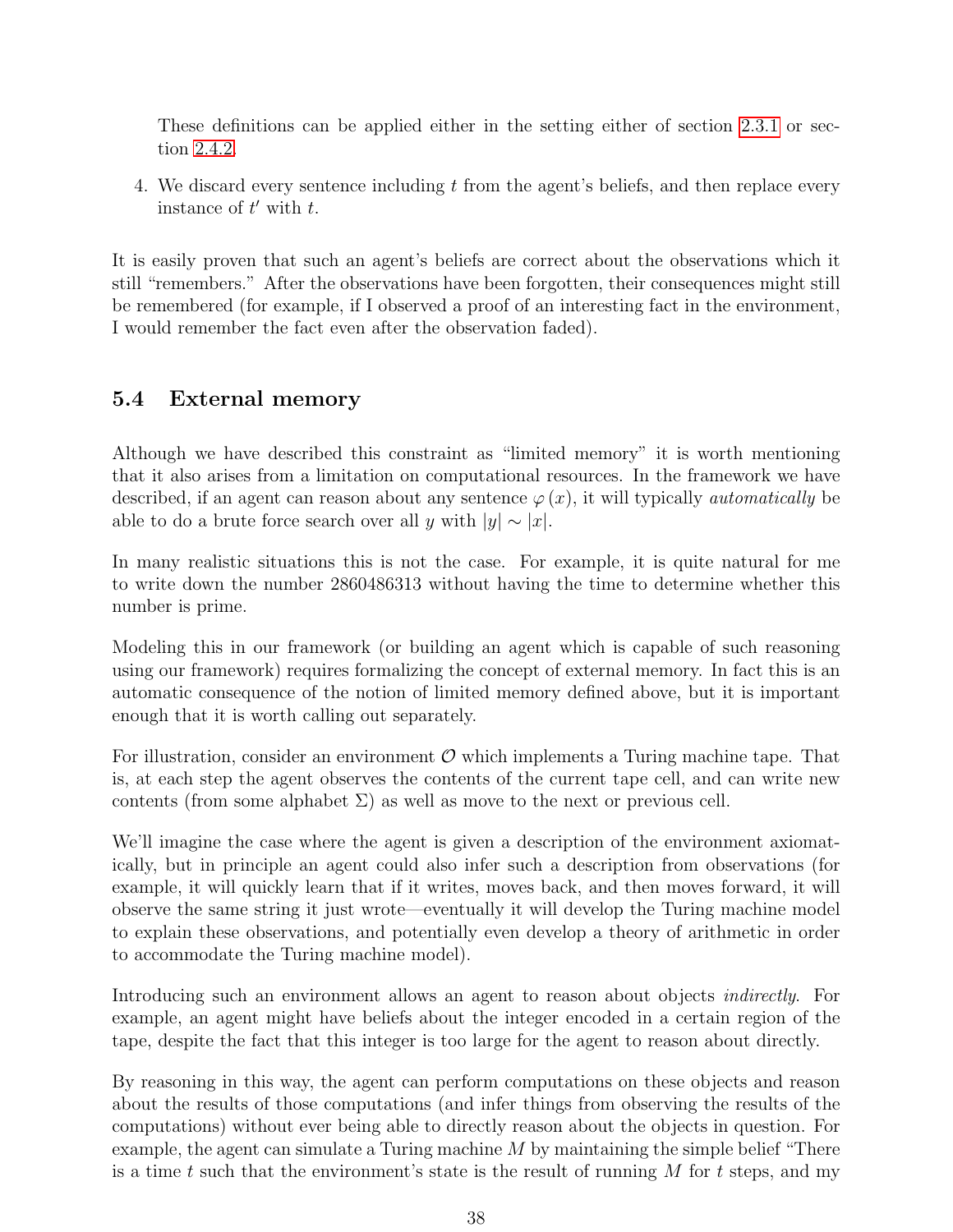These definitions can be applied either in the setting either of section 2.3.1 or section 2.4.2.

4. We discard every sentence including $t$ from the agent's beliefs, and then replace every instance of $t'$ with $t$.

It is easily proven that such an agent's beliefs are correct about the observations which it still "remembers." After the observations have been forgotten, their consequences might still be remembered (for example, if I observed a proof of an interesting fact in the environment, I would remember the fact even after the observation faded).

## 5.4 External memory

Although we have described this constraint as "limited memory" it is worth mentioning that it also arises from a limitation on computational resources. In the framework we have described, if an agent can reason about any sentence $\varphi(x)$, it will typically *automatically* be able to do a brute force search over all $y$ with $|y| \sim |x|$.

In many realistic situations this is not the case. For example, it is quite natural for me to write down the number 2860486313 without having the time to determine whether this number is prime.

Modeling this in our framework (or building an agent which is capable of such reasoning using our framework) requires formalizing the concept of external memory. In fact this is an automatic consequence of the notion of limited memory defined above, but it is important enough that it is worth calling out separately.

For illustration, consider an environment $\mathcal{O}$ which implements a Turing machine tape. That is, at each step the agent observes the contents of the current tape cell, and can write new contents (from some alphabet $\Sigma$) as well as move to the next or previous cell.

We'll imagine the case where the agent is given a description of the environment axiomatically, but in principle an agent could also infer such a description from observations (for example, it will quickly learn that if it writes, moves back, and then moves forward, it will observe the same string it just wrote—eventually it will develop the Turing machine model to explain these observations, and potentially even develop a theory of arithmetic in order to accommodate the Turing machine model).

Introducing such an environment allows an agent to reason about objects *indirectly*. For example, an agent might have beliefs about the integer encoded in a certain region of the tape, despite the fact that this integer is too large for the agent to reason about directly.

By reasoning in this way, the agent can perform computations on these objects and reason about the results of those computations (and infer things from observing the results of the computations) without ever being able to directly reason about the objects in question. For example, the agent can simulate a Turing machine $M$ by maintaining the simple belief "There is a time $t$ such that the environment's state is the result of running $M$ for $t$ steps, and my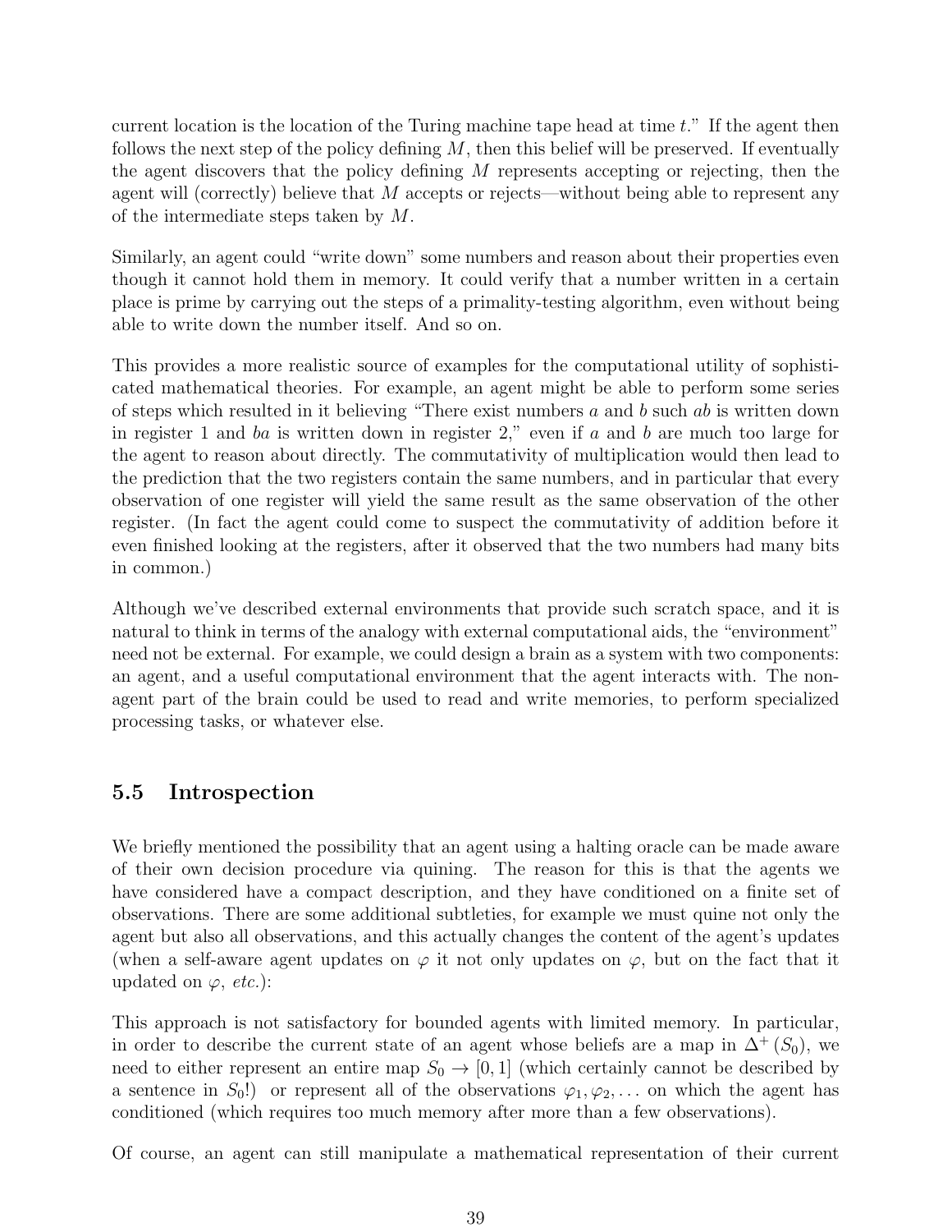current location is the location of the Turing machine tape head at time $t$." If the agent then follows the next step of the policy defining $M$, then this belief will be preserved. If eventually the agent discovers that the policy defining $M$ represents accepting or rejecting, then the agent will (correctly) believe that $M$ accepts or rejects—without being able to represent any of the intermediate steps taken by $M$.

Similarly, an agent could "write down" some numbers and reason about their properties even though it cannot hold them in memory. It could verify that a number written in a certain place is prime by carrying out the steps of a primality-testing algorithm, even without being able to write down the number itself. And so on.

This provides a more realistic source of examples for the computational utility of sophisticated mathematical theories. For example, an agent might be able to perform some series of steps which resulted in it believing "There exist numbers $a$ and $b$ such $ab$ is written down in register 1 and $ba$ is written down in register 2," even if $a$ and $b$ are much too large for the agent to reason about directly. The commutativity of multiplication would then lead to the prediction that the two registers contain the same numbers, and in particular that every observation of one register will yield the same result as the same observation of the other register. (In fact the agent could come to suspect the commutativity of addition before it even finished looking at the registers, after it observed that the two numbers had many bits in common.)

Although we've described external environments that provide such scratch space, and it is natural to think in terms of the analogy with external computational aids, the "environment" need not be external. For example, we could design a brain as a system with two components: an agent, and a useful computational environment that the agent interacts with. The non-agent part of the brain could be used to read and write memories, to perform specialized processing tasks, or whatever else.

## 5.5 Introspection

We briefly mentioned the possibility that an agent using a halting oracle can be made aware of their own decision procedure via quining. The reason for this is that the agents we have considered have a compact description, and they have conditioned on a finite set of observations. There are some additional subtleties, for example we must quine not only the agent but also all observations, and this actually changes the content of the agent's updates (when a self-aware agent updates on $\varphi$ it not only updates on $\varphi$, but on the fact that it updated on $\varphi$, *etc.*):

This approach is not satisfactory for bounded agents with limited memory. In particular, in order to describe the current state of an agent whose beliefs are a map in $\Delta^+(S_0)$, we need to either represent an entire map $S_0 \to [0, 1]$ (which certainly cannot be described by a sentence in $S_0$!) or represent all of the observations $\varphi_1, \varphi_2, \ldots$ on which the agent has conditioned (which requires too much memory after more than a few observations).

Of course, an agent can still manipulate a mathematical representation of their current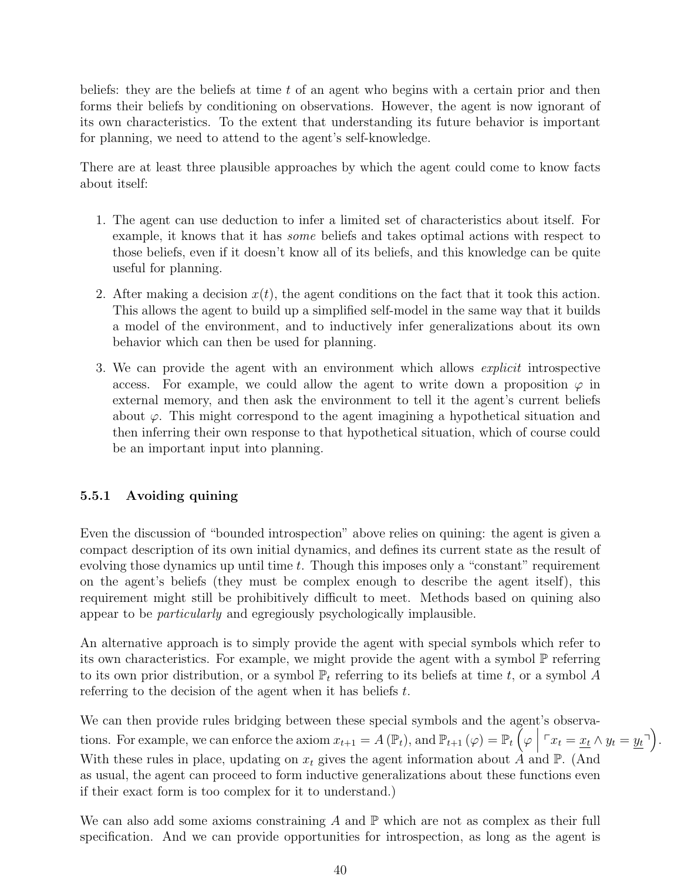beliefs: they are the beliefs at time $t$ of an agent who begins with a certain prior and then forms their beliefs by conditioning on observations. However, the agent is now ignorant of its own characteristics. To the extent that understanding its future behavior is important for planning, we need to attend to the agent's self-knowledge.

There are at least three plausible approaches by which the agent could come to know facts about itself:

1. The agent can use deduction to infer a limited set of characteristics about itself. For example, it knows that it has *some* beliefs and takes optimal actions with respect to those beliefs, even if it doesn't know all of its beliefs, and this knowledge can be quite useful for planning.
2. After making a decision $x(t)$, the agent conditions on the fact that it took this action. This allows the agent to build up a simplified self-model in the same way that it builds a model of the environment, and to inductively infer generalizations about its own behavior which can then be used for planning.
3. We can provide the agent with an environment which allows *explicit* introspective access. For example, we could allow the agent to write down a proposition $\varphi$ in external memory, and then ask the environment to tell it the agent's current beliefs about $\varphi$. This might correspond to the agent imagining a hypothetical situation and then inferring their own response to that hypothetical situation, which of course could be an important input into planning.

### 5.5.1 Avoiding quining

Even the discussion of "bounded introspection" above relies on quining: the agent is given a compact description of its own initial dynamics, and defines its current state as the result of evolving those dynamics up until time $t$. Though this imposes only a "constant" requirement on the agent's beliefs (they must be complex enough to describe the agent itself), this requirement might still be prohibitively difficult to meet. Methods based on quining also appear to be *particularly* and egregiously psychologically implausible.

An alternative approach is to simply provide the agent with special symbols which refer to its own characteristics. For example, we might provide the agent with a symbol $\mathbb{P}$ referring to its own prior distribution, or a symbol $\mathbb{P}_t$ referring to its beliefs at time $t$, or a symbol $A$ referring to the decision of the agent when it has beliefs $t$.

We can then provide rules bridging between these special symbols and the agent's observations. For example, we can enforce the axiom $x_{t+1} = A(\mathbb{P}_t)$, and $\mathbb{P}_{t+1}(\varphi) = \mathbb{P}_t\left(\varphi \,\middle|\, \ulcorner x_t = \underline{x_t} \wedge y_t = \underline{y_t} \urcorner\right)$. With these rules in place, updating on $x_t$ gives the agent information about $A$ and $\mathbb{P}$. (And as usual, the agent can proceed to form inductive generalizations about these functions even if their exact form is too complex for it to understand.)

We can also add some axioms constraining $A$ and $\mathbb{P}$ which are not as complex as their full specification. And we can provide opportunities for introspection, as long as the agent is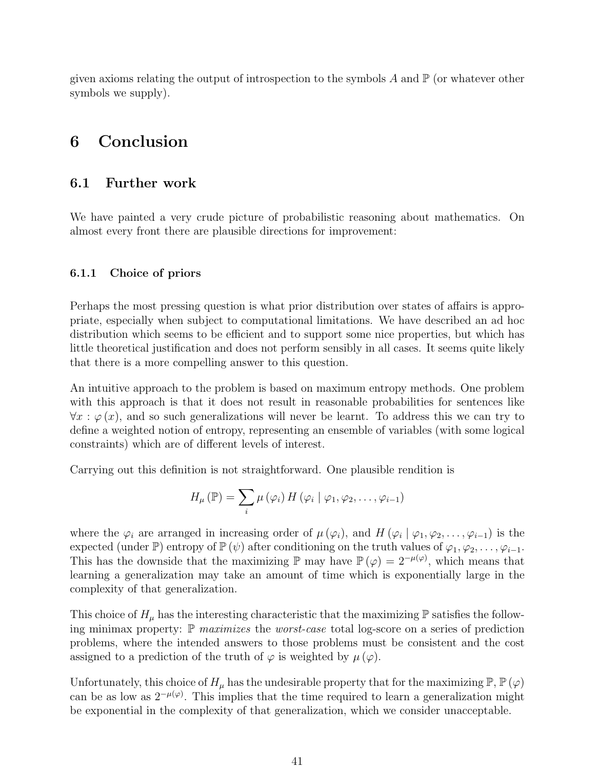given axioms relating the output of introspection to the symbols $A$ and $\mathbb{P}$ (or whatever other symbols we supply).

# 6 Conclusion

## 6.1 Further work

We have painted a very crude picture of probabilistic reasoning about mathematics. On almost every front there are plausible directions for improvement:

### 6.1.1 Choice of priors

Perhaps the most pressing question is what prior distribution over states of affairs is appropriate, especially when subject to computational limitations. We have described an ad hoc distribution which seems to be efficient and to support some nice properties, but which has little theoretical justification and does not perform sensibly in all cases. It seems quite likely that there is a more compelling answer to this question.

An intuitive approach to the problem is based on maximum entropy methods. One problem with this approach is that it does not result in reasonable probabilities for sentences like $\forall x : \varphi(x)$, and so such generalizations will never be learnt. To address this we can try to define a weighted notion of entropy, representing an ensemble of variables (with some logical constraints) which are of different levels of interest.

Carrying out this definition is not straightforward. One plausible rendition is

$$H_\mu(\mathbb{P}) = \sum_i \mu(\varphi_i) H(\varphi_i \mid \varphi_1, \varphi_2, \ldots, \varphi_{i-1})$$

where the $\varphi_i$ are arranged in increasing order of $\mu(\varphi_i)$, and $H(\varphi_i \mid \varphi_1, \varphi_2, \ldots, \varphi_{i-1})$ is the expected (under $\mathbb{P}$) entropy of $\mathbb{P}(\psi)$ after conditioning on the truth values of $\varphi_1, \varphi_2, \ldots, \varphi_{i-1}$. This has the downside that the maximizing $\mathbb{P}$ may have $\mathbb{P}(\varphi) = 2^{-\mu(\varphi)}$, which means that learning a generalization may take an amount of time which is exponentially large in the complexity of that generalization.

This choice of $H_\mu$ has the interesting characteristic that the maximizing $\mathbb{P}$ satisfies the following minimax property: $\mathbb{P}$ *maximizes* the *worst-case* total log-score on a series of prediction problems, where the intended answers to those problems must be consistent and the cost assigned to a prediction of the truth of $\varphi$ is weighted by $\mu(\varphi)$.

Unfortunately, this choice of $H_\mu$ has the undesirable property that for the maximizing $\mathbb{P}$, $\mathbb{P}(\varphi)$ can be as low as $2^{-\mu(\varphi)}$. This implies that the time required to learn a generalization might be exponential in the complexity of that generalization, which we consider unacceptable.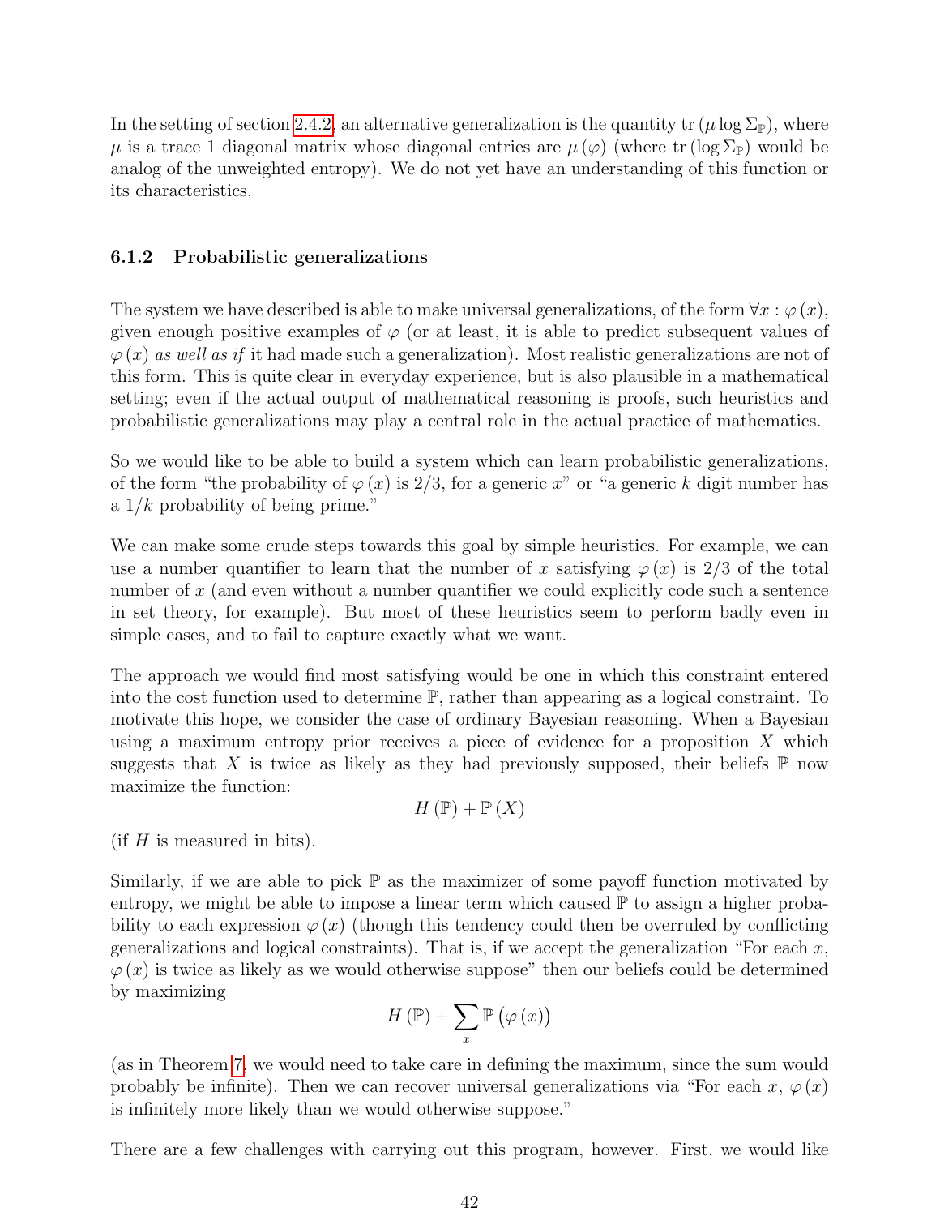In the setting of section 2.4.2, an alternative generalization is the quantity $\mathrm{tr}\left(\mu \log \Sigma_{\mathbb{P}}\right)$, where $\mu$ is a trace 1 diagonal matrix whose diagonal entries are $\mu\left(\varphi\right)$ (where $\mathrm{tr}\left(\log \Sigma_{\mathbb{P}}\right)$ would be analog of the unweighted entropy). We do not yet have an understanding of this function or its characteristics.

### 6.1.2 Probabilistic generalizations

The system we have described is able to make universal generalizations, of the form $\forall x : \varphi\left(x\right)$, given enough positive examples of $\varphi$ (or at least, it is able to predict subsequent values of $\varphi\left(x\right)$ *as well as if* it had made such a generalization). Most realistic generalizations are not of this form. This is quite clear in everyday experience, but is also plausible in a mathematical setting; even if the actual output of mathematical reasoning is proofs, such heuristics and probabilistic generalizations may play a central role in the actual practice of mathematics.

So we would like to be able to build a system which can learn probabilistic generalizations, of the form "the probability of $\varphi\left(x\right)$ is 2/3, for a generic $x$" or "a generic $k$ digit number has a $1/k$ probability of being prime."

We can make some crude steps towards this goal by simple heuristics. For example, we can use a number quantifier to learn that the number of $x$ satisfying $\varphi\left(x\right)$ is 2/3 of the total number of $x$ (and even without a number quantifier we could explicitly code such a sentence in set theory, for example). But most of these heuristics seem to perform badly even in simple cases, and to fail to capture exactly what we want.

The approach we would find most satisfying would be one in which this constraint entered into the cost function used to determine $\mathbb{P}$, rather than appearing as a logical constraint. To motivate this hope, we consider the case of ordinary Bayesian reasoning. When a Bayesian using a maximum entropy prior receives a piece of evidence for a proposition $X$ which suggests that $X$ is twice as likely as they had previously supposed, their beliefs $\mathbb{P}$ now maximize the function:

$$H\left(\mathbb{P}\right) + \mathbb{P}\left(X\right)$$

(if $H$ is measured in bits).

Similarly, if we are able to pick $\mathbb{P}$ as the maximizer of some payoff function motivated by entropy, we might be able to impose a linear term which caused $\mathbb{P}$ to assign a higher probability to each expression $\varphi\left(x\right)$ (though this tendency could then be overruled by conflicting generalizations and logical constraints). That is, if we accept the generalization "For each $x$, $\varphi\left(x\right)$ is twice as likely as we would otherwise suppose" then our beliefs could be determined by maximizing

$$H\left(\mathbb{P}\right) + \sum_{x} \mathbb{P}\left(\varphi\left(x\right)\right)$$

(as in Theorem 7, we would need to take care in defining the maximum, since the sum would probably be infinite). Then we can recover universal generalizations via "For each $x$, $\varphi\left(x\right)$ is infinitely more likely than we would otherwise suppose."

There are a few challenges with carrying out this program, however. First, we would like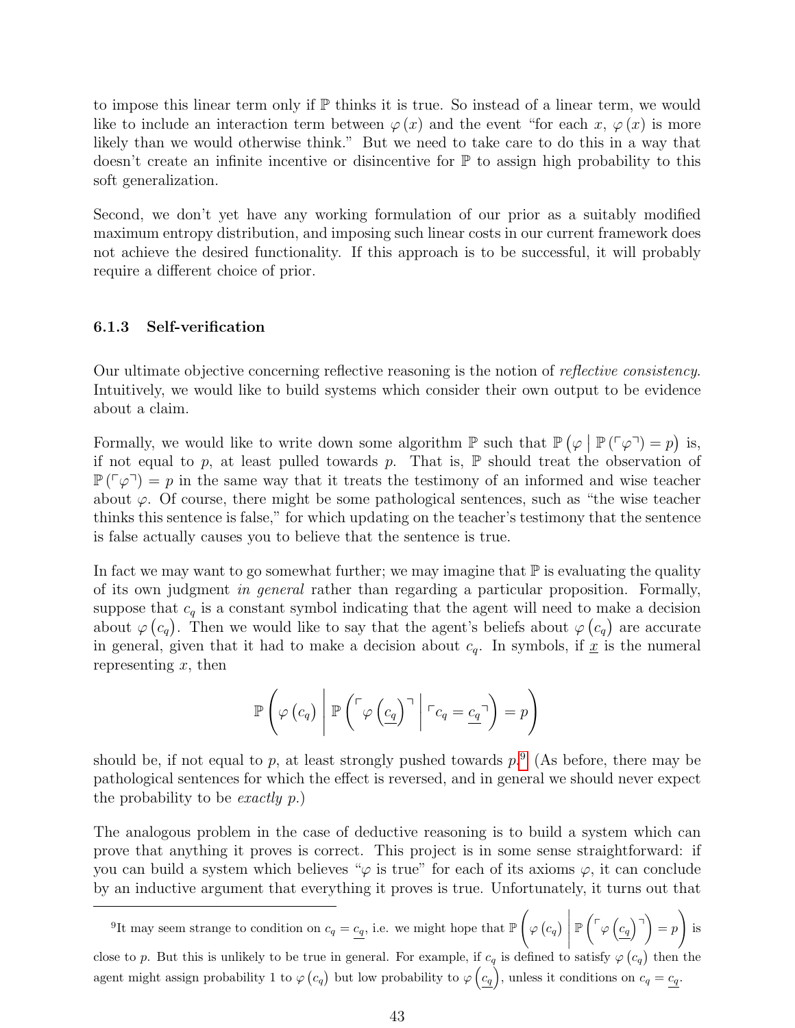to impose this linear term only if $\mathbb{P}$ thinks it is true. So instead of a linear term, we would like to include an interaction term between $\varphi(x)$ and the event "for each $x$, $\varphi(x)$ is more likely than we would otherwise think." But we need to take care to do this in a way that doesn't create an infinite incentive or disincentive for $\mathbb{P}$ to assign high probability to this soft generalization.

Second, we don't yet have any working formulation of our prior as a suitably modified maximum entropy distribution, and imposing such linear costs in our current framework does not achieve the desired functionality. If this approach is to be successful, it will probably require a different choice of prior.

### 6.1.3 Self-verification

Our ultimate objective concerning reflective reasoning is the notion of *reflective consistency*. Intuitively, we would like to build systems which consider their own output to be evidence about a claim.

Formally, we would like to write down some algorithm $\mathbb{P}$ such that $\mathbb{P}\left(\varphi \mid \mathbb{P}\left(\ulcorner\varphi\urcorner\right) = p\right)$ is, if not equal to $p$, at least pulled towards $p$. That is, $\mathbb{P}$ should treat the observation of $\mathbb{P}\left(\ulcorner\varphi\urcorner\right) = p$ in the same way that it treats the testimony of an informed and wise teacher about $\varphi$. Of course, there might be some pathological sentences, such as "the wise teacher thinks this sentence is false," for which updating on the teacher's testimony that the sentence is false actually causes you to believe that the sentence is true.

In fact we may want to go somewhat further; we may imagine that $\mathbb{P}$ is evaluating the quality of its own judgment *in general* rather than regarding a particular proposition. Formally, suppose that $c_q$ is a constant symbol indicating that the agent will need to make a decision about $\varphi\left(c_q\right)$. Then we would like to say that the agent's beliefs about $\varphi\left(c_q\right)$ are accurate in general, given that it had to make a decision about $c_q$. In symbols, if $\underline{x}$ is the numeral representing $x$, then

$$\mathbb{P}\left(\varphi\left(c_q\right) \;\middle|\; \mathbb{P}\left(\ulcorner\varphi\left(\underline{c_q}\right)\urcorner \;\middle|\; \ulcorner c_q = \underline{c_q}\urcorner\right) = p\right)$$

should be, if not equal to $p$, at least strongly pushed towards $p$.[9] (As before, there may be pathological sentences for which the effect is reversed, and in general we should never expect the probability to be *exactly* $p$.)

The analogous problem in the case of deductive reasoning is to build a system which can prove that anything it proves is correct. This project is in some sense straightforward: if you can build a system which believes "$\varphi$ is true" for each of its axioms $\varphi$, it can conclude by an inductive argument that everything it proves is true. Unfortunately, it turns out that

---

[9] It may seem strange to condition on $c_q = \underline{c_q}$, i.e. we might hope that $\mathbb{P}\left(\varphi\left(c_q\right) \;\middle|\; \mathbb{P}\left(\ulcorner\varphi\left(\underline{c_q}\right)\urcorner\right) = p\right)$ is close to $p$. But this is unlikely to be true in general. For example, if $c_q$ is defined to satisfy $\varphi\left(c_q\right)$ then the agent might assign probability 1 to $\varphi\left(c_q\right)$ but low probability to $\varphi\left(\underline{c_q}\right)$, unless it conditions on $c_q = \underline{c_q}$.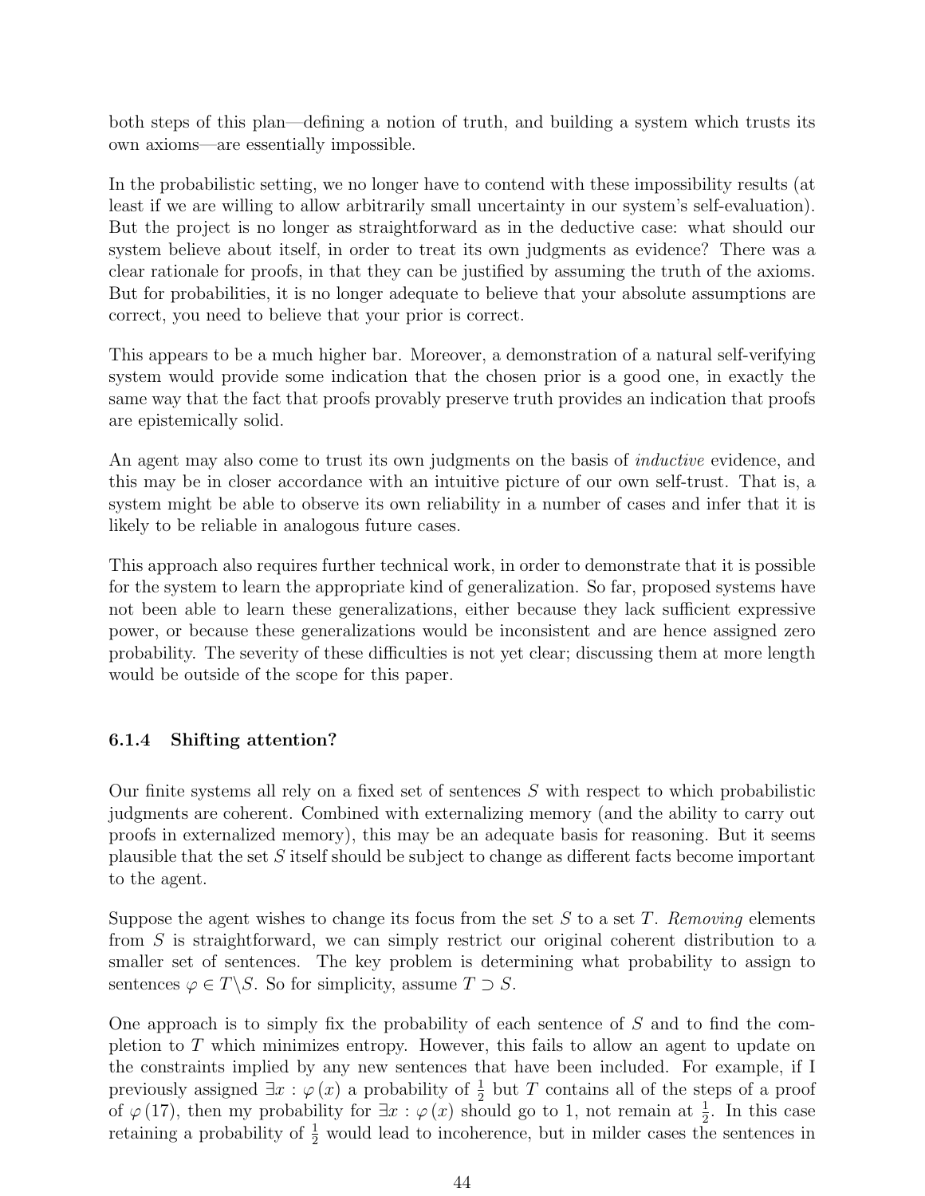both steps of this plan—defining a notion of truth, and building a system which trusts its own axioms—are essentially impossible.

In the probabilistic setting, we no longer have to contend with these impossibility results (at least if we are willing to allow arbitrarily small uncertainty in our system's self-evaluation). But the project is no longer as straightforward as in the deductive case: what should our system believe about itself, in order to treat its own judgments as evidence? There was a clear rationale for proofs, in that they can be justified by assuming the truth of the axioms. But for probabilities, it is no longer adequate to believe that your absolute assumptions are correct, you need to believe that your prior is correct.

This appears to be a much higher bar. Moreover, a demonstration of a natural self-verifying system would provide some indication that the chosen prior is a good one, in exactly the same way that the fact that proofs provably preserve truth provides an indication that proofs are epistemically solid.

An agent may also come to trust its own judgments on the basis of *inductive* evidence, and this may be in closer accordance with an intuitive picture of our own self-trust. That is, a system might be able to observe its own reliability in a number of cases and infer that it is likely to be reliable in analogous future cases.

This approach also requires further technical work, in order to demonstrate that it is possible for the system to learn the appropriate kind of generalization. So far, proposed systems have not been able to learn these generalizations, either because they lack sufficient expressive power, or because these generalizations would be inconsistent and are hence assigned zero probability. The severity of these difficulties is not yet clear; discussing them at more length would be outside of the scope for this paper.

#### 6.1.4 Shifting attention?

Our finite systems all rely on a fixed set of sentences $S$ with respect to which probabilistic judgments are coherent. Combined with externalizing memory (and the ability to carry out proofs in externalized memory), this may be an adequate basis for reasoning. But it seems plausible that the set $S$ itself should be subject to change as different facts become important to the agent.

Suppose the agent wishes to change its focus from the set $S$ to a set $T$. *Removing* elements from $S$ is straightforward, we can simply restrict our original coherent distribution to a smaller set of sentences. The key problem is determining what probability to assign to sentences $\varphi \in T \backslash S$. So for simplicity, assume $T \supset S$.

One approach is to simply fix the probability of each sentence of $S$ and to find the completion to $T$ which minimizes entropy. However, this fails to allow an agent to update on the constraints implied by any new sentences that have been included. For example, if I previously assigned $\exists x : \varphi(x)$ a probability of $\frac{1}{2}$ but $T$ contains all of the steps of a proof of $\varphi(17)$, then my probability for $\exists x : \varphi(x)$ should go to 1, not remain at $\frac{1}{2}$. In this case retaining a probability of $\frac{1}{2}$ would lead to incoherence, but in milder cases the sentences in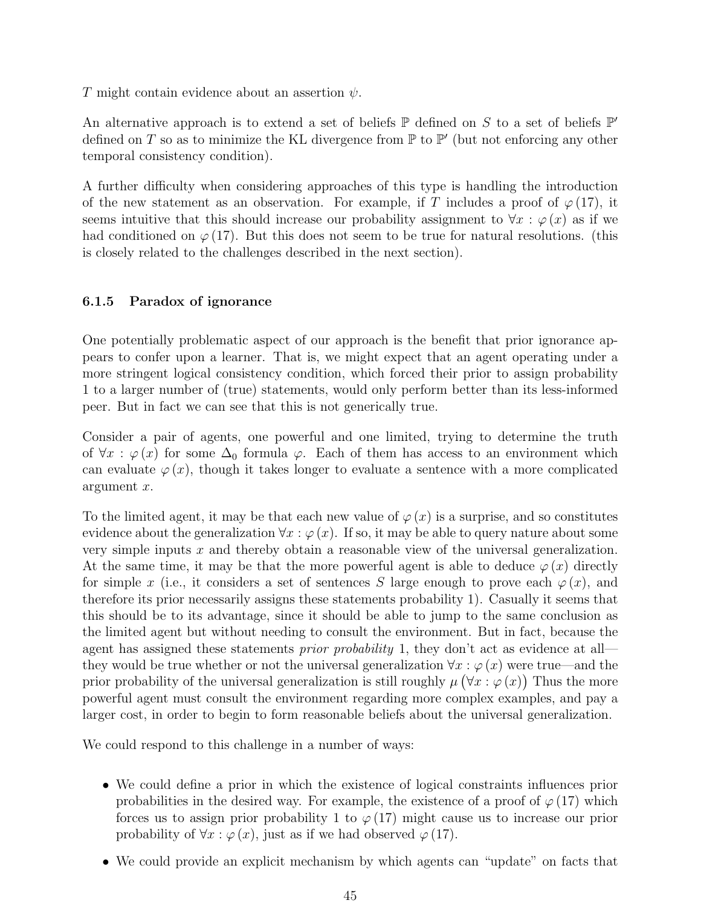$T$ might contain evidence about an assertion $\psi$.

An alternative approach is to extend a set of beliefs $\mathbb{P}$ defined on $S$ to a set of beliefs $\mathbb{P}'$ defined on $T$ so as to minimize the KL divergence from $\mathbb{P}$ to $\mathbb{P}'$ (but not enforcing any other temporal consistency condition).

A further difficulty when considering approaches of this type is handling the introduction of the new statement as an observation. For example, if $T$ includes a proof of $\varphi(17)$, it seems intuitive that this should increase our probability assignment to $\forall x : \varphi(x)$ as if we had conditioned on $\varphi(17)$. But this does not seem to be true for natural resolutions. (this is closely related to the challenges described in the next section).

### 6.1.5 Paradox of ignorance

One potentially problematic aspect of our approach is the benefit that prior ignorance appears to confer upon a learner. That is, we might expect that an agent operating under a more stringent logical consistency condition, which forced their prior to assign probability 1 to a larger number of (true) statements, would only perform better than its less-informed peer. But in fact we can see that this is not generically true.

Consider a pair of agents, one powerful and one limited, trying to determine the truth of $\forall x : \varphi(x)$ for some $\Delta_0$ formula $\varphi$. Each of them has access to an environment which can evaluate $\varphi(x)$, though it takes longer to evaluate a sentence with a more complicated argument $x$.

To the limited agent, it may be that each new value of $\varphi(x)$ is a surprise, and so constitutes evidence about the generalization $\forall x : \varphi(x)$. If so, it may be able to query nature about some very simple inputs $x$ and thereby obtain a reasonable view of the universal generalization. At the same time, it may be that the more powerful agent is able to deduce $\varphi(x)$ directly for simple $x$ (i.e., it considers a set of sentences $S$ large enough to prove each $\varphi(x)$, and therefore its prior necessarily assigns these statements probability 1). Casually it seems that this should be to its advantage, since it should be able to jump to the same conclusion as the limited agent but without needing to consult the environment. But in fact, because the agent has assigned these statements *prior probability* 1, they don't act as evidence at all—they would be true whether or not the universal generalization $\forall x : \varphi(x)$ were true—and the prior probability of the universal generalization is still roughly $\mu(\forall x : \varphi(x))$ Thus the more powerful agent must consult the environment regarding more complex examples, and pay a larger cost, in order to begin to form reasonable beliefs about the universal generalization.

We could respond to this challenge in a number of ways:

- We could define a prior in which the existence of logical constraints influences prior probabilities in the desired way. For example, the existence of a proof of $\varphi(17)$ which forces us to assign prior probability 1 to $\varphi(17)$ might cause us to increase our prior probability of $\forall x : \varphi(x)$, just as if we had observed $\varphi(17)$.
- We could provide an explicit mechanism by which agents can "update" on facts that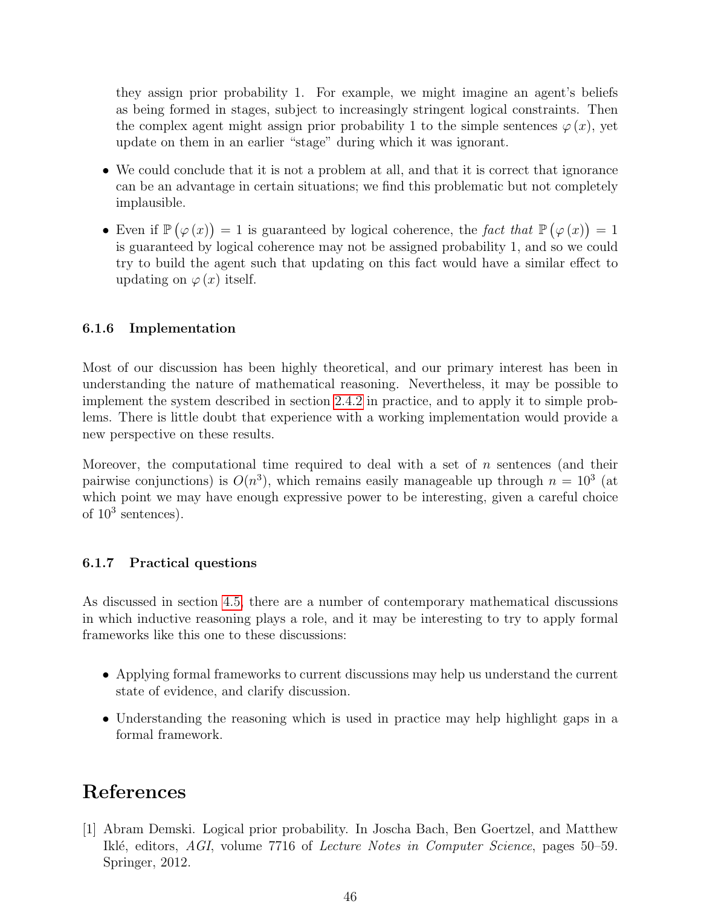they assign prior probability 1. For example, we might imagine an agent's beliefs as being formed in stages, subject to increasingly stringent logical constraints. Then the complex agent might assign prior probability 1 to the simple sentences $\varphi(x)$, yet update on them in an earlier "stage" during which it was ignorant.

- We could conclude that it is not a problem at all, and that it is correct that ignorance can be an advantage in certain situations; we find this problematic but not completely implausible.
- Even if $\mathbb{P}(\varphi(x)) = 1$ is guaranteed by logical coherence, the *fact that* $\mathbb{P}(\varphi(x)) = 1$ is guaranteed by logical coherence may not be assigned probability 1, and so we could try to build the agent such that updating on this fact would have a similar effect to updating on $\varphi(x)$ itself.

### 6.1.6 Implementation

Most of our discussion has been highly theoretical, and our primary interest has been in understanding the nature of mathematical reasoning. Nevertheless, it may be possible to implement the system described in section 2.4.2 in practice, and to apply it to simple problems. There is little doubt that experience with a working implementation would provide a new perspective on these results.

Moreover, the computational time required to deal with a set of $n$ sentences (and their pairwise conjunctions) is $O(n^3)$, which remains easily manageable up through $n = 10^3$ (at which point we may have enough expressive power to be interesting, given a careful choice of $10^3$ sentences).

### 6.1.7 Practical questions

As discussed in section 4.5, there are a number of contemporary mathematical discussions in which inductive reasoning plays a role, and it may be interesting to try to apply formal frameworks like this one to these discussions:

- Applying formal frameworks to current discussions may help us understand the current state of evidence, and clarify discussion.
- Understanding the reasoning which is used in practice may help highlight gaps in a formal framework.

# References

[1] Abram Demski. Logical prior probability. In Joscha Bach, Ben Goertzel, and Matthew Iklé, editors, *AGI*, volume 7716 of *Lecture Notes in Computer Science*, pages 50–59. Springer, 2012.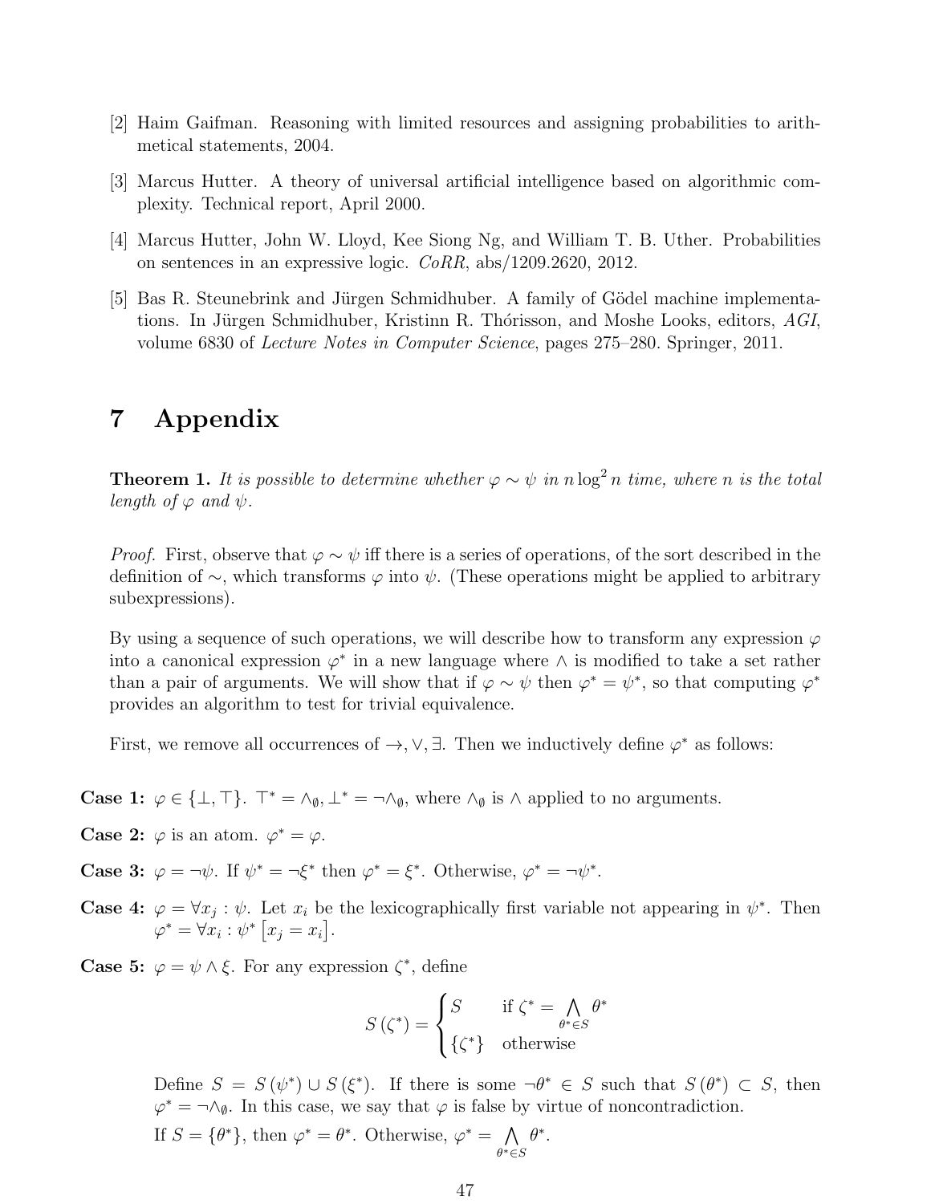[2] Haim Gaifman. Reasoning with limited resources and assigning probabilities to arithmetical statements, 2004.

[3] Marcus Hutter. A theory of universal artificial intelligence based on algorithmic complexity. Technical report, April 2000.

[4] Marcus Hutter, John W. Lloyd, Kee Siong Ng, and William T. B. Uther. Probabilities on sentences in an expressive logic. *CoRR*, abs/1209.2620, 2012.

[5] Bas R. Steunebrink and Jürgen Schmidhuber. A family of Gödel machine implementations. In Jürgen Schmidhuber, Kristinn R. Thórisson, and Moshe Looks, editors, *AGI*, volume 6830 of *Lecture Notes in Computer Science*, pages 275–280. Springer, 2011.

# 7 Appendix

**Theorem 1.** *It is possible to determine whether $\varphi \sim \psi$ in $n \log^2 n$ time, where $n$ is the total length of $\varphi$ and $\psi$.*

*Proof.* First, observe that $\varphi \sim \psi$ iff there is a series of operations, of the sort described in the definition of $\sim$, which transforms $\varphi$ into $\psi$. (These operations might be applied to arbitrary subexpressions).

By using a sequence of such operations, we will describe how to transform any expression $\varphi$ into a canonical expression $\varphi^*$ in a new language where $\wedge$ is modified to take a set rather than a pair of arguments. We will show that if $\varphi \sim \psi$ then $\varphi^* = \psi^*$, so that computing $\varphi^*$ provides an algorithm to test for trivial equivalence.

First, we remove all occurrences of $\rightarrow, \vee, \exists$. Then we inductively define $\varphi^*$ as follows:

**Case 1:** $\varphi \in \{\bot, \top\}$. $\top^* = \wedge_\emptyset$, $\bot^* = \neg\wedge_\emptyset$, where $\wedge_\emptyset$ is $\wedge$ applied to no arguments.

**Case 2:** $\varphi$ is an atom. $\varphi^* = \varphi$.

**Case 3:** $\varphi = \neg\psi$. If $\psi^* = \neg\xi^*$ then $\varphi^* = \xi^*$. Otherwise, $\varphi^* = \neg\psi^*$.

**Case 4:** $\varphi = \forall x_j : \psi$. Let $x_i$ be the lexicographically first variable not appearing in $\psi^*$. Then $\varphi^* = \forall x_i : \psi^* \left[x_j = x_i\right]$.

**Case 5:** $\varphi = \psi \wedge \xi$. For any expression $\zeta^*$, define

$$S\left(\zeta^*\right) = \begin{cases} S & \text{if } \zeta^* = \bigwedge_{\theta^* \in S} \theta^* \\ \{\zeta^*\} & \text{otherwise} \end{cases}$$

Define $S = S\left(\psi^*\right) \cup S\left(\xi^*\right)$. If there is some $\neg\theta^* \in S$ such that $S\left(\theta^*\right) \subset S$, then $\varphi^* = \neg\wedge_\emptyset$. In this case, we say that $\varphi$ is false by virtue of noncontradiction.

If $S = \{\theta^*\}$, then $\varphi^* = \theta^*$. Otherwise, $\varphi^* = \bigwedge_{\theta^* \in S} \theta^*$.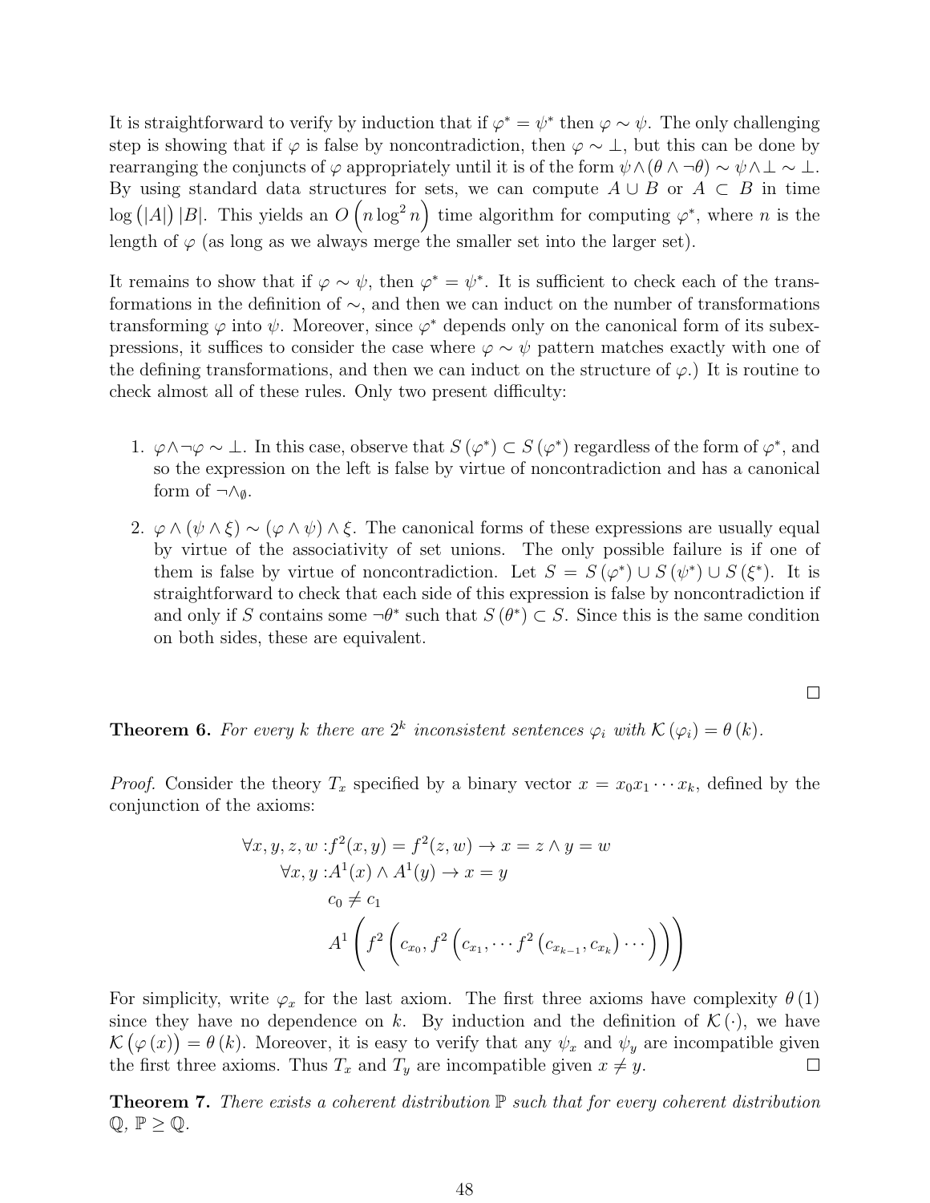It is straightforward to verify by induction that if $\varphi^* = \psi^*$ then $\varphi \sim \psi$. The only challenging step is showing that if $\varphi$ is false by noncontradiction, then $\varphi \sim \bot$, but this can be done by rearranging the conjuncts of $\varphi$ appropriately until it is of the form $\psi \wedge (\theta \wedge \neg\theta) \sim \psi \wedge \bot \sim \bot$. By using standard data structures for sets, we can compute $A \cup B$ or $A \subset B$ in time $\log(|A|)\,|B|$. This yields an $O\left(n \log^2 n\right)$ time algorithm for computing $\varphi^*$, where $n$ is the length of $\varphi$ (as long as we always merge the smaller set into the larger set).

It remains to show that if $\varphi \sim \psi$, then $\varphi^* = \psi^*$. It is sufficient to check each of the transformations in the definition of $\sim$, and then we can induct on the number of transformations transforming $\varphi$ into $\psi$. Moreover, since $\varphi^*$ depends only on the canonical form of its subexpressions, it suffices to consider the case where $\varphi \sim \psi$ pattern matches exactly with one of the defining transformations, and then we can induct on the structure of $\varphi$.) It is routine to check almost all of these rules. Only two present difficulty:

1. $\varphi \wedge \neg\varphi \sim \bot$. In this case, observe that $S(\varphi^*) \subset S(\varphi^*)$ regardless of the form of $\varphi^*$, and so the expression on the left is false by virtue of noncontradiction and has a canonical form of $\neg\wedge_\emptyset$.
2. $\varphi \wedge (\psi \wedge \xi) \sim (\varphi \wedge \psi) \wedge \xi$. The canonical forms of these expressions are usually equal by virtue of the associativity of set unions. The only possible failure is if one of them is false by virtue of noncontradiction. Let $S = S(\varphi^*) \cup S(\psi^*) \cup S(\xi^*)$. It is straightforward to check that each side of this expression is false by noncontradiction if and only if $S$ contains some $\neg\theta^*$ such that $S(\theta^*) \subset S$. Since this is the same condition on both sides, these are equivalent.

□

**Theorem 6.** *For every $k$ there are $2^k$ inconsistent sentences $\varphi_i$ with $\mathcal{K}(\varphi_i) = \theta(k)$.*

*Proof.* Consider the theory $T_x$ specified by a binary vector $x = x_0 x_1 \cdots x_k$, defined by the conjunction of the axioms:

$$
\begin{aligned}
\forall x, y, z, w : & f^2(x, y) = f^2(z, w) \to x = z \wedge y = w \\
\forall x, y : & A^1(x) \wedge A^1(y) \to x = y \\
& c_0 \neq c_1 \\
& A^1\left(f^2\left(c_{x_0}, f^2\left(c_{x_1}, \cdots f^2\left(c_{x_{k-1}}, c_{x_k}\right)\cdots\right)\right)\right)
\end{aligned}
$$

For simplicity, write $\varphi_x$ for the last axiom. The first three axioms have complexity $\theta(1)$ since they have no dependence on $k$. By induction and the definition of $\mathcal{K}(\cdot)$, we have $\mathcal{K}(\varphi(x)) = \theta(k)$. Moreover, it is easy to verify that any $\psi_x$ and $\psi_y$ are incompatible given the first three axioms. Thus $T_x$ and $T_y$ are incompatible given $x \neq y$. □

**Theorem 7.** *There exists a coherent distribution $\mathbb{P}$ such that for every coherent distribution $\mathbb{Q}$, $\mathbb{P} \geq \mathbb{Q}$.*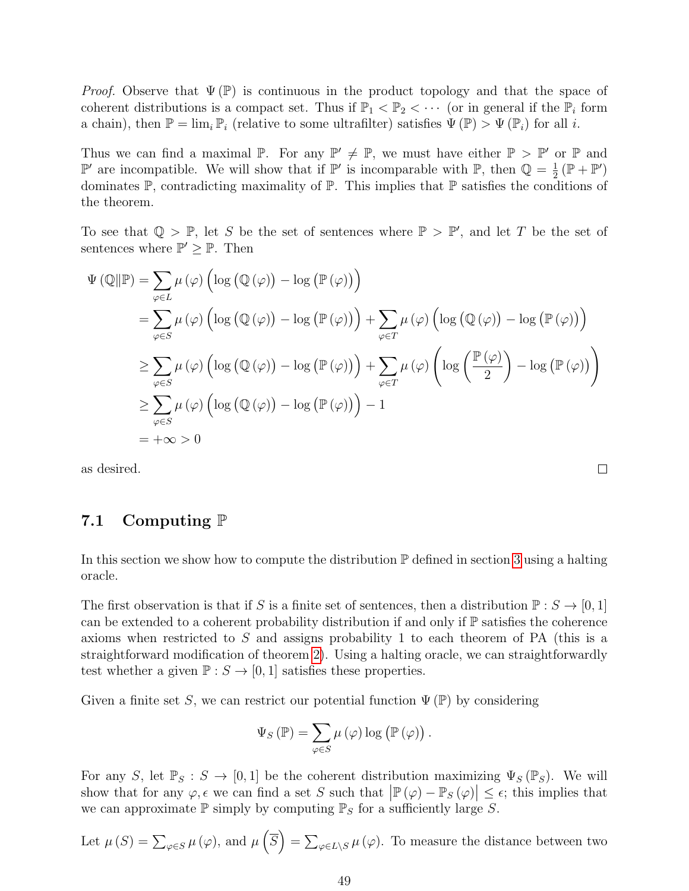*Proof.* Observe that $\Psi(\mathbb{P})$ is continuous in the product topology and that the space of coherent distributions is a compact set. Thus if $\mathbb{P}_1 < \mathbb{P}_2 < \cdots$ (or in general if the $\mathbb{P}_i$ form a chain), then $\mathbb{P} = \lim_i \mathbb{P}_i$ (relative to some ultrafilter) satisfies $\Psi(\mathbb{P}) > \Psi(\mathbb{P}_i)$ for all $i$.

Thus we can find a maximal $\mathbb{P}$. For any $\mathbb{P}' \neq \mathbb{P}$, we must have either $\mathbb{P} > \mathbb{P}'$ or $\mathbb{P}$ and $\mathbb{P}'$ are incompatible. We will show that if $\mathbb{P}'$ is incomparable with $\mathbb{P}$, then $\mathbb{Q} = \frac{1}{2}(\mathbb{P} + \mathbb{P}')$ dominates $\mathbb{P}$, contradicting maximality of $\mathbb{P}$. This implies that $\mathbb{P}$ satisfies the conditions of the theorem.

To see that $\mathbb{Q} > \mathbb{P}$, let $S$ be the set of sentences where $\mathbb{P} > \mathbb{P}'$, and let $T$ be the set of sentences where $\mathbb{P}' \geq \mathbb{P}$. Then

$$
\begin{aligned}
\Psi(\mathbb{Q} \| \mathbb{P}) &= \sum_{\varphi \in L} \mu(\varphi) \Big( \log(\mathbb{Q}(\varphi)) - \log(\mathbb{P}(\varphi)) \Big) \\
&= \sum_{\varphi \in S} \mu(\varphi) \Big( \log(\mathbb{Q}(\varphi)) - \log(\mathbb{P}(\varphi)) \Big) + \sum_{\varphi \in T} \mu(\varphi) \Big( \log(\mathbb{Q}(\varphi)) - \log(\mathbb{P}(\varphi)) \Big) \\
&\geq \sum_{\varphi \in S} \mu(\varphi) \Big( \log(\mathbb{Q}(\varphi)) - \log(\mathbb{P}(\varphi)) \Big) + \sum_{\varphi \in T} \mu(\varphi) \left( \log\left(\frac{\mathbb{P}(\varphi)}{2}\right) - \log(\mathbb{P}(\varphi)) \right) \\
&\geq \sum_{\varphi \in S} \mu(\varphi) \Big( \log(\mathbb{Q}(\varphi)) - \log(\mathbb{P}(\varphi)) \Big) - 1 \\
&= +\infty > 0
\end{aligned}
$$

as desired. ∎

## 7.1 Computing $\mathbb{P}$

In this section we show how to compute the distribution $\mathbb{P}$ defined in section 3 using a halting oracle.

The first observation is that if $S$ is a finite set of sentences, then a distribution $\mathbb{P} : S \to [0, 1]$ can be extended to a coherent probability distribution if and only if $\mathbb{P}$ satisfies the coherence axioms when restricted to $S$ and assigns probability 1 to each theorem of PA (this is a straightforward modification of theorem 2). Using a halting oracle, we can straightforwardly test whether a given $\mathbb{P} : S \to [0, 1]$ satisfies these properties.

Given a finite set $S$, we can restrict our potential function $\Psi(\mathbb{P})$ by considering

$$
\Psi_S(\mathbb{P}) = \sum_{\varphi \in S} \mu(\varphi) \log(\mathbb{P}(\varphi)).
$$

For any $S$, let $\mathbb{P}_S : S \to [0, 1]$ be the coherent distribution maximizing $\Psi_S(\mathbb{P}_S)$. We will show that for any $\varphi, \epsilon$ we can find a set $S$ such that $\left|\mathbb{P}(\varphi) - \mathbb{P}_S(\varphi)\right| \leq \epsilon$; this implies that we can approximate $\mathbb{P}$ simply by computing $\mathbb{P}_S$ for a sufficiently large $S$.

Let $\mu(S) = \sum_{\varphi \in S} \mu(\varphi)$, and $\mu\left(\overline{S}\right) = \sum_{\varphi \in L \setminus S} \mu(\varphi)$. To measure the distance between two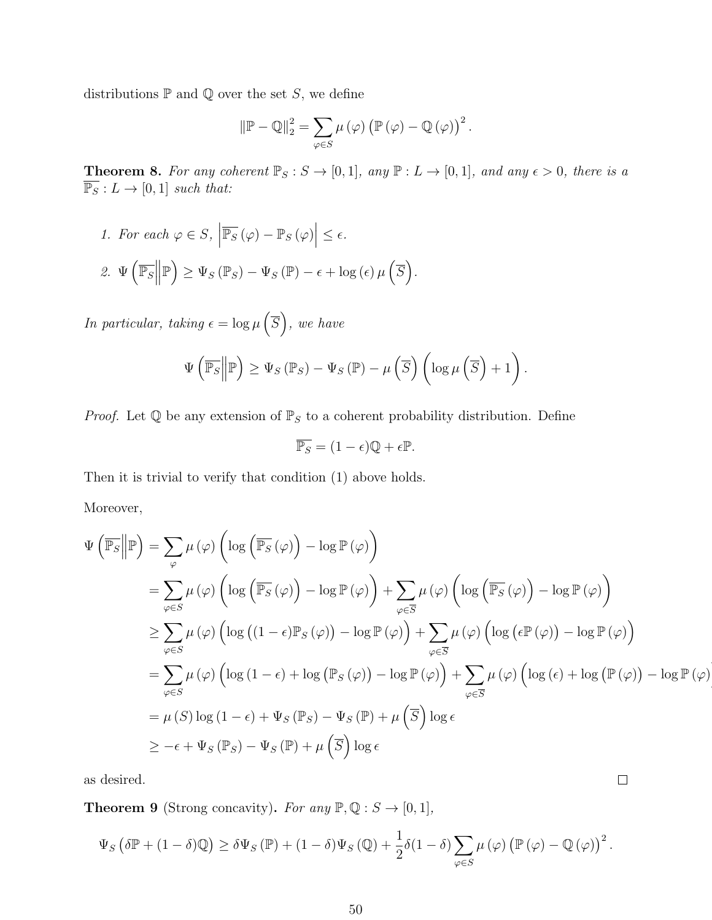distributions $\mathbb{P}$ and $\mathbb{Q}$ over the set $S$, we define

$$\|\mathbb{P}-\mathbb{Q}\|_2^2 = \sum_{\varphi \in S} \mu(\varphi)\left(\mathbb{P}(\varphi) - \mathbb{Q}(\varphi)\right)^2.$$

**Theorem 8.** *For any coherent $\mathbb{P}_S : S \to [0,1]$, any $\mathbb{P} : L \to [0,1]$, and any $\epsilon > 0$, there is a $\overline{\mathbb{P}_S} : L \to [0,1]$ such that:*

1. *For each $\varphi \in S$, $\left|\overline{\mathbb{P}_S}(\varphi) - \mathbb{P}_S(\varphi)\right| \leq \epsilon$.*
2. *$\Psi\left(\overline{\mathbb{P}_S}\middle\|\mathbb{P}\right) \geq \Psi_S(\mathbb{P}_S) - \Psi_S(\mathbb{P}) - \epsilon + \log(\epsilon)\,\mu\left(\overline{S}\right)$.*

*In particular, taking $\epsilon = \log \mu\left(\overline{S}\right)$, we have*

$$\Psi\left(\overline{\mathbb{P}_S}\middle\|\mathbb{P}\right) \geq \Psi_S(\mathbb{P}_S) - \Psi_S(\mathbb{P}) - \mu\left(\overline{S}\right)\left(\log \mu\left(\overline{S}\right) + 1\right).$$

*Proof.* Let $\mathbb{Q}$ be any extension of $\mathbb{P}_S$ to a coherent probability distribution. Define

$$\overline{\mathbb{P}_S} = (1-\epsilon)\mathbb{Q} + \epsilon\mathbb{P}.$$

Then it is trivial to verify that condition (1) above holds.

Moreover,

$$\begin{aligned}
\Psi\left(\overline{\mathbb{P}_S}\middle\|\mathbb{P}\right) &= \sum_{\varphi} \mu(\varphi)\left(\log\left(\overline{\mathbb{P}_S}(\varphi)\right) - \log \mathbb{P}(\varphi)\right) \\
&= \sum_{\varphi \in S} \mu(\varphi)\left(\log\left(\overline{\mathbb{P}_S}(\varphi)\right) - \log \mathbb{P}(\varphi)\right) + \sum_{\varphi \in \overline{S}} \mu(\varphi)\left(\log\left(\overline{\mathbb{P}_S}(\varphi)\right) - \log \mathbb{P}(\varphi)\right) \\
&\geq \sum_{\varphi \in S} \mu(\varphi)\left(\log\left((1-\epsilon)\mathbb{P}_S(\varphi)\right) - \log \mathbb{P}(\varphi)\right) + \sum_{\varphi \in \overline{S}} \mu(\varphi)\left(\log\left(\epsilon\mathbb{P}(\varphi)\right) - \log \mathbb{P}(\varphi)\right) \\
&= \sum_{\varphi \in S} \mu(\varphi)\left(\log(1-\epsilon) + \log\left(\mathbb{P}_S(\varphi)\right) - \log \mathbb{P}(\varphi)\right) + \sum_{\varphi \in \overline{S}} \mu(\varphi)\left(\log(\epsilon) + \log\left(\mathbb{P}(\varphi)\right) - \log \mathbb{P}(\varphi)\right) \\
&= \mu(S)\log(1-\epsilon) + \Psi_S(\mathbb{P}_S) - \Psi_S(\mathbb{P}) + \mu\left(\overline{S}\right)\log\epsilon \\
&\geq -\epsilon + \Psi_S(\mathbb{P}_S) - \Psi_S(\mathbb{P}) + \mu\left(\overline{S}\right)\log\epsilon
\end{aligned}$$

as desired. ∎

**Theorem 9** (Strong concavity)**.** *For any $\mathbb{P}, \mathbb{Q} : S \to [0,1]$,*

$$\Psi_S\left(\delta\mathbb{P} + (1-\delta)\mathbb{Q}\right) \geq \delta\Psi_S(\mathbb{P}) + (1-\delta)\Psi_S(\mathbb{Q}) + \frac{1}{2}\delta(1-\delta)\sum_{\varphi \in S}\mu(\varphi)\left(\mathbb{P}(\varphi) - \mathbb{Q}(\varphi)\right)^2.$$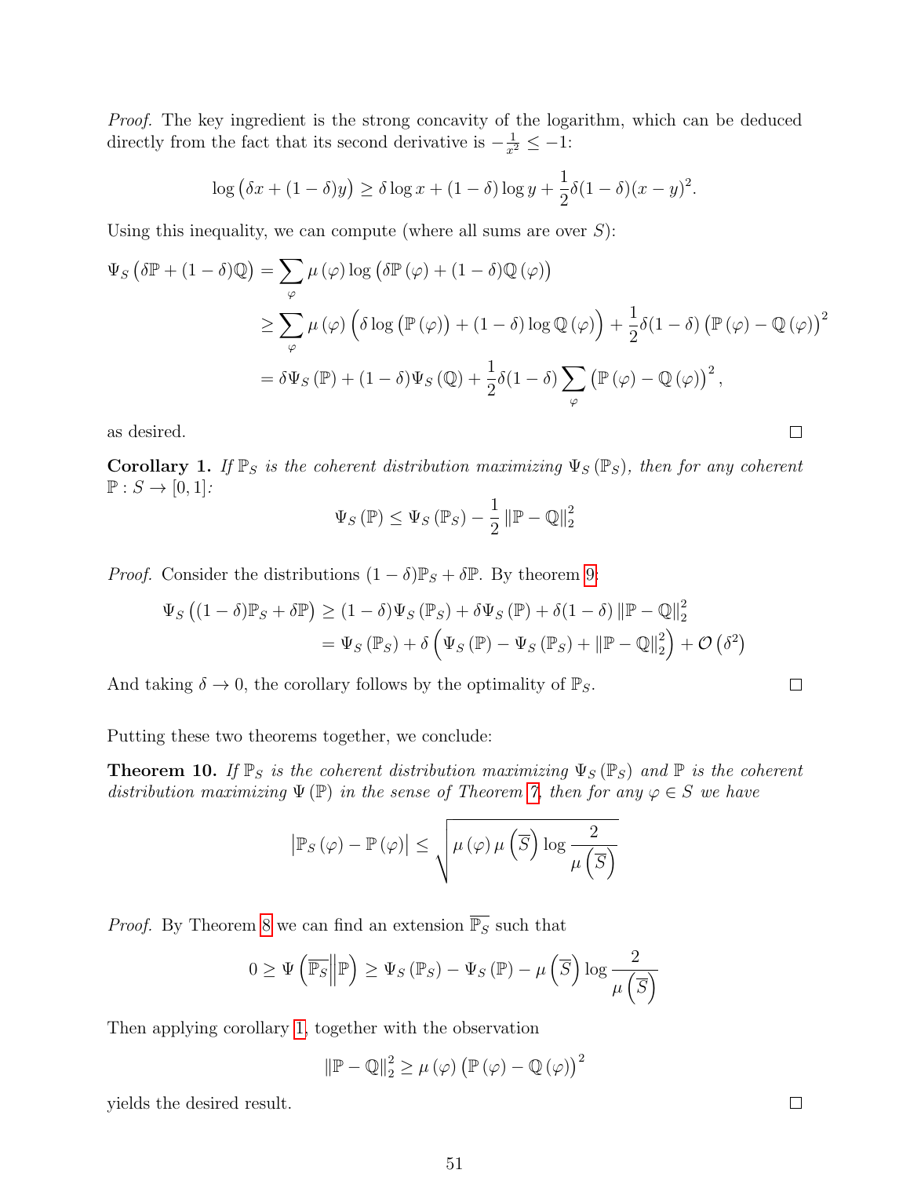*Proof.* The key ingredient is the strong concavity of the logarithm, which can be deduced directly from the fact that its second derivative is $-\frac{1}{x^2} \leq -1$:

$$\log\left(\delta x + (1-\delta)y\right) \geq \delta \log x + (1-\delta)\log y + \frac{1}{2}\delta(1-\delta)(x-y)^2.$$

Using this inequality, we can compute (where all sums are over $S$):

$$\begin{aligned}
\Psi_S\left(\delta\mathbb{P} + (1-\delta)\mathbb{Q}\right) &= \sum_{\varphi} \mu(\varphi) \log\left(\delta\mathbb{P}(\varphi) + (1-\delta)\mathbb{Q}(\varphi)\right) \\
&\geq \sum_{\varphi} \mu(\varphi)\left(\delta \log\left(\mathbb{P}(\varphi)\right) + (1-\delta)\log \mathbb{Q}(\varphi)\right) + \frac{1}{2}\delta(1-\delta)\left(\mathbb{P}(\varphi) - \mathbb{Q}(\varphi)\right)^2 \\
&= \delta\Psi_S(\mathbb{P}) + (1-\delta)\Psi_S(\mathbb{Q}) + \frac{1}{2}\delta(1-\delta)\sum_{\varphi}\left(\mathbb{P}(\varphi) - \mathbb{Q}(\varphi)\right)^2,
\end{aligned}$$

as desired. ☐

**Corollary 1.** *If $\mathbb{P}_S$ is the coherent distribution maximizing $\Psi_S(\mathbb{P}_S)$, then for any coherent $\mathbb{P} : S \to [0,1]$:*

$$\Psi_S(\mathbb{P}) \leq \Psi_S(\mathbb{P}_S) - \frac{1}{2}\left\|\mathbb{P} - \mathbb{Q}\right\|_2^2$$

*Proof.* Consider the distributions $(1-\delta)\mathbb{P}_S + \delta\mathbb{P}$. By theorem 9:

$$\begin{aligned}
\Psi_S\left((1-\delta)\mathbb{P}_S + \delta\mathbb{P}\right) &\geq (1-\delta)\Psi_S(\mathbb{P}_S) + \delta\Psi_S(\mathbb{P}) + \delta(1-\delta)\left\|\mathbb{P} - \mathbb{Q}\right\|_2^2 \\
&= \Psi_S(\mathbb{P}_S) + \delta\left(\Psi_S(\mathbb{P}) - \Psi_S(\mathbb{P}_S) + \left\|\mathbb{P} - \mathbb{Q}\right\|_2^2\right) + \mathcal{O}\left(\delta^2\right)
\end{aligned}$$

And taking $\delta \to 0$, the corollary follows by the optimality of $\mathbb{P}_S$. ☐

Putting these two theorems together, we conclude:

**Theorem 10.** *If $\mathbb{P}_S$ is the coherent distribution maximizing $\Psi_S(\mathbb{P}_S)$ and $\mathbb{P}$ is the coherent distribution maximizing $\Psi(\mathbb{P})$ in the sense of Theorem 7, then for any $\varphi \in S$ we have*

$$\left|\mathbb{P}_S(\varphi) - \mathbb{P}(\varphi)\right| \leq \sqrt{\mu(\varphi)\,\mu\left(\overline{S}\right)\log\frac{2}{\mu\left(\overline{S}\right)}}$$

*Proof.* By Theorem 8 we can find an extension $\overline{\mathbb{P}_S}$ such that

$$0 \geq \Psi\left(\overline{\mathbb{P}_S}\middle\|\mathbb{P}\right) \geq \Psi_S(\mathbb{P}_S) - \Psi_S(\mathbb{P}) - \mu\left(\overline{S}\right)\log\frac{2}{\mu\left(\overline{S}\right)}$$

Then applying corollary 1, together with the observation

$$\left\|\mathbb{P} - \mathbb{Q}\right\|_2^2 \geq \mu(\varphi)\left(\mathbb{P}(\varphi) - \mathbb{Q}(\varphi)\right)^2$$

yields the desired result. ☐